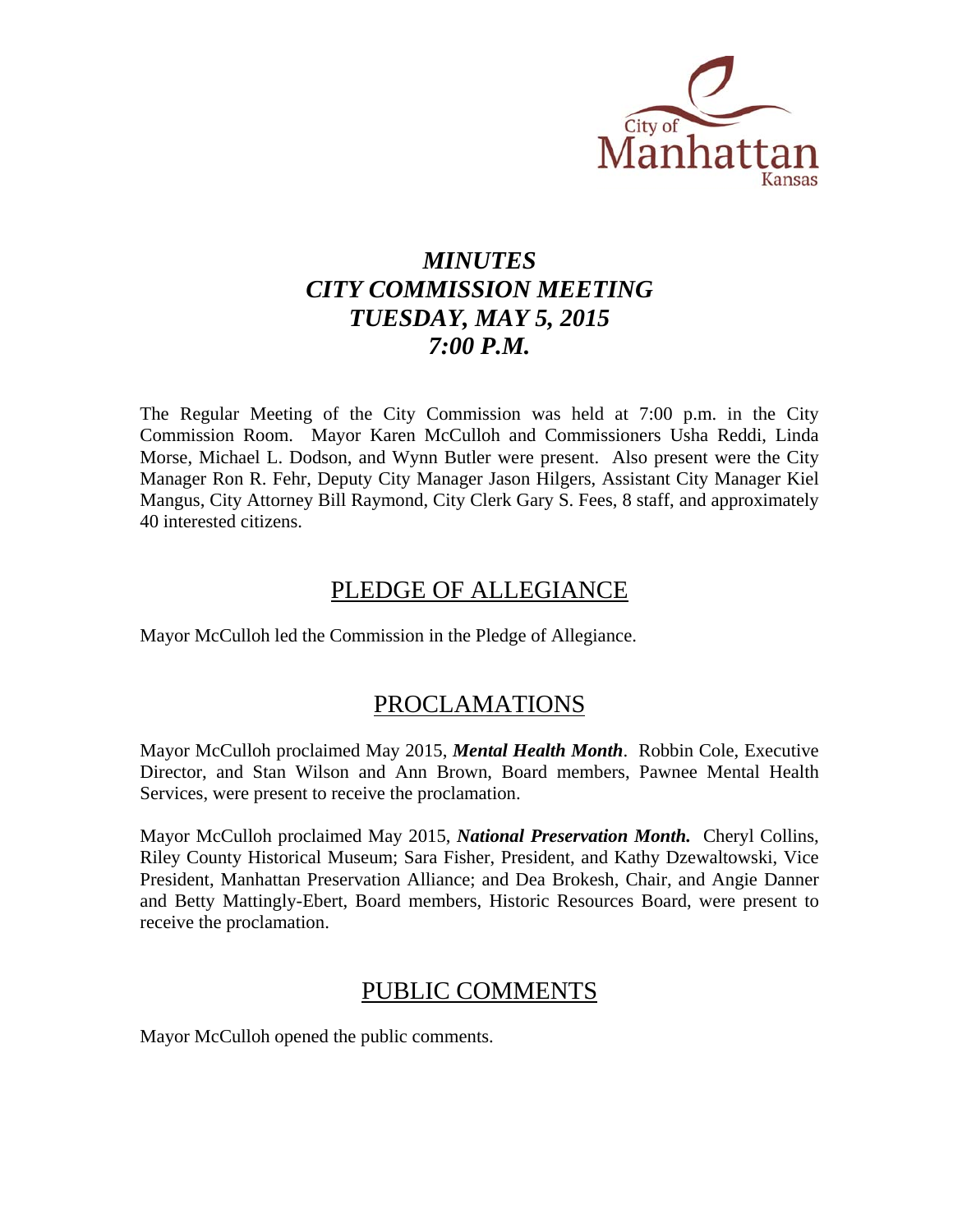City of Manhattan Kansas

# *MINUTES*
# *CITY COMMISSION MEETING*
# *TUESDAY, MAY 5, 2015*
# *7:00 P.M.*

The Regular Meeting of the City Commission was held at 7:00 p.m. in the City Commission Room. Mayor Karen McCulloh and Commissioners Usha Reddi, Linda Morse, Michael L. Dodson, and Wynn Butler were present. Also present were the City Manager Ron R. Fehr, Deputy City Manager Jason Hilgers, Assistant City Manager Kiel Mangus, City Attorney Bill Raymond, City Clerk Gary S. Fees, 8 staff, and approximately 40 interested citizens.

## PLEDGE OF ALLEGIANCE

Mayor McCulloh led the Commission in the Pledge of Allegiance.

## PROCLAMATIONS

Mayor McCulloh proclaimed May 2015, ***Mental Health Month***. Robbin Cole, Executive Director, and Stan Wilson and Ann Brown, Board members, Pawnee Mental Health Services, were present to receive the proclamation.

Mayor McCulloh proclaimed May 2015, ***National Preservation Month.*** Cheryl Collins, Riley County Historical Museum; Sara Fisher, President, and Kathy Dzewaltowski, Vice President, Manhattan Preservation Alliance; and Dea Brokesh, Chair, and Angie Danner and Betty Mattingly-Ebert, Board members, Historic Resources Board, were present to receive the proclamation.

## PUBLIC COMMENTS

Mayor McCulloh opened the public comments.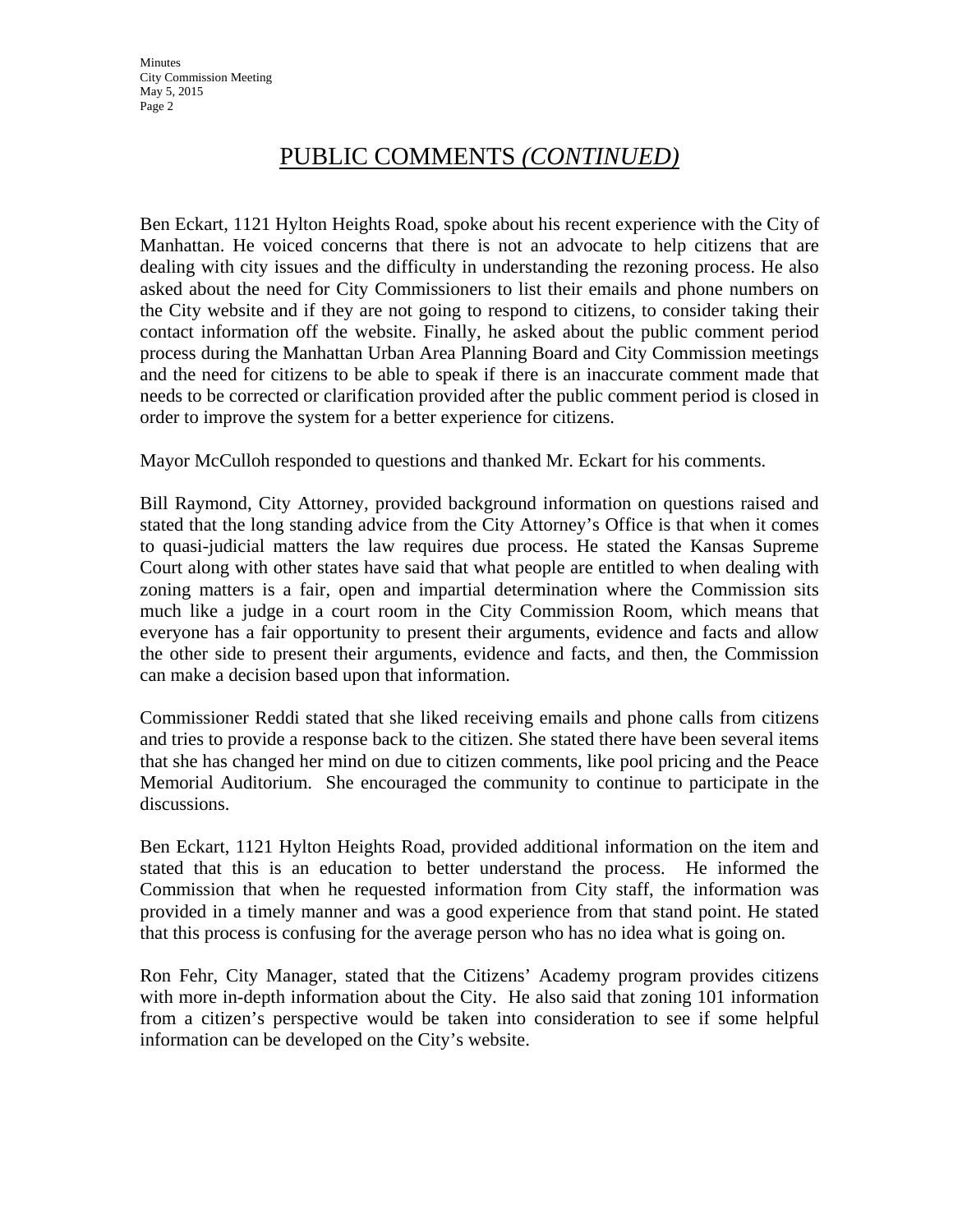# PUBLIC COMMENTS *(CONTINUED)*

Ben Eckart, 1121 Hylton Heights Road, spoke about his recent experience with the City of Manhattan. He voiced concerns that there is not an advocate to help citizens that are dealing with city issues and the difficulty in understanding the rezoning process. He also asked about the need for City Commissioners to list their emails and phone numbers on the City website and if they are not going to respond to citizens, to consider taking their contact information off the website. Finally, he asked about the public comment period process during the Manhattan Urban Area Planning Board and City Commission meetings and the need for citizens to be able to speak if there is an inaccurate comment made that needs to be corrected or clarification provided after the public comment period is closed in order to improve the system for a better experience for citizens.

Mayor McCulloh responded to questions and thanked Mr. Eckart for his comments.

Bill Raymond, City Attorney, provided background information on questions raised and stated that the long standing advice from the City Attorney's Office is that when it comes to quasi-judicial matters the law requires due process. He stated the Kansas Supreme Court along with other states have said that what people are entitled to when dealing with zoning matters is a fair, open and impartial determination where the Commission sits much like a judge in a court room in the City Commission Room, which means that everyone has a fair opportunity to present their arguments, evidence and facts and allow the other side to present their arguments, evidence and facts, and then, the Commission can make a decision based upon that information.

Commissioner Reddi stated that she liked receiving emails and phone calls from citizens and tries to provide a response back to the citizen. She stated there have been several items that she has changed her mind on due to citizen comments, like pool pricing and the Peace Memorial Auditorium. She encouraged the community to continue to participate in the discussions.

Ben Eckart, 1121 Hylton Heights Road, provided additional information on the item and stated that this is an education to better understand the process. He informed the Commission that when he requested information from City staff, the information was provided in a timely manner and was a good experience from that stand point. He stated that this process is confusing for the average person who has no idea what is going on.

Ron Fehr, City Manager, stated that the Citizens' Academy program provides citizens with more in-depth information about the City. He also said that zoning 101 information from a citizen's perspective would be taken into consideration to see if some helpful information can be developed on the City's website.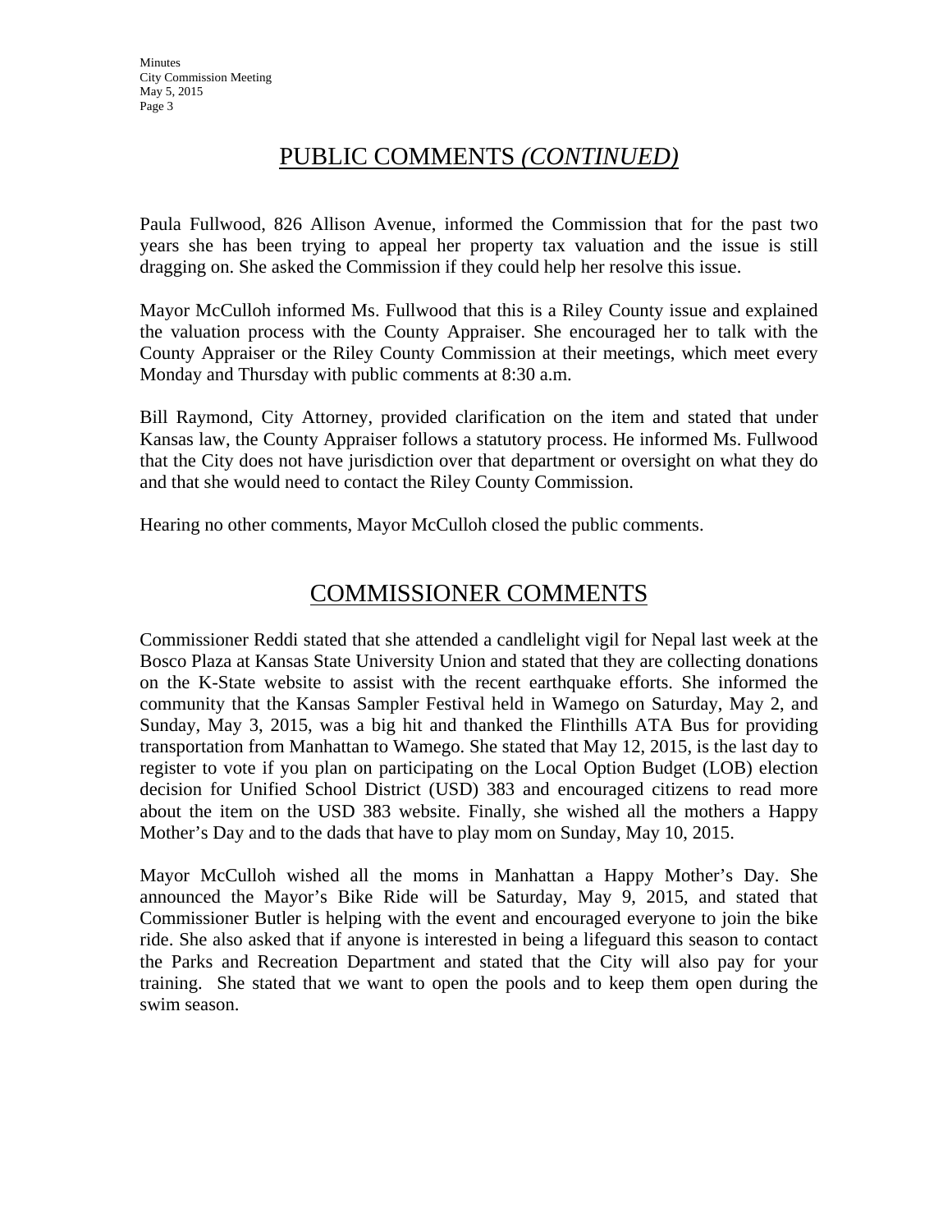## PUBLIC COMMENTS *(CONTINUED)*

Paula Fullwood, 826 Allison Avenue, informed the Commission that for the past two years she has been trying to appeal her property tax valuation and the issue is still dragging on. She asked the Commission if they could help her resolve this issue.

Mayor McCulloh informed Ms. Fullwood that this is a Riley County issue and explained the valuation process with the County Appraiser. She encouraged her to talk with the County Appraiser or the Riley County Commission at their meetings, which meet every Monday and Thursday with public comments at 8:30 a.m.

Bill Raymond, City Attorney, provided clarification on the item and stated that under Kansas law, the County Appraiser follows a statutory process. He informed Ms. Fullwood that the City does not have jurisdiction over that department or oversight on what they do and that she would need to contact the Riley County Commission.

Hearing no other comments, Mayor McCulloh closed the public comments.

## COMMISSIONER COMMENTS

Commissioner Reddi stated that she attended a candlelight vigil for Nepal last week at the Bosco Plaza at Kansas State University Union and stated that they are collecting donations on the K-State website to assist with the recent earthquake efforts. She informed the community that the Kansas Sampler Festival held in Wamego on Saturday, May 2, and Sunday, May 3, 2015, was a big hit and thanked the Flinthills ATA Bus for providing transportation from Manhattan to Wamego. She stated that May 12, 2015, is the last day to register to vote if you plan on participating on the Local Option Budget (LOB) election decision for Unified School District (USD) 383 and encouraged citizens to read more about the item on the USD 383 website. Finally, she wished all the mothers a Happy Mother's Day and to the dads that have to play mom on Sunday, May 10, 2015.

Mayor McCulloh wished all the moms in Manhattan a Happy Mother's Day. She announced the Mayor's Bike Ride will be Saturday, May 9, 2015, and stated that Commissioner Butler is helping with the event and encouraged everyone to join the bike ride. She also asked that if anyone is interested in being a lifeguard this season to contact the Parks and Recreation Department and stated that the City will also pay for your training. She stated that we want to open the pools and to keep them open during the swim season.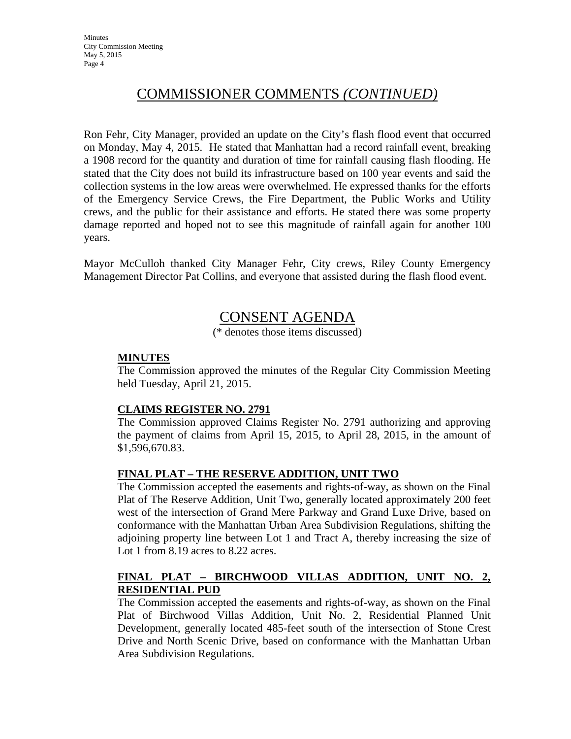## COMMISSIONER COMMENTS *(CONTINUED)*

Ron Fehr, City Manager, provided an update on the City's flash flood event that occurred on Monday, May 4, 2015. He stated that Manhattan had a record rainfall event, breaking a 1908 record for the quantity and duration of time for rainfall causing flash flooding. He stated that the City does not build its infrastructure based on 100 year events and said the collection systems in the low areas were overwhelmed. He expressed thanks for the efforts of the Emergency Service Crews, the Fire Department, the Public Works and Utility crews, and the public for their assistance and efforts. He stated there was some property damage reported and hoped not to see this magnitude of rainfall again for another 100 years.

Mayor McCulloh thanked City Manager Fehr, City crews, Riley County Emergency Management Director Pat Collins, and everyone that assisted during the flash flood event.

## CONSENT AGENDA

(* denotes those items discussed)

### MINUTES

The Commission approved the minutes of the Regular City Commission Meeting held Tuesday, April 21, 2015.

### CLAIMS REGISTER NO. 2791

The Commission approved Claims Register No. 2791 authorizing and approving the payment of claims from April 15, 2015, to April 28, 2015, in the amount of $1,596,670.83.

### FINAL PLAT – THE RESERVE ADDITION, UNIT TWO

The Commission accepted the easements and rights-of-way, as shown on the Final Plat of The Reserve Addition, Unit Two, generally located approximately 200 feet west of the intersection of Grand Mere Parkway and Grand Luxe Drive, based on conformance with the Manhattan Urban Area Subdivision Regulations, shifting the adjoining property line between Lot 1 and Tract A, thereby increasing the size of Lot 1 from 8.19 acres to 8.22 acres.

### FINAL PLAT – BIRCHWOOD VILLAS ADDITION, UNIT NO. 2, RESIDENTIAL PUD

The Commission accepted the easements and rights-of-way, as shown on the Final Plat of Birchwood Villas Addition, Unit No. 2, Residential Planned Unit Development, generally located 485-feet south of the intersection of Stone Crest Drive and North Scenic Drive, based on conformance with the Manhattan Urban Area Subdivision Regulations.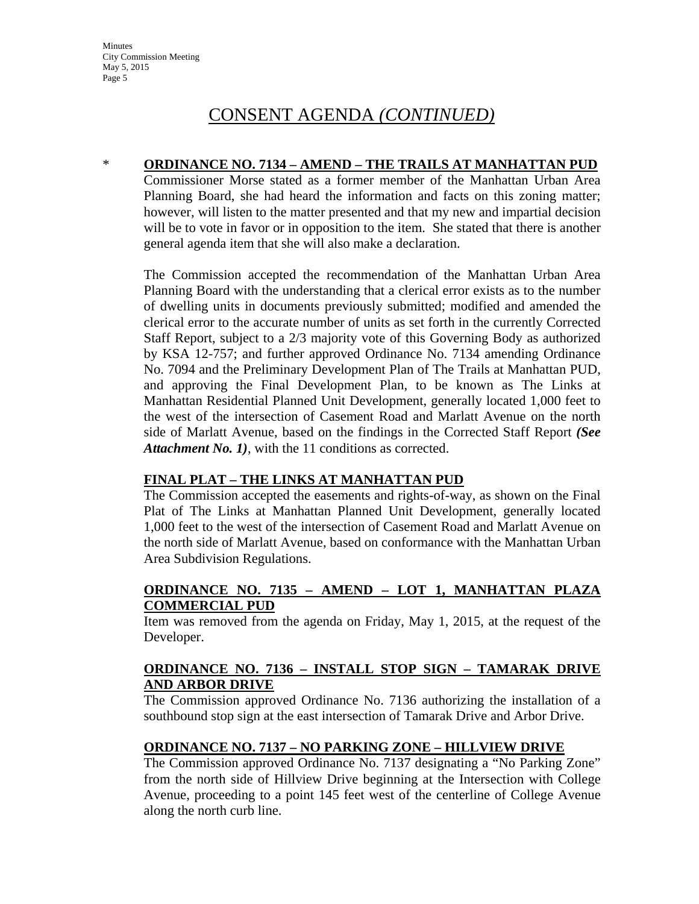# CONSENT AGENDA *(CONTINUED)*

\* **ORDINANCE NO. 7134 – AMEND – THE TRAILS AT MANHATTAN PUD**

Commissioner Morse stated as a former member of the Manhattan Urban Area Planning Board, she had heard the information and facts on this zoning matter; however, will listen to the matter presented and that my new and impartial decision will be to vote in favor or in opposition to the item. She stated that there is another general agenda item that she will also make a declaration.

The Commission accepted the recommendation of the Manhattan Urban Area Planning Board with the understanding that a clerical error exists as to the number of dwelling units in documents previously submitted; modified and amended the clerical error to the accurate number of units as set forth in the currently Corrected Staff Report, subject to a 2/3 majority vote of this Governing Body as authorized by KSA 12-757; and further approved Ordinance No. 7134 amending Ordinance No. 7094 and the Preliminary Development Plan of The Trails at Manhattan PUD, and approving the Final Development Plan, to be known as The Links at Manhattan Residential Planned Unit Development, generally located 1,000 feet to the west of the intersection of Casement Road and Marlatt Avenue on the north side of Marlatt Avenue, based on the findings in the Corrected Staff Report ***(See Attachment No. 1)***, with the 11 conditions as corrected.

**FINAL PLAT – THE LINKS AT MANHATTAN PUD**

The Commission accepted the easements and rights-of-way, as shown on the Final Plat of The Links at Manhattan Planned Unit Development, generally located 1,000 feet to the west of the intersection of Casement Road and Marlatt Avenue on the north side of Marlatt Avenue, based on conformance with the Manhattan Urban Area Subdivision Regulations.

**ORDINANCE NO. 7135 – AMEND – LOT 1, MANHATTAN PLAZA COMMERCIAL PUD**

Item was removed from the agenda on Friday, May 1, 2015, at the request of the Developer.

**ORDINANCE NO. 7136 – INSTALL STOP SIGN – TAMARAK DRIVE AND ARBOR DRIVE**

The Commission approved Ordinance No. 7136 authorizing the installation of a southbound stop sign at the east intersection of Tamarak Drive and Arbor Drive.

**ORDINANCE NO. 7137 – NO PARKING ZONE – HILLVIEW DRIVE**

The Commission approved Ordinance No. 7137 designating a "No Parking Zone" from the north side of Hillview Drive beginning at the Intersection with College Avenue, proceeding to a point 145 feet west of the centerline of College Avenue along the north curb line.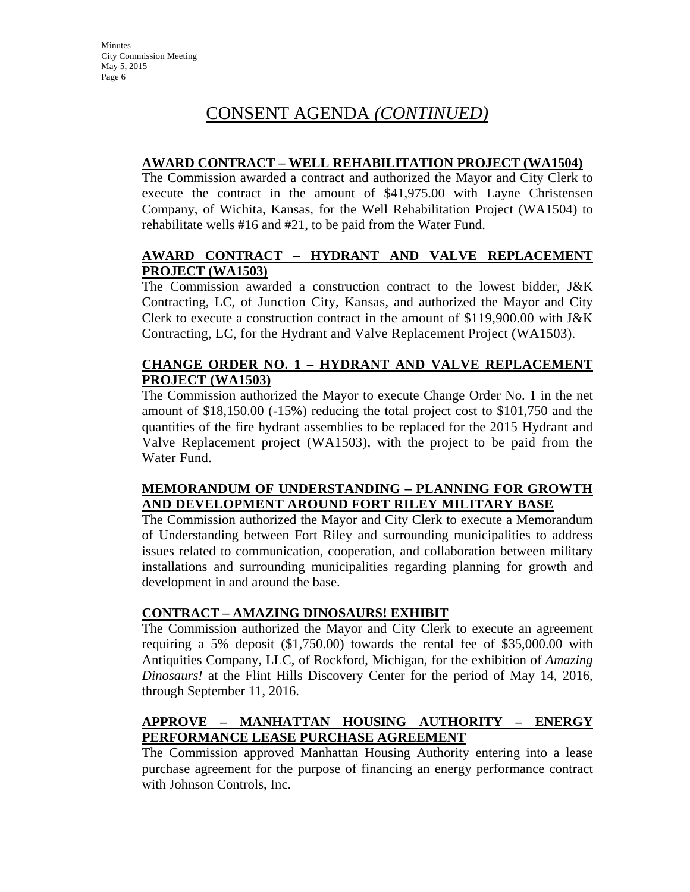# CONSENT AGENDA *(CONTINUED)*

**AWARD CONTRACT – WELL REHABILITATION PROJECT (WA1504)**

The Commission awarded a contract and authorized the Mayor and City Clerk to execute the contract in the amount of $41,975.00 with Layne Christensen Company, of Wichita, Kansas, for the Well Rehabilitation Project (WA1504) to rehabilitate wells #16 and #21, to be paid from the Water Fund.

**AWARD CONTRACT – HYDRANT AND VALVE REPLACEMENT PROJECT (WA1503)**

The Commission awarded a construction contract to the lowest bidder, J&K Contracting, LC, of Junction City, Kansas, and authorized the Mayor and City Clerk to execute a construction contract in the amount of $119,900.00 with J&K Contracting, LC, for the Hydrant and Valve Replacement Project (WA1503).

**CHANGE ORDER NO. 1 – HYDRANT AND VALVE REPLACEMENT PROJECT (WA1503)**

The Commission authorized the Mayor to execute Change Order No. 1 in the net amount of $18,150.00 (-15%) reducing the total project cost to $101,750 and the quantities of the fire hydrant assemblies to be replaced for the 2015 Hydrant and Valve Replacement project (WA1503), with the project to be paid from the Water Fund.

**MEMORANDUM OF UNDERSTANDING – PLANNING FOR GROWTH AND DEVELOPMENT AROUND FORT RILEY MILITARY BASE**

The Commission authorized the Mayor and City Clerk to execute a Memorandum of Understanding between Fort Riley and surrounding municipalities to address issues related to communication, cooperation, and collaboration between military installations and surrounding municipalities regarding planning for growth and development in and around the base.

**CONTRACT – AMAZING DINOSAURS! EXHIBIT**

The Commission authorized the Mayor and City Clerk to execute an agreement requiring a 5% deposit ($1,750.00) towards the rental fee of $35,000.00 with Antiquities Company, LLC, of Rockford, Michigan, for the exhibition of *Amazing Dinosaurs!* at the Flint Hills Discovery Center for the period of May 14, 2016, through September 11, 2016.

**APPROVE – MANHATTAN HOUSING AUTHORITY – ENERGY PERFORMANCE LEASE PURCHASE AGREEMENT**

The Commission approved Manhattan Housing Authority entering into a lease purchase agreement for the purpose of financing an energy performance contract with Johnson Controls, Inc.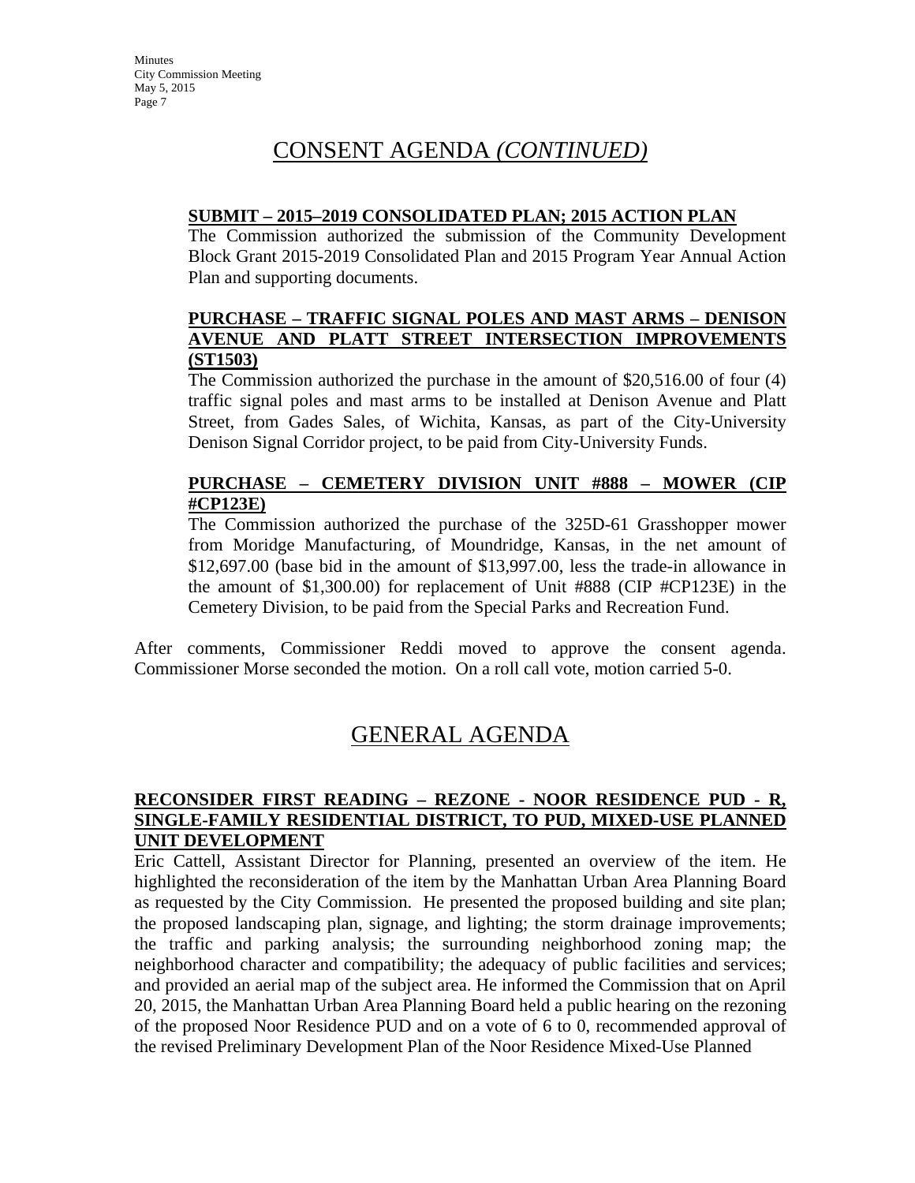# CONSENT AGENDA *(CONTINUED)*

**SUBMIT – 2015–2019 CONSOLIDATED PLAN; 2015 ACTION PLAN**

The Commission authorized the submission of the Community Development Block Grant 2015-2019 Consolidated Plan and 2015 Program Year Annual Action Plan and supporting documents.

**PURCHASE – TRAFFIC SIGNAL POLES AND MAST ARMS – DENISON AVENUE AND PLATT STREET INTERSECTION IMPROVEMENTS (ST1503)**

The Commission authorized the purchase in the amount of $20,516.00 of four (4) traffic signal poles and mast arms to be installed at Denison Avenue and Platt Street, from Gades Sales, of Wichita, Kansas, as part of the City-University Denison Signal Corridor project, to be paid from City-University Funds.

**PURCHASE – CEMETERY DIVISION UNIT #888 – MOWER (CIP #CP123E)**

The Commission authorized the purchase of the 325D-61 Grasshopper mower from Moridge Manufacturing, of Moundridge, Kansas, in the net amount of $12,697.00 (base bid in the amount of $13,997.00, less the trade-in allowance in the amount of $1,300.00) for replacement of Unit #888 (CIP #CP123E) in the Cemetery Division, to be paid from the Special Parks and Recreation Fund.

After comments, Commissioner Reddi moved to approve the consent agenda. Commissioner Morse seconded the motion. On a roll call vote, motion carried 5-0.

# GENERAL AGENDA

**RECONSIDER FIRST READING – REZONE - NOOR RESIDENCE PUD - R, SINGLE-FAMILY RESIDENTIAL DISTRICT, TO PUD, MIXED-USE PLANNED UNIT DEVELOPMENT**

Eric Cattell, Assistant Director for Planning, presented an overview of the item. He highlighted the reconsideration of the item by the Manhattan Urban Area Planning Board as requested by the City Commission. He presented the proposed building and site plan; the proposed landscaping plan, signage, and lighting; the storm drainage improvements; the traffic and parking analysis; the surrounding neighborhood zoning map; the neighborhood character and compatibility; the adequacy of public facilities and services; and provided an aerial map of the subject area. He informed the Commission that on April 20, 2015, the Manhattan Urban Area Planning Board held a public hearing on the rezoning of the proposed Noor Residence PUD and on a vote of 6 to 0, recommended approval of the revised Preliminary Development Plan of the Noor Residence Mixed-Use Planned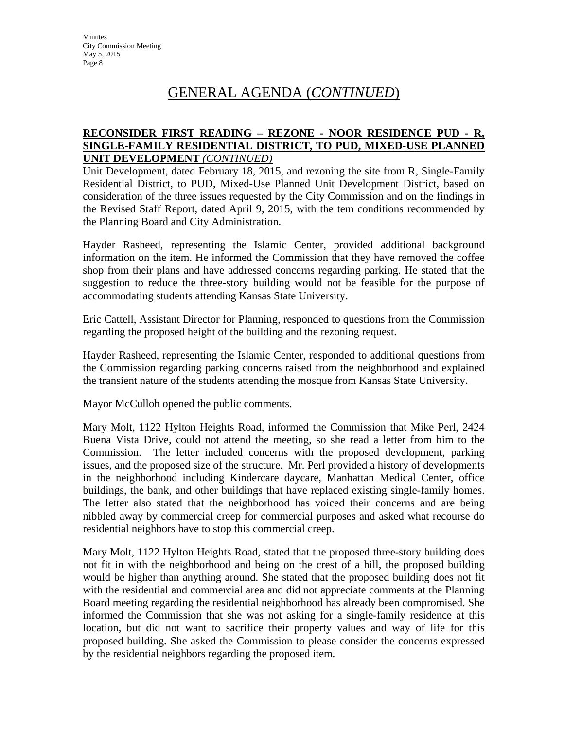# GENERAL AGENDA (*CONTINUED*)

**RECONSIDER FIRST READING – REZONE - NOOR RESIDENCE PUD - R, SINGLE-FAMILY RESIDENTIAL DISTRICT, TO PUD, MIXED-USE PLANNED UNIT DEVELOPMENT** *(CONTINUED)*

Unit Development, dated February 18, 2015, and rezoning the site from R, Single-Family Residential District, to PUD, Mixed-Use Planned Unit Development District, based on consideration of the three issues requested by the City Commission and on the findings in the Revised Staff Report, dated April 9, 2015, with the tem conditions recommended by the Planning Board and City Administration.

Hayder Rasheed, representing the Islamic Center, provided additional background information on the item. He informed the Commission that they have removed the coffee shop from their plans and have addressed concerns regarding parking. He stated that the suggestion to reduce the three-story building would not be feasible for the purpose of accommodating students attending Kansas State University.

Eric Cattell, Assistant Director for Planning, responded to questions from the Commission regarding the proposed height of the building and the rezoning request.

Hayder Rasheed, representing the Islamic Center, responded to additional questions from the Commission regarding parking concerns raised from the neighborhood and explained the transient nature of the students attending the mosque from Kansas State University.

Mayor McCulloh opened the public comments.

Mary Molt, 1122 Hylton Heights Road, informed the Commission that Mike Perl, 2424 Buena Vista Drive, could not attend the meeting, so she read a letter from him to the Commission. The letter included concerns with the proposed development, parking issues, and the proposed size of the structure. Mr. Perl provided a history of developments in the neighborhood including Kindercare daycare, Manhattan Medical Center, office buildings, the bank, and other buildings that have replaced existing single-family homes. The letter also stated that the neighborhood has voiced their concerns and are being nibbled away by commercial creep for commercial purposes and asked what recourse do residential neighbors have to stop this commercial creep.

Mary Molt, 1122 Hylton Heights Road, stated that the proposed three-story building does not fit in with the neighborhood and being on the crest of a hill, the proposed building would be higher than anything around. She stated that the proposed building does not fit with the residential and commercial area and did not appreciate comments at the Planning Board meeting regarding the residential neighborhood has already been compromised. She informed the Commission that she was not asking for a single-family residence at this location, but did not want to sacrifice their property values and way of life for this proposed building. She asked the Commission to please consider the concerns expressed by the residential neighbors regarding the proposed item.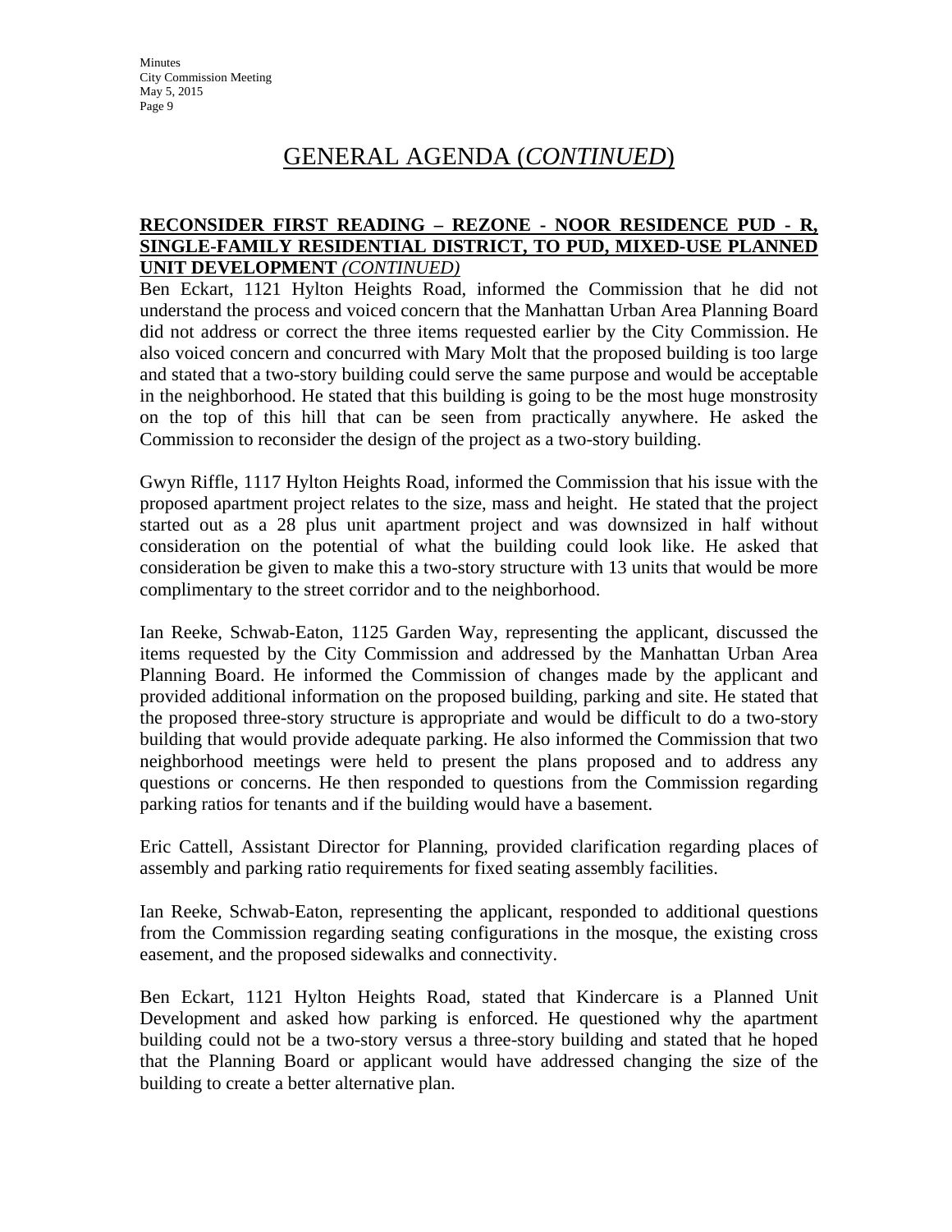# GENERAL AGENDA (*CONTINUED*)

**RECONSIDER FIRST READING – REZONE - NOOR RESIDENCE PUD - R, SINGLE-FAMILY RESIDENTIAL DISTRICT, TO PUD, MIXED-USE PLANNED UNIT DEVELOPMENT** *(CONTINUED)*

Ben Eckart, 1121 Hylton Heights Road, informed the Commission that he did not understand the process and voiced concern that the Manhattan Urban Area Planning Board did not address or correct the three items requested earlier by the City Commission. He also voiced concern and concurred with Mary Molt that the proposed building is too large and stated that a two-story building could serve the same purpose and would be acceptable in the neighborhood. He stated that this building is going to be the most huge monstrosity on the top of this hill that can be seen from practically anywhere. He asked the Commission to reconsider the design of the project as a two-story building.

Gwyn Riffle, 1117 Hylton Heights Road, informed the Commission that his issue with the proposed apartment project relates to the size, mass and height. He stated that the project started out as a 28 plus unit apartment project and was downsized in half without consideration on the potential of what the building could look like. He asked that consideration be given to make this a two-story structure with 13 units that would be more complimentary to the street corridor and to the neighborhood.

Ian Reeke, Schwab-Eaton, 1125 Garden Way, representing the applicant, discussed the items requested by the City Commission and addressed by the Manhattan Urban Area Planning Board. He informed the Commission of changes made by the applicant and provided additional information on the proposed building, parking and site. He stated that the proposed three-story structure is appropriate and would be difficult to do a two-story building that would provide adequate parking. He also informed the Commission that two neighborhood meetings were held to present the plans proposed and to address any questions or concerns. He then responded to questions from the Commission regarding parking ratios for tenants and if the building would have a basement.

Eric Cattell, Assistant Director for Planning, provided clarification regarding places of assembly and parking ratio requirements for fixed seating assembly facilities.

Ian Reeke, Schwab-Eaton, representing the applicant, responded to additional questions from the Commission regarding seating configurations in the mosque, the existing cross easement, and the proposed sidewalks and connectivity.

Ben Eckart, 1121 Hylton Heights Road, stated that Kindercare is a Planned Unit Development and asked how parking is enforced. He questioned why the apartment building could not be a two-story versus a three-story building and stated that he hoped that the Planning Board or applicant would have addressed changing the size of the building to create a better alternative plan.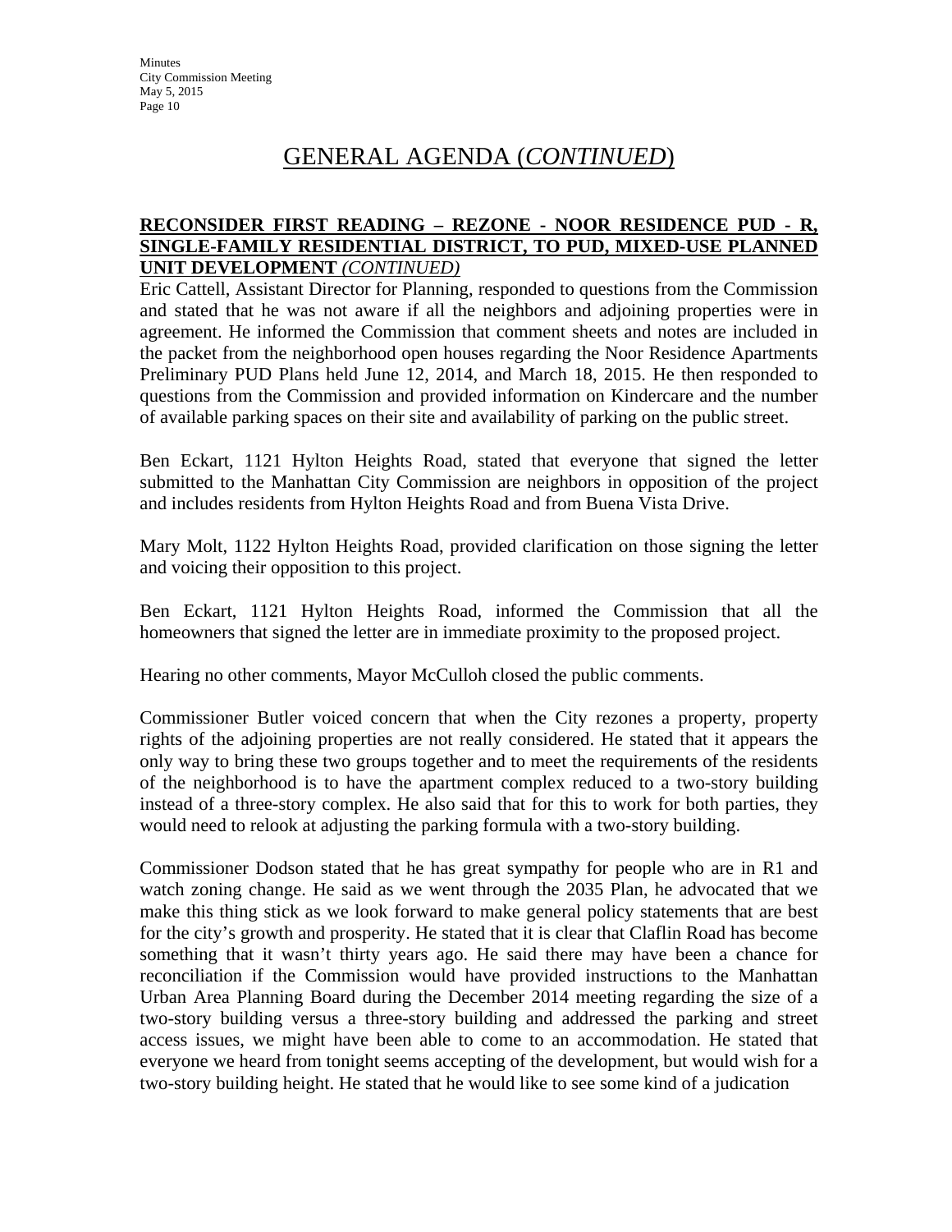# GENERAL AGENDA (*CONTINUED*)

**RECONSIDER FIRST READING – REZONE - NOOR RESIDENCE PUD - R, SINGLE-FAMILY RESIDENTIAL DISTRICT, TO PUD, MIXED-USE PLANNED UNIT DEVELOPMENT** ***(CONTINUED)***

Eric Cattell, Assistant Director for Planning, responded to questions from the Commission and stated that he was not aware if all the neighbors and adjoining properties were in agreement. He informed the Commission that comment sheets and notes are included in the packet from the neighborhood open houses regarding the Noor Residence Apartments Preliminary PUD Plans held June 12, 2014, and March 18, 2015. He then responded to questions from the Commission and provided information on Kindercare and the number of available parking spaces on their site and availability of parking on the public street.

Ben Eckart, 1121 Hylton Heights Road, stated that everyone that signed the letter submitted to the Manhattan City Commission are neighbors in opposition of the project and includes residents from Hylton Heights Road and from Buena Vista Drive.

Mary Molt, 1122 Hylton Heights Road, provided clarification on those signing the letter and voicing their opposition to this project.

Ben Eckart, 1121 Hylton Heights Road, informed the Commission that all the homeowners that signed the letter are in immediate proximity to the proposed project.

Hearing no other comments, Mayor McCulloh closed the public comments.

Commissioner Butler voiced concern that when the City rezones a property, property rights of the adjoining properties are not really considered. He stated that it appears the only way to bring these two groups together and to meet the requirements of the residents of the neighborhood is to have the apartment complex reduced to a two-story building instead of a three-story complex. He also said that for this to work for both parties, they would need to relook at adjusting the parking formula with a two-story building.

Commissioner Dodson stated that he has great sympathy for people who are in R1 and watch zoning change. He said as we went through the 2035 Plan, he advocated that we make this thing stick as we look forward to make general policy statements that are best for the city's growth and prosperity. He stated that it is clear that Claflin Road has become something that it wasn't thirty years ago. He said there may have been a chance for reconciliation if the Commission would have provided instructions to the Manhattan Urban Area Planning Board during the December 2014 meeting regarding the size of a two-story building versus a three-story building and addressed the parking and street access issues, we might have been able to come to an accommodation. He stated that everyone we heard from tonight seems accepting of the development, but would wish for a two-story building height. He stated that he would like to see some kind of a judication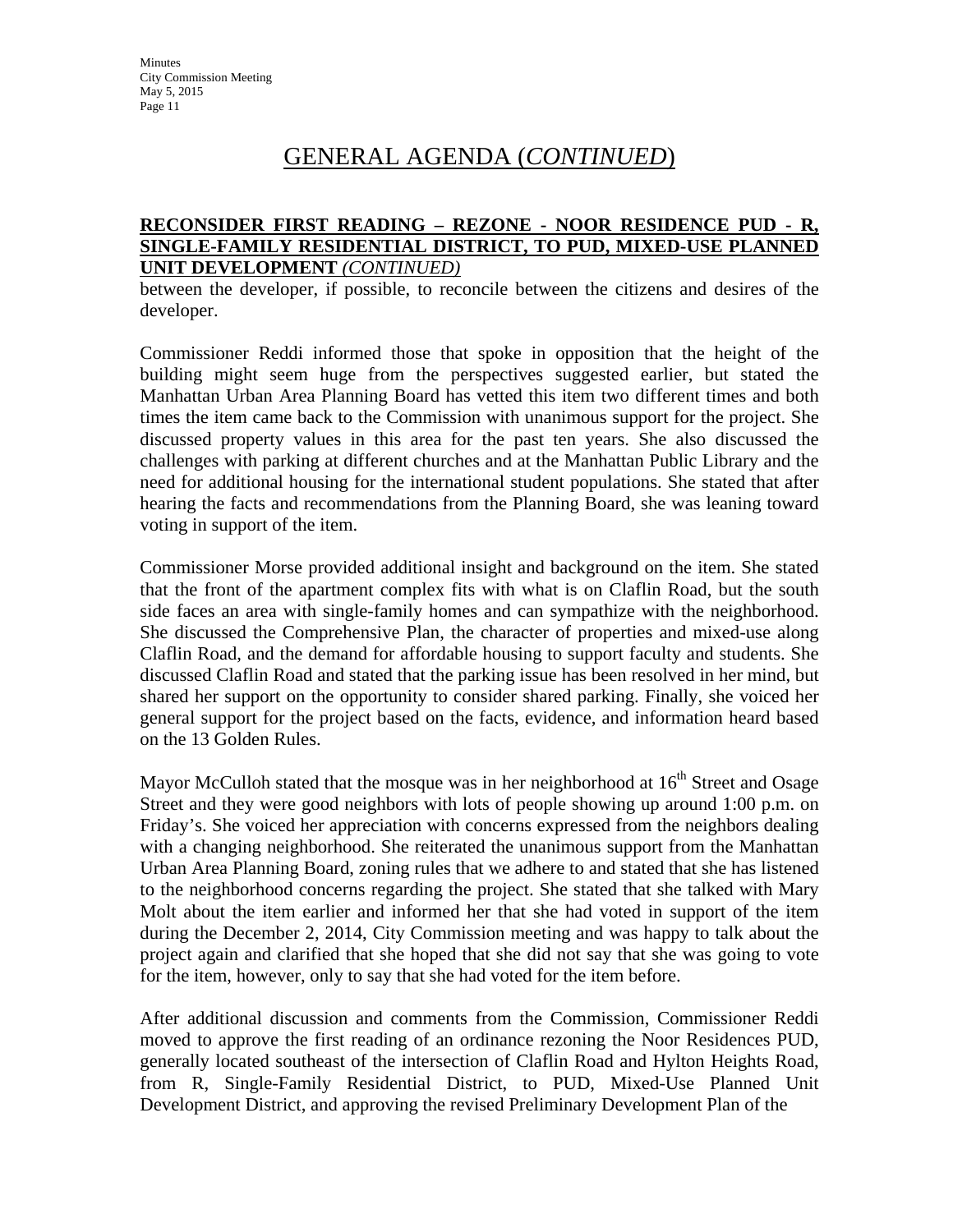# GENERAL AGENDA (*CONTINUED*)

**RECONSIDER FIRST READING – REZONE - NOOR RESIDENCE PUD - R, SINGLE-FAMILY RESIDENTIAL DISTRICT, TO PUD, MIXED-USE PLANNED UNIT DEVELOPMENT** ***(CONTINUED)***

between the developer, if possible, to reconcile between the citizens and desires of the developer.

Commissioner Reddi informed those that spoke in opposition that the height of the building might seem huge from the perspectives suggested earlier, but stated the Manhattan Urban Area Planning Board has vetted this item two different times and both times the item came back to the Commission with unanimous support for the project. She discussed property values in this area for the past ten years. She also discussed the challenges with parking at different churches and at the Manhattan Public Library and the need for additional housing for the international student populations. She stated that after hearing the facts and recommendations from the Planning Board, she was leaning toward voting in support of the item.

Commissioner Morse provided additional insight and background on the item. She stated that the front of the apartment complex fits with what is on Claflin Road, but the south side faces an area with single-family homes and can sympathize with the neighborhood. She discussed the Comprehensive Plan, the character of properties and mixed-use along Claflin Road, and the demand for affordable housing to support faculty and students. She discussed Claflin Road and stated that the parking issue has been resolved in her mind, but shared her support on the opportunity to consider shared parking. Finally, she voiced her general support for the project based on the facts, evidence, and information heard based on the 13 Golden Rules.

Mayor McCulloh stated that the mosque was in her neighborhood at 16th Street and Osage Street and they were good neighbors with lots of people showing up around 1:00 p.m. on Friday's. She voiced her appreciation with concerns expressed from the neighbors dealing with a changing neighborhood. She reiterated the unanimous support from the Manhattan Urban Area Planning Board, zoning rules that we adhere to and stated that she has listened to the neighborhood concerns regarding the project. She stated that she talked with Mary Molt about the item earlier and informed her that she had voted in support of the item during the December 2, 2014, City Commission meeting and was happy to talk about the project again and clarified that she hoped that she did not say that she was going to vote for the item, however, only to say that she had voted for the item before.

After additional discussion and comments from the Commission, Commissioner Reddi moved to approve the first reading of an ordinance rezoning the Noor Residences PUD, generally located southeast of the intersection of Claflin Road and Hylton Heights Road, from R, Single-Family Residential District, to PUD, Mixed-Use Planned Unit Development District, and approving the revised Preliminary Development Plan of the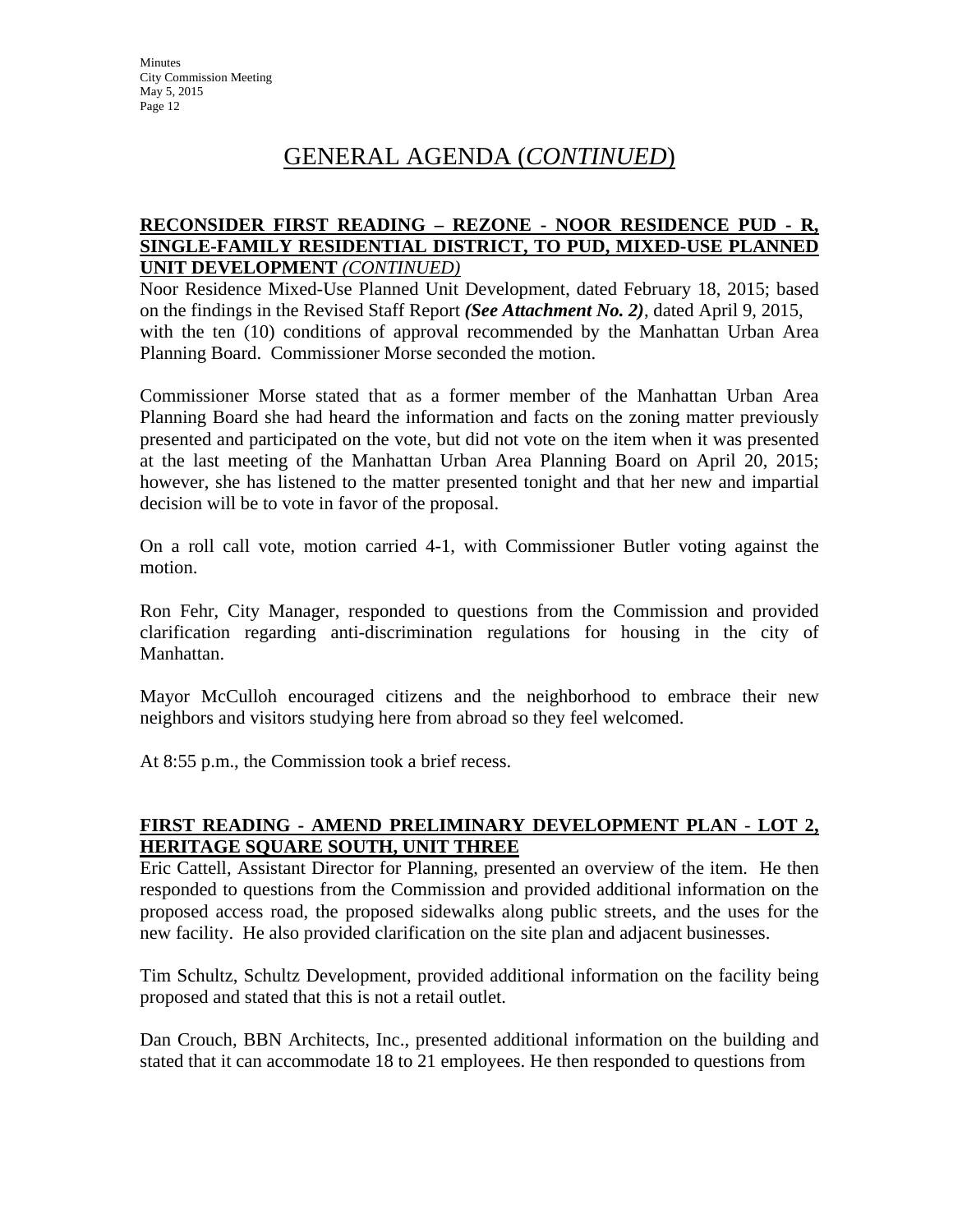# GENERAL AGENDA (*CONTINUED*)

**RECONSIDER FIRST READING – REZONE - NOOR RESIDENCE PUD - R, SINGLE-FAMILY RESIDENTIAL DISTRICT, TO PUD, MIXED-USE PLANNED UNIT DEVELOPMENT** ***(CONTINUED)***

Noor Residence Mixed-Use Planned Unit Development, dated February 18, 2015; based on the findings in the Revised Staff Report ***(See Attachment No. 2)***, dated April 9, 2015, with the ten (10) conditions of approval recommended by the Manhattan Urban Area Planning Board. Commissioner Morse seconded the motion.

Commissioner Morse stated that as a former member of the Manhattan Urban Area Planning Board she had heard the information and facts on the zoning matter previously presented and participated on the vote, but did not vote on the item when it was presented at the last meeting of the Manhattan Urban Area Planning Board on April 20, 2015; however, she has listened to the matter presented tonight and that her new and impartial decision will be to vote in favor of the proposal.

On a roll call vote, motion carried 4-1, with Commissioner Butler voting against the motion.

Ron Fehr, City Manager, responded to questions from the Commission and provided clarification regarding anti-discrimination regulations for housing in the city of Manhattan.

Mayor McCulloh encouraged citizens and the neighborhood to embrace their new neighbors and visitors studying here from abroad so they feel welcomed.

At 8:55 p.m., the Commission took a brief recess.

**FIRST READING - AMEND PRELIMINARY DEVELOPMENT PLAN - LOT 2, HERITAGE SQUARE SOUTH, UNIT THREE**

Eric Cattell, Assistant Director for Planning, presented an overview of the item. He then responded to questions from the Commission and provided additional information on the proposed access road, the proposed sidewalks along public streets, and the uses for the new facility. He also provided clarification on the site plan and adjacent businesses.

Tim Schultz, Schultz Development, provided additional information on the facility being proposed and stated that this is not a retail outlet.

Dan Crouch, BBN Architects, Inc., presented additional information on the building and stated that it can accommodate 18 to 21 employees. He then responded to questions from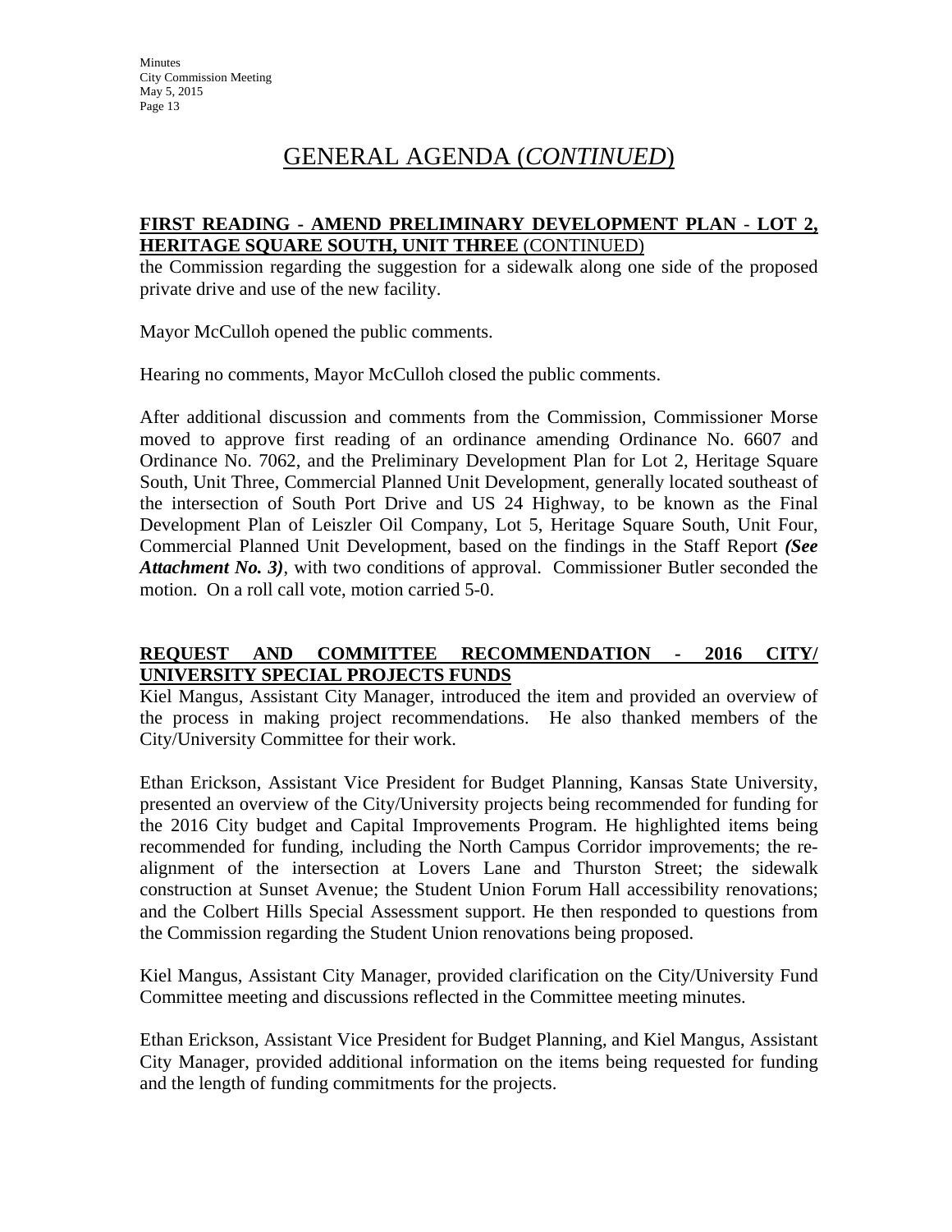# GENERAL AGENDA (*CONTINUED*)

**FIRST READING - AMEND PRELIMINARY DEVELOPMENT PLAN - LOT 2, HERITAGE SQUARE SOUTH, UNIT THREE** (CONTINUED)

the Commission regarding the suggestion for a sidewalk along one side of the proposed private drive and use of the new facility.

Mayor McCulloh opened the public comments.

Hearing no comments, Mayor McCulloh closed the public comments.

After additional discussion and comments from the Commission, Commissioner Morse moved to approve first reading of an ordinance amending Ordinance No. 6607 and Ordinance No. 7062, and the Preliminary Development Plan for Lot 2, Heritage Square South, Unit Three, Commercial Planned Unit Development, generally located southeast of the intersection of South Port Drive and US 24 Highway, to be known as the Final Development Plan of Leiszler Oil Company, Lot 5, Heritage Square South, Unit Four, Commercial Planned Unit Development, based on the findings in the Staff Report ***(See Attachment No. 3)***, with two conditions of approval. Commissioner Butler seconded the motion. On a roll call vote, motion carried 5-0.

**REQUEST AND COMMITTEE RECOMMENDATION - 2016 CITY/ UNIVERSITY SPECIAL PROJECTS FUNDS**

Kiel Mangus, Assistant City Manager, introduced the item and provided an overview of the process in making project recommendations. He also thanked members of the City/University Committee for their work.

Ethan Erickson, Assistant Vice President for Budget Planning, Kansas State University, presented an overview of the City/University projects being recommended for funding for the 2016 City budget and Capital Improvements Program. He highlighted items being recommended for funding, including the North Campus Corridor improvements; the re-alignment of the intersection at Lovers Lane and Thurston Street; the sidewalk construction at Sunset Avenue; the Student Union Forum Hall accessibility renovations; and the Colbert Hills Special Assessment support. He then responded to questions from the Commission regarding the Student Union renovations being proposed.

Kiel Mangus, Assistant City Manager, provided clarification on the City/University Fund Committee meeting and discussions reflected in the Committee meeting minutes.

Ethan Erickson, Assistant Vice President for Budget Planning, and Kiel Mangus, Assistant City Manager, provided additional information on the items being requested for funding and the length of funding commitments for the projects.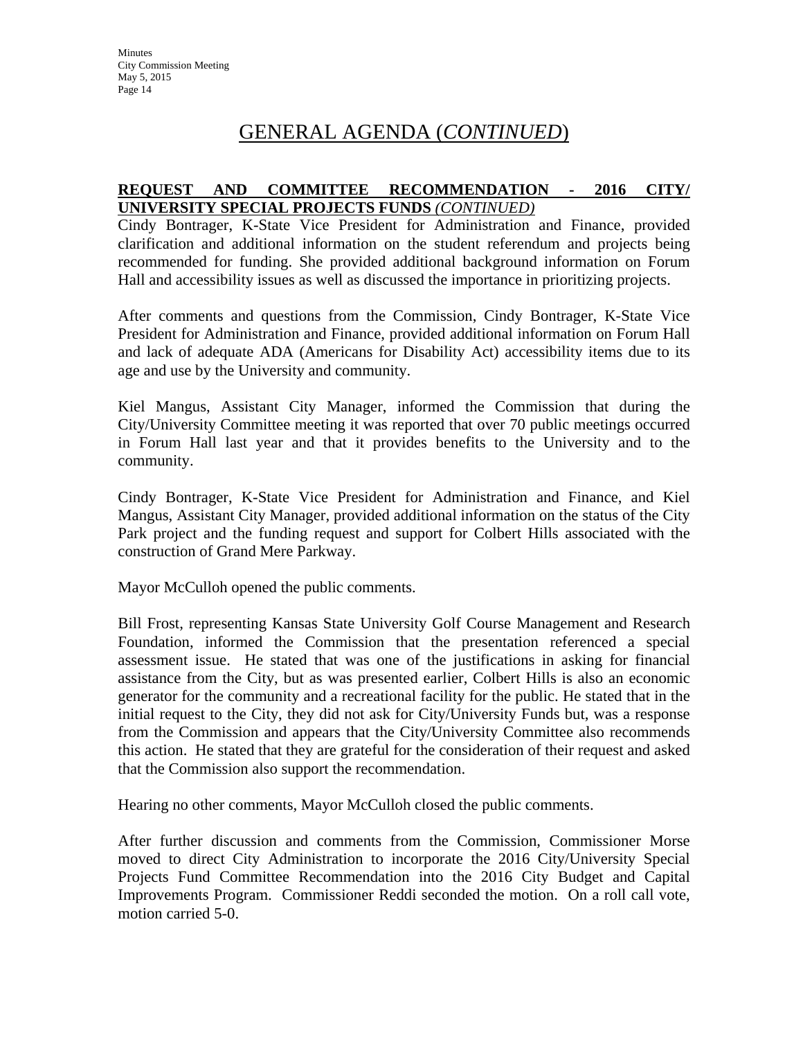# GENERAL AGENDA (*CONTINUED*)

**REQUEST AND COMMITTEE RECOMMENDATION - 2016 CITY/ UNIVERSITY SPECIAL PROJECTS FUNDS** ***(CONTINUED)***

Cindy Bontrager, K-State Vice President for Administration and Finance, provided clarification and additional information on the student referendum and projects being recommended for funding. She provided additional background information on Forum Hall and accessibility issues as well as discussed the importance in prioritizing projects.

After comments and questions from the Commission, Cindy Bontrager, K-State Vice President for Administration and Finance, provided additional information on Forum Hall and lack of adequate ADA (Americans for Disability Act) accessibility items due to its age and use by the University and community.

Kiel Mangus, Assistant City Manager, informed the Commission that during the City/University Committee meeting it was reported that over 70 public meetings occurred in Forum Hall last year and that it provides benefits to the University and to the community.

Cindy Bontrager, K-State Vice President for Administration and Finance, and Kiel Mangus, Assistant City Manager, provided additional information on the status of the City Park project and the funding request and support for Colbert Hills associated with the construction of Grand Mere Parkway.

Mayor McCulloh opened the public comments.

Bill Frost, representing Kansas State University Golf Course Management and Research Foundation, informed the Commission that the presentation referenced a special assessment issue. He stated that was one of the justifications in asking for financial assistance from the City, but as was presented earlier, Colbert Hills is also an economic generator for the community and a recreational facility for the public. He stated that in the initial request to the City, they did not ask for City/University Funds but, was a response from the Commission and appears that the City/University Committee also recommends this action. He stated that they are grateful for the consideration of their request and asked that the Commission also support the recommendation.

Hearing no other comments, Mayor McCulloh closed the public comments.

After further discussion and comments from the Commission, Commissioner Morse moved to direct City Administration to incorporate the 2016 City/University Special Projects Fund Committee Recommendation into the 2016 City Budget and Capital Improvements Program. Commissioner Reddi seconded the motion. On a roll call vote, motion carried 5-0.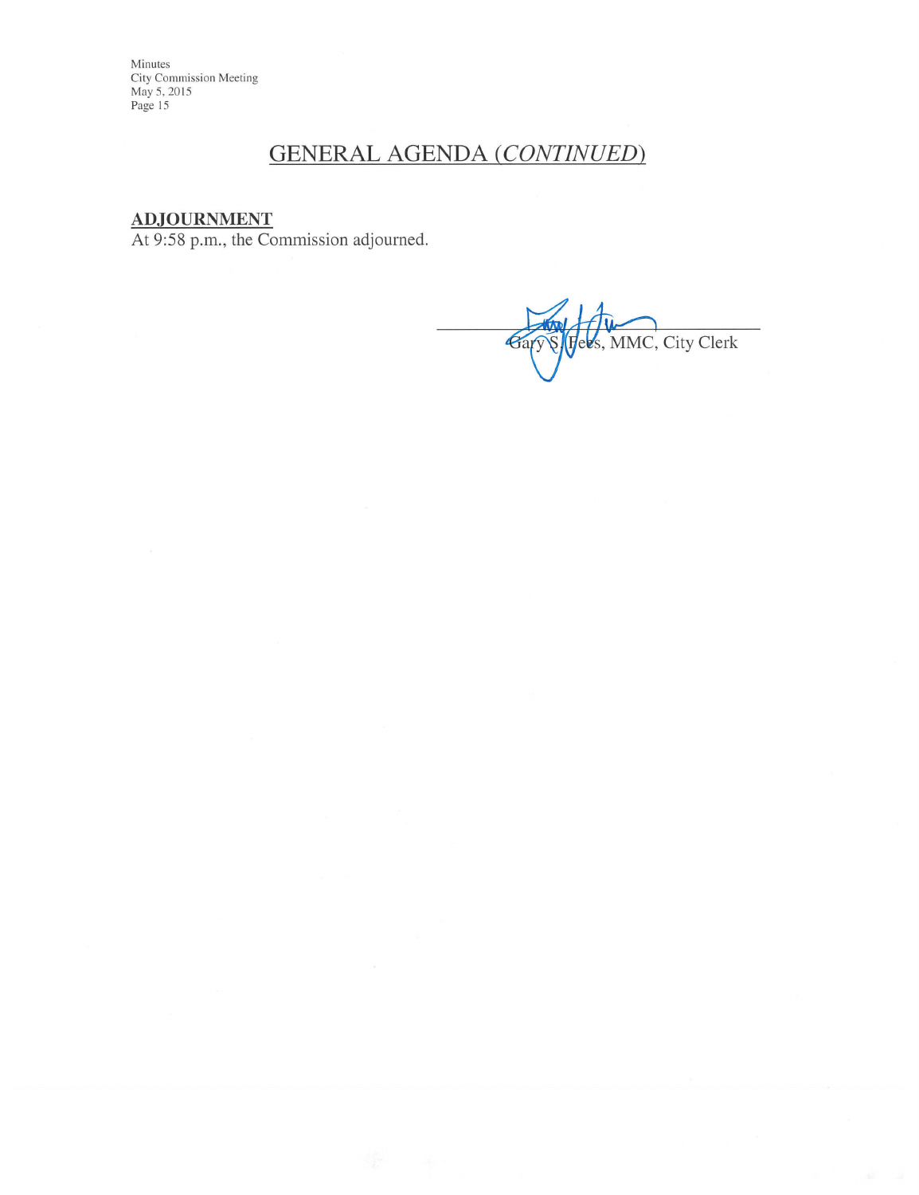## GENERAL AGENDA *(CONTINUED)*

**ADJOURNMENT**

At 9:58 p.m., the Commission adjourned.

Gary S. Fees, MMC, City Clerk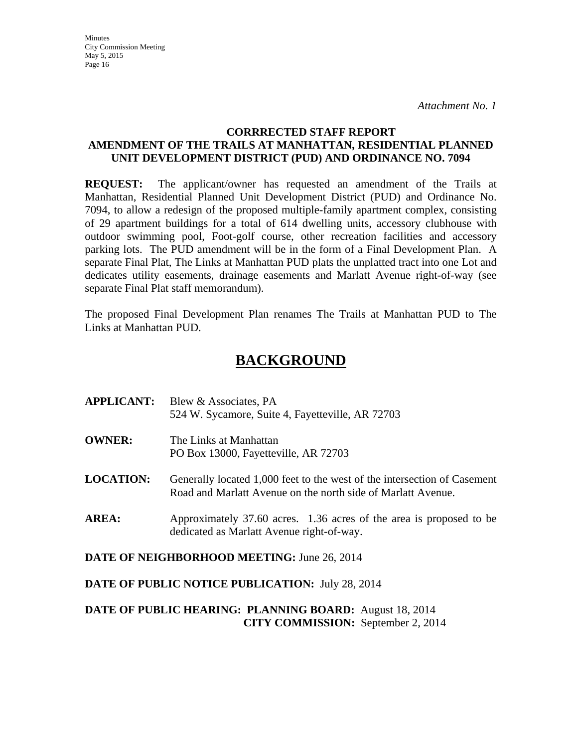*Attachment No. 1*

**CORRRECTED STAFF REPORT**
**AMENDMENT OF THE TRAILS AT MANHATTAN, RESIDENTIAL PLANNED UNIT DEVELOPMENT DISTRICT (PUD) AND ORDINANCE NO. 7094**

**REQUEST:** The applicant/owner has requested an amendment of the Trails at Manhattan, Residential Planned Unit Development District (PUD) and Ordinance No. 7094, to allow a redesign of the proposed multiple-family apartment complex, consisting of 29 apartment buildings for a total of 614 dwelling units, accessory clubhouse with outdoor swimming pool, Foot-golf course, other recreation facilities and accessory parking lots. The PUD amendment will be in the form of a Final Development Plan. A separate Final Plat, The Links at Manhattan PUD plats the unplatted tract into one Lot and dedicates utility easements, drainage easements and Marlatt Avenue right-of-way (see separate Final Plat staff memorandum).

The proposed Final Development Plan renames The Trails at Manhattan PUD to The Links at Manhattan PUD.

# BACKGROUND

**APPLICANT:** Blew & Associates, PA
524 W. Sycamore, Suite 4, Fayetteville, AR 72703

**OWNER:** The Links at Manhattan
PO Box 13000, Fayetteville, AR 72703

**LOCATION:** Generally located 1,000 feet to the west of the intersection of Casement Road and Marlatt Avenue on the north side of Marlatt Avenue.

**AREA:** Approximately 37.60 acres. 1.36 acres of the area is proposed to be dedicated as Marlatt Avenue right-of-way.

**DATE OF NEIGHBORHOOD MEETING:** June 26, 2014

**DATE OF PUBLIC NOTICE PUBLICATION:** July 28, 2014

**DATE OF PUBLIC HEARING: PLANNING BOARD:** August 18, 2014
**CITY COMMISSION:** September 2, 2014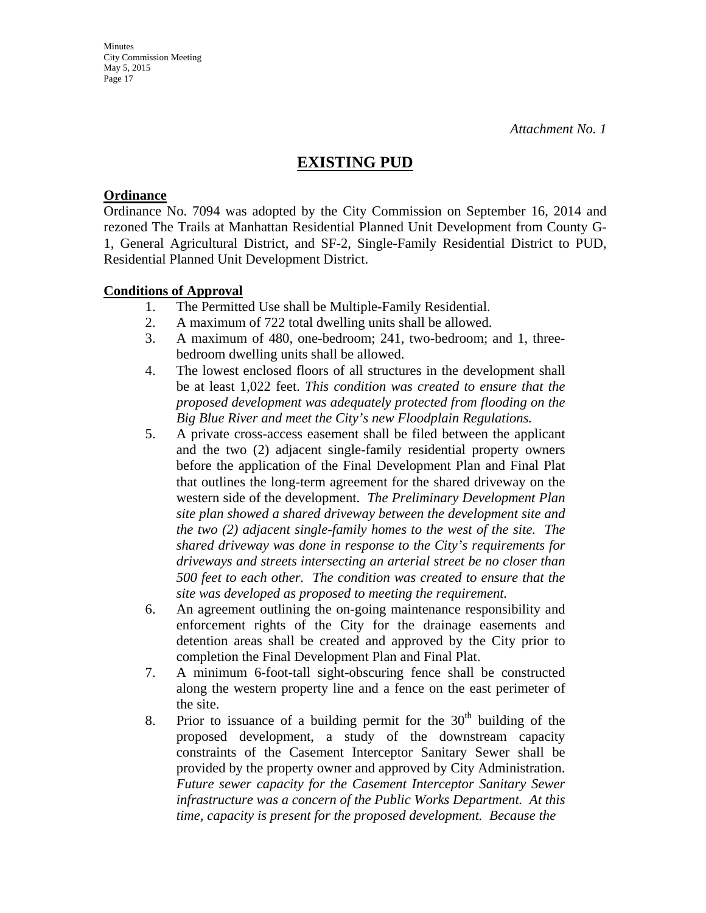*Attachment No. 1*

# EXISTING PUD

**Ordinance**

Ordinance No. 7094 was adopted by the City Commission on September 16, 2014 and rezoned The Trails at Manhattan Residential Planned Unit Development from County G-1, General Agricultural District, and SF-2, Single-Family Residential District to PUD, Residential Planned Unit Development District.

**Conditions of Approval**

1. The Permitted Use shall be Multiple-Family Residential.
2. A maximum of 722 total dwelling units shall be allowed.
3. A maximum of 480, one-bedroom; 241, two-bedroom; and 1, three-bedroom dwelling units shall be allowed.
4. The lowest enclosed floors of all structures in the development shall be at least 1,022 feet. *This condition was created to ensure that the proposed development was adequately protected from flooding on the Big Blue River and meet the City's new Floodplain Regulations.*
5. A private cross-access easement shall be filed between the applicant and the two (2) adjacent single-family residential property owners before the application of the Final Development Plan and Final Plat that outlines the long-term agreement for the shared driveway on the western side of the development. *The Preliminary Development Plan site plan showed a shared driveway between the development site and the two (2) adjacent single-family homes to the west of the site. The shared driveway was done in response to the City's requirements for driveways and streets intersecting an arterial street be no closer than 500 feet to each other. The condition was created to ensure that the site was developed as proposed to meeting the requirement.*
6. An agreement outlining the on-going maintenance responsibility and enforcement rights of the City for the drainage easements and detention areas shall be created and approved by the City prior to completion the Final Development Plan and Final Plat.
7. A minimum 6-foot-tall sight-obscuring fence shall be constructed along the western property line and a fence on the east perimeter of the site.
8. Prior to issuance of a building permit for the 30th building of the proposed development, a study of the downstream capacity constraints of the Casement Interceptor Sanitary Sewer shall be provided by the property owner and approved by City Administration. *Future sewer capacity for the Casement Interceptor Sanitary Sewer infrastructure was a concern of the Public Works Department. At this time, capacity is present for the proposed development. Because the*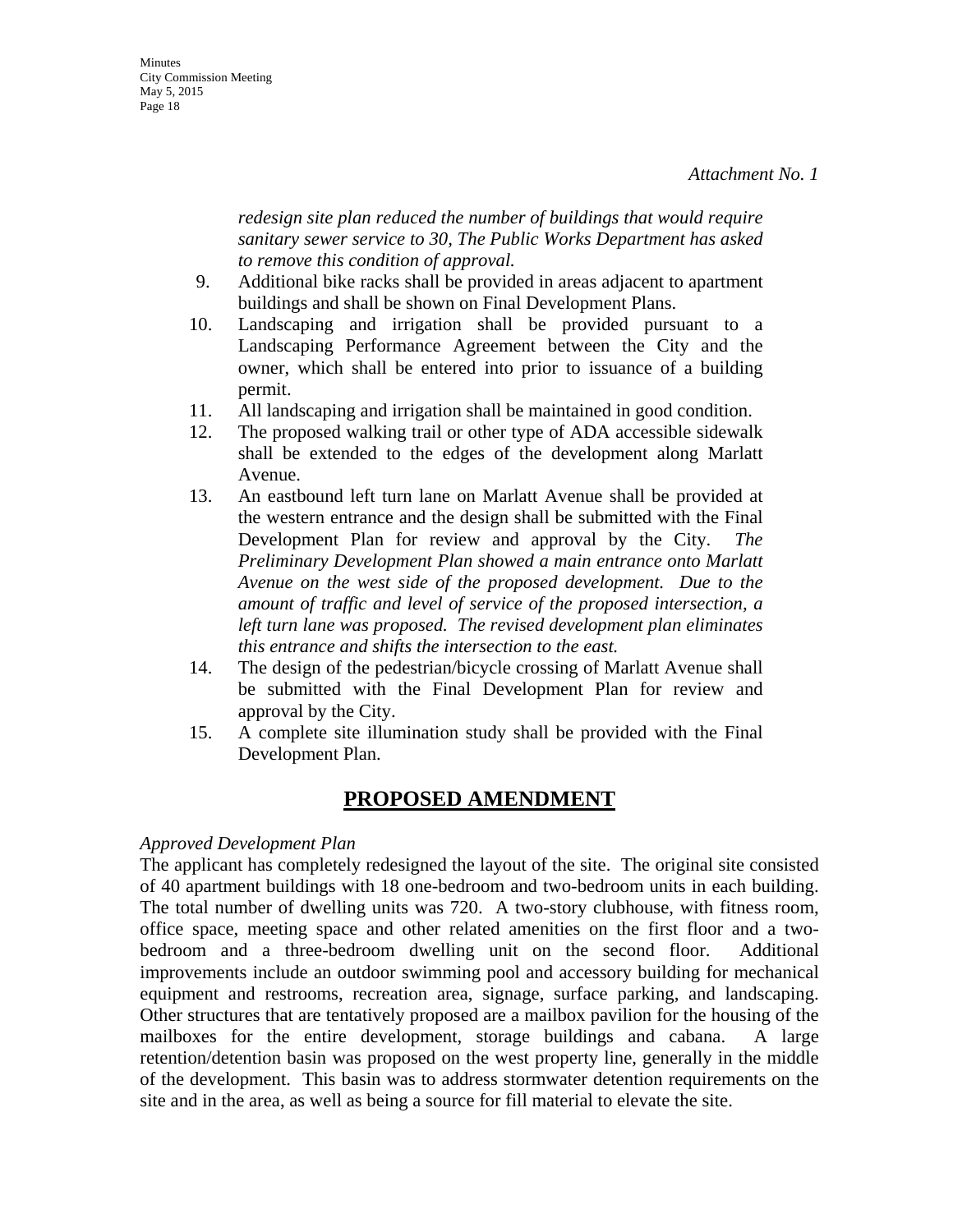*Attachment No. 1*

*redesign site plan reduced the number of buildings that would require sanitary sewer service to 30, The Public Works Department has asked to remove this condition of approval.*

9. Additional bike racks shall be provided in areas adjacent to apartment buildings and shall be shown on Final Development Plans.
10. Landscaping and irrigation shall be provided pursuant to a Landscaping Performance Agreement between the City and the owner, which shall be entered into prior to issuance of a building permit.
11. All landscaping and irrigation shall be maintained in good condition.
12. The proposed walking trail or other type of ADA accessible sidewalk shall be extended to the edges of the development along Marlatt Avenue.
13. An eastbound left turn lane on Marlatt Avenue shall be provided at the western entrance and the design shall be submitted with the Final Development Plan for review and approval by the City. *The Preliminary Development Plan showed a main entrance onto Marlatt Avenue on the west side of the proposed development. Due to the amount of traffic and level of service of the proposed intersection, a left turn lane was proposed. The revised development plan eliminates this entrance and shifts the intersection to the east.*
14. The design of the pedestrian/bicycle crossing of Marlatt Avenue shall be submitted with the Final Development Plan for review and approval by the City.
15. A complete site illumination study shall be provided with the Final Development Plan.

## **PROPOSED AMENDMENT**

*Approved Development Plan*

The applicant has completely redesigned the layout of the site. The original site consisted of 40 apartment buildings with 18 one-bedroom and two-bedroom units in each building. The total number of dwelling units was 720. A two-story clubhouse, with fitness room, office space, meeting space and other related amenities on the first floor and a two-bedroom and a three-bedroom dwelling unit on the second floor. Additional improvements include an outdoor swimming pool and accessory building for mechanical equipment and restrooms, recreation area, signage, surface parking, and landscaping. Other structures that are tentatively proposed are a mailbox pavilion for the housing of the mailboxes for the entire development, storage buildings and cabana. A large retention/detention basin was proposed on the west property line, generally in the middle of the development. This basin was to address stormwater detention requirements on the site and in the area, as well as being a source for fill material to elevate the site.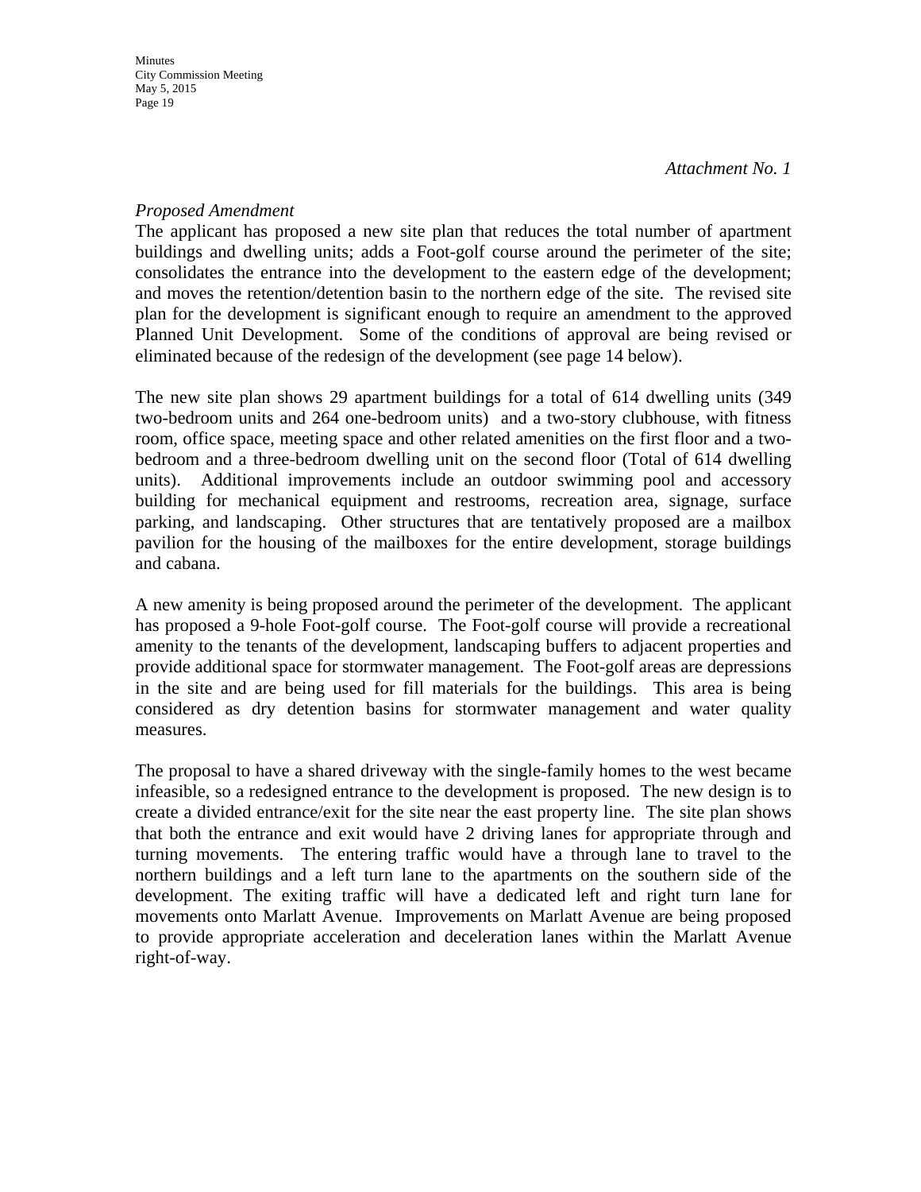*Attachment No. 1*

*Proposed Amendment*

The applicant has proposed a new site plan that reduces the total number of apartment buildings and dwelling units; adds a Foot-golf course around the perimeter of the site; consolidates the entrance into the development to the eastern edge of the development; and moves the retention/detention basin to the northern edge of the site. The revised site plan for the development is significant enough to require an amendment to the approved Planned Unit Development. Some of the conditions of approval are being revised or eliminated because of the redesign of the development (see page 14 below).

The new site plan shows 29 apartment buildings for a total of 614 dwelling units (349 two-bedroom units and 264 one-bedroom units) and a two-story clubhouse, with fitness room, office space, meeting space and other related amenities on the first floor and a two-bedroom and a three-bedroom dwelling unit on the second floor (Total of 614 dwelling units). Additional improvements include an outdoor swimming pool and accessory building for mechanical equipment and restrooms, recreation area, signage, surface parking, and landscaping. Other structures that are tentatively proposed are a mailbox pavilion for the housing of the mailboxes for the entire development, storage buildings and cabana.

A new amenity is being proposed around the perimeter of the development. The applicant has proposed a 9-hole Foot-golf course. The Foot-golf course will provide a recreational amenity to the tenants of the development, landscaping buffers to adjacent properties and provide additional space for stormwater management. The Foot-golf areas are depressions in the site and are being used for fill materials for the buildings. This area is being considered as dry detention basins for stormwater management and water quality measures.

The proposal to have a shared driveway with the single-family homes to the west became infeasible, so a redesigned entrance to the development is proposed. The new design is to create a divided entrance/exit for the site near the east property line. The site plan shows that both the entrance and exit would have 2 driving lanes for appropriate through and turning movements. The entering traffic would have a through lane to travel to the northern buildings and a left turn lane to the apartments on the southern side of the development. The exiting traffic will have a dedicated left and right turn lane for movements onto Marlatt Avenue. Improvements on Marlatt Avenue are being proposed to provide appropriate acceleration and deceleration lanes within the Marlatt Avenue right-of-way.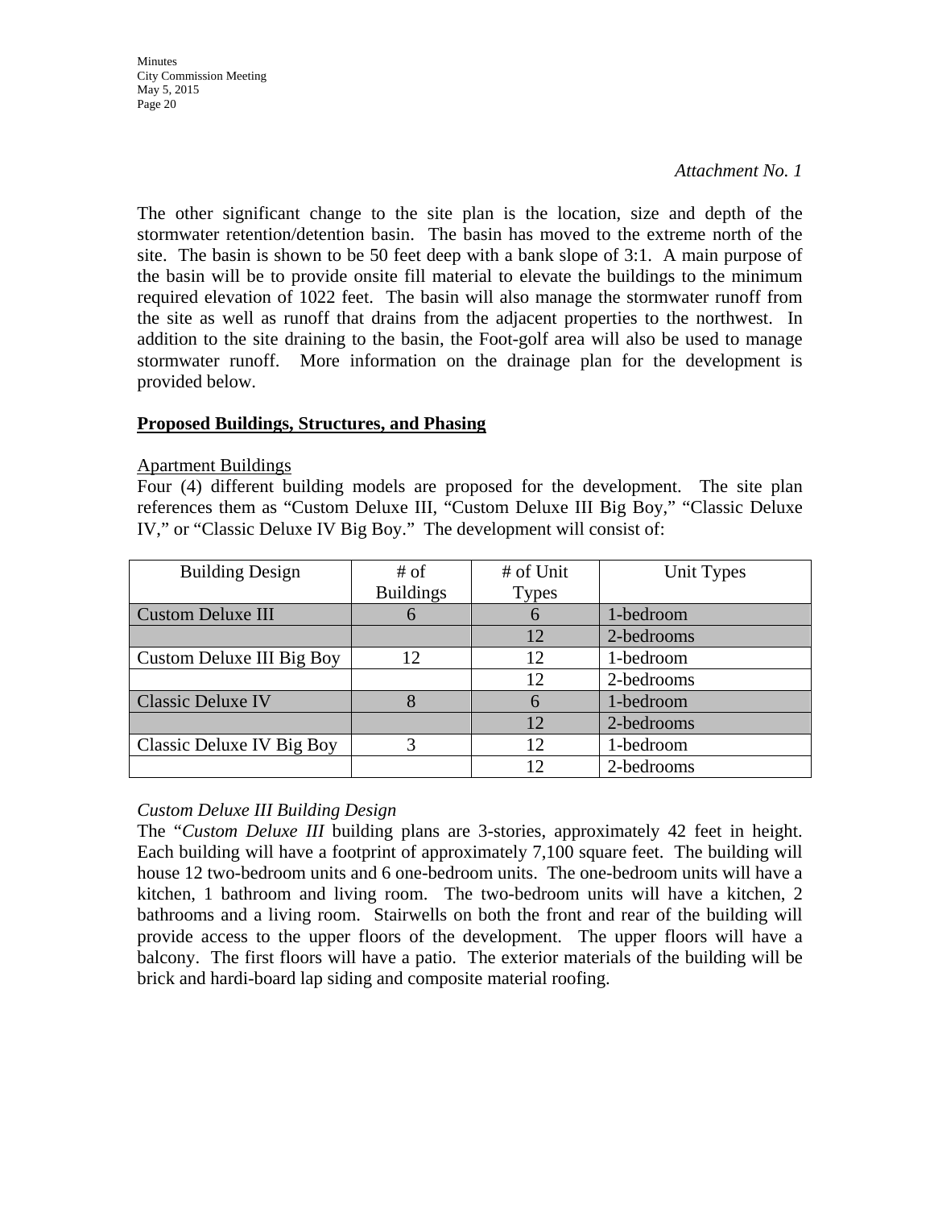*Attachment No. 1*

The other significant change to the site plan is the location, size and depth of the stormwater retention/detention basin. The basin has moved to the extreme north of the site. The basin is shown to be 50 feet deep with a bank slope of 3:1. A main purpose of the basin will be to provide onsite fill material to elevate the buildings to the minimum required elevation of 1022 feet. The basin will also manage the stormwater runoff from the site as well as runoff that drains from the adjacent properties to the northwest. In addition to the site draining to the basin, the Foot-golf area will also be used to manage stormwater runoff. More information on the drainage plan for the development is provided below.

**Proposed Buildings, Structures, and Phasing**

Apartment Buildings

Four (4) different building models are proposed for the development. The site plan references them as "Custom Deluxe III, "Custom Deluxe III Big Boy," "Classic Deluxe IV," or "Classic Deluxe IV Big Boy." The development will consist of:

| Building Design | # of Buildings | # of Unit Types | Unit Types |
|---|---|---|---|
| Custom Deluxe III | 6 | 6 | 1-bedroom |
| | | 12 | 2-bedrooms |
| Custom Deluxe III Big Boy | 12 | 12 | 1-bedroom |
| | | 12 | 2-bedrooms |
| Classic Deluxe IV | 8 | 6 | 1-bedroom |
| | | 12 | 2-bedrooms |
| Classic Deluxe IV Big Boy | 3 | 12 | 1-bedroom |
| | | 12 | 2-bedrooms |

*Custom Deluxe III Building Design*

The "*Custom Deluxe III* building plans are 3-stories, approximately 42 feet in height. Each building will have a footprint of approximately 7,100 square feet. The building will house 12 two-bedroom units and 6 one-bedroom units. The one-bedroom units will have a kitchen, 1 bathroom and living room. The two-bedroom units will have a kitchen, 2 bathrooms and a living room. Stairwells on both the front and rear of the building will provide access to the upper floors of the development. The upper floors will have a balcony. The first floors will have a patio. The exterior materials of the building will be brick and hardi-board lap siding and composite material roofing.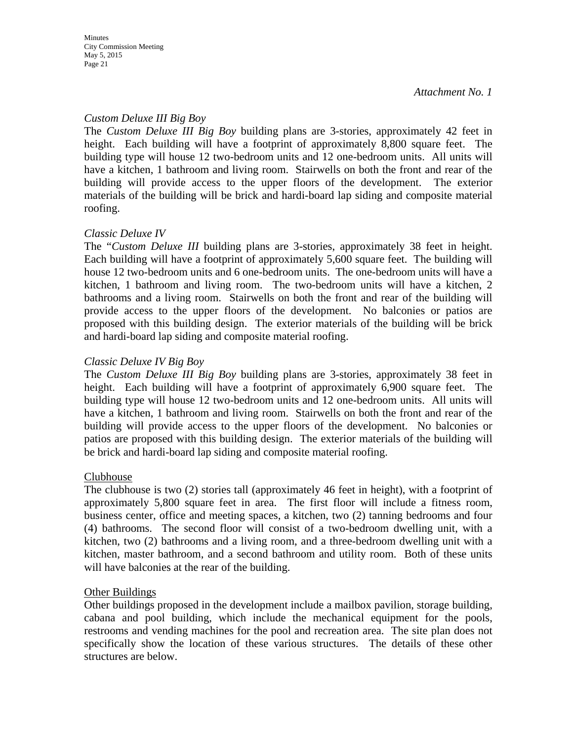*Attachment No. 1*

*Custom Deluxe III Big Boy*

The *Custom Deluxe III Big Boy* building plans are 3-stories, approximately 42 feet in height. Each building will have a footprint of approximately 8,800 square feet. The building type will house 12 two-bedroom units and 12 one-bedroom units. All units will have a kitchen, 1 bathroom and living room. Stairwells on both the front and rear of the building will provide access to the upper floors of the development. The exterior materials of the building will be brick and hardi-board lap siding and composite material roofing.

*Classic Deluxe IV*

The "*Custom Deluxe III* building plans are 3-stories, approximately 38 feet in height. Each building will have a footprint of approximately 5,600 square feet. The building will house 12 two-bedroom units and 6 one-bedroom units. The one-bedroom units will have a kitchen, 1 bathroom and living room. The two-bedroom units will have a kitchen, 2 bathrooms and a living room. Stairwells on both the front and rear of the building will provide access to the upper floors of the development. No balconies or patios are proposed with this building design. The exterior materials of the building will be brick and hardi-board lap siding and composite material roofing.

*Classic Deluxe IV Big Boy*

The *Custom Deluxe III Big Boy* building plans are 3-stories, approximately 38 feet in height. Each building will have a footprint of approximately 6,900 square feet. The building type will house 12 two-bedroom units and 12 one-bedroom units. All units will have a kitchen, 1 bathroom and living room. Stairwells on both the front and rear of the building will provide access to the upper floors of the development. No balconies or patios are proposed with this building design. The exterior materials of the building will be brick and hardi-board lap siding and composite material roofing.

Clubhouse

The clubhouse is two (2) stories tall (approximately 46 feet in height), with a footprint of approximately 5,800 square feet in area. The first floor will include a fitness room, business center, office and meeting spaces, a kitchen, two (2) tanning bedrooms and four (4) bathrooms. The second floor will consist of a two-bedroom dwelling unit, with a kitchen, two (2) bathrooms and a living room, and a three-bedroom dwelling unit with a kitchen, master bathroom, and a second bathroom and utility room. Both of these units will have balconies at the rear of the building.

Other Buildings

Other buildings proposed in the development include a mailbox pavilion, storage building, cabana and pool building, which include the mechanical equipment for the pools, restrooms and vending machines for the pool and recreation area. The site plan does not specifically show the location of these various structures. The details of these other structures are below.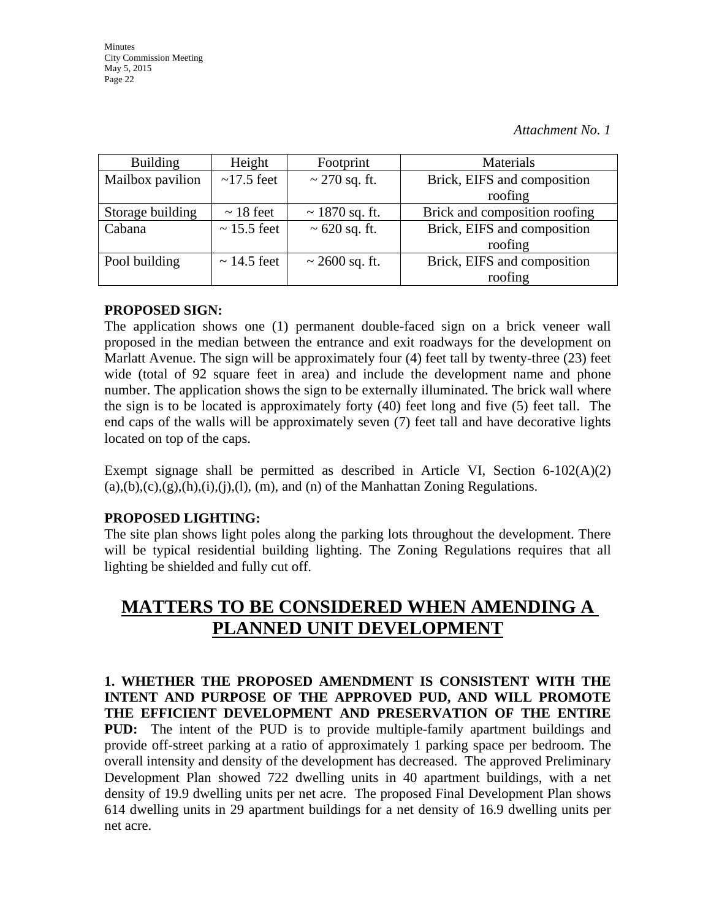*Attachment No. 1*

| Building | Height | Footprint | Materials |
|---|---|---|---|
| Mailbox pavilion | ~17.5 feet | ~ 270 sq. ft. | Brick, EIFS and composition roofing |
| Storage building | ~ 18 feet | ~ 1870 sq. ft. | Brick and composition roofing |
| Cabana | ~ 15.5 feet | ~ 620 sq. ft. | Brick, EIFS and composition roofing |
| Pool building | ~ 14.5 feet | ~ 2600 sq. ft. | Brick, EIFS and composition roofing |

**PROPOSED SIGN:**
The application shows one (1) permanent double-faced sign on a brick veneer wall proposed in the median between the entrance and exit roadways for the development on Marlatt Avenue. The sign will be approximately four (4) feet tall by twenty-three (23) feet wide (total of 92 square feet in area) and include the development name and phone number. The application shows the sign to be externally illuminated. The brick wall where the sign is to be located is approximately forty (40) feet long and five (5) feet tall. The end caps of the walls will be approximately seven (7) feet tall and have decorative lights located on top of the caps.

Exempt signage shall be permitted as described in Article VI, Section 6-102(A)(2)(a),(b),(c),(g),(h),(i),(j),(l), (m), and (n) of the Manhattan Zoning Regulations.

**PROPOSED LIGHTING:**
The site plan shows light poles along the parking lots throughout the development. There will be typical residential building lighting. The Zoning Regulations requires that all lighting be shielded and fully cut off.

## MATTERS TO BE CONSIDERED WHEN AMENDING A PLANNED UNIT DEVELOPMENT

**1. WHETHER THE PROPOSED AMENDMENT IS CONSISTENT WITH THE INTENT AND PURPOSE OF THE APPROVED PUD, AND WILL PROMOTE THE EFFICIENT DEVELOPMENT AND PRESERVATION OF THE ENTIRE PUD:** The intent of the PUD is to provide multiple-family apartment buildings and provide off-street parking at a ratio of approximately 1 parking space per bedroom. The overall intensity and density of the development has decreased. The approved Preliminary Development Plan showed 722 dwelling units in 40 apartment buildings, with a net density of 19.9 dwelling units per net acre. The proposed Final Development Plan shows 614 dwelling units in 29 apartment buildings for a net density of 16.9 dwelling units per net acre.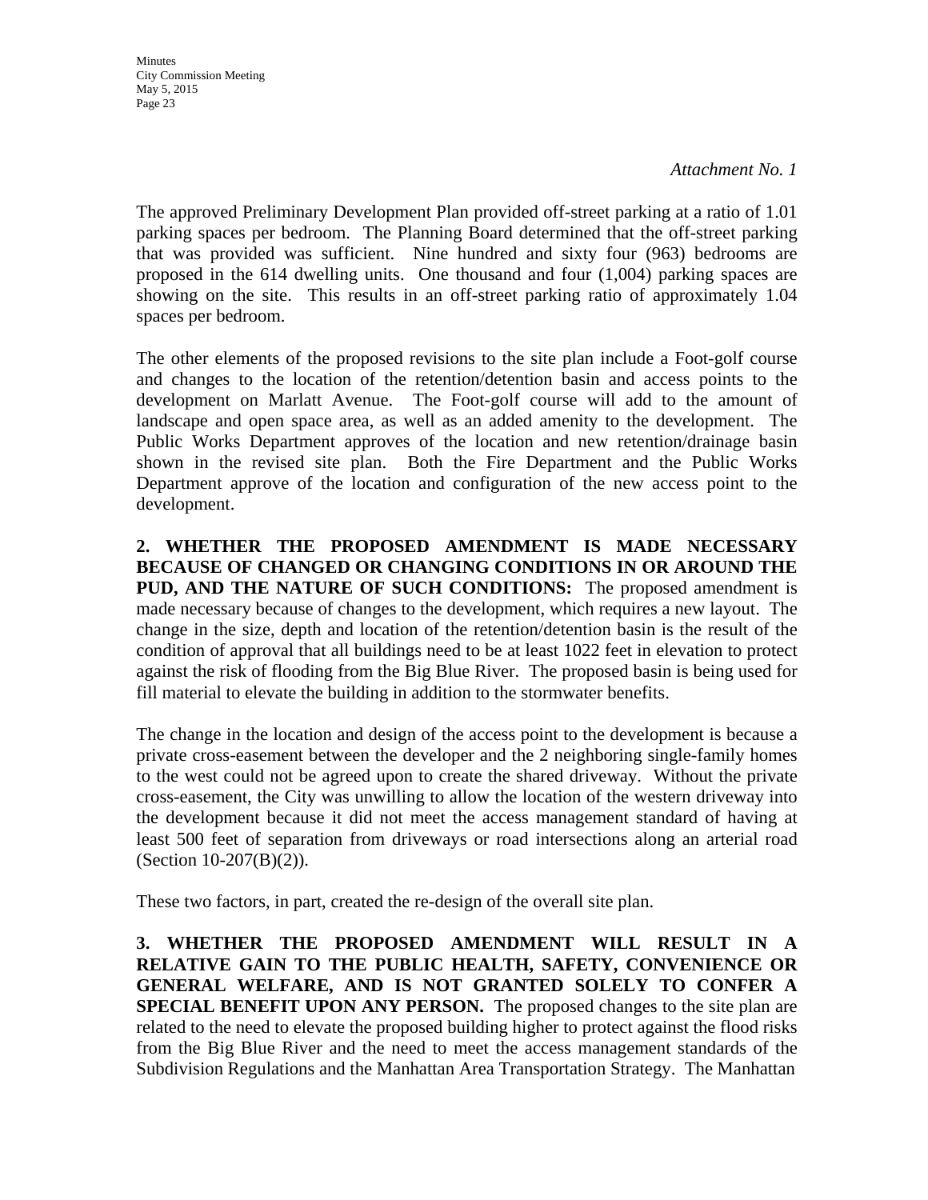*Attachment No. 1*

The approved Preliminary Development Plan provided off-street parking at a ratio of 1.01 parking spaces per bedroom. The Planning Board determined that the off-street parking that was provided was sufficient. Nine hundred and sixty four (963) bedrooms are proposed in the 614 dwelling units. One thousand and four (1,004) parking spaces are showing on the site. This results in an off-street parking ratio of approximately 1.04 spaces per bedroom.

The other elements of the proposed revisions to the site plan include a Foot-golf course and changes to the location of the retention/detention basin and access points to the development on Marlatt Avenue. The Foot-golf course will add to the amount of landscape and open space area, as well as an added amenity to the development. The Public Works Department approves of the location and new retention/drainage basin shown in the revised site plan. Both the Fire Department and the Public Works Department approve of the location and configuration of the new access point to the development.

**2. WHETHER THE PROPOSED AMENDMENT IS MADE NECESSARY BECAUSE OF CHANGED OR CHANGING CONDITIONS IN OR AROUND THE PUD, AND THE NATURE OF SUCH CONDITIONS:** The proposed amendment is made necessary because of changes to the development, which requires a new layout. The change in the size, depth and location of the retention/detention basin is the result of the condition of approval that all buildings need to be at least 1022 feet in elevation to protect against the risk of flooding from the Big Blue River. The proposed basin is being used for fill material to elevate the building in addition to the stormwater benefits.

The change in the location and design of the access point to the development is because a private cross-easement between the developer and the 2 neighboring single-family homes to the west could not be agreed upon to create the shared driveway. Without the private cross-easement, the City was unwilling to allow the location of the western driveway into the development because it did not meet the access management standard of having at least 500 feet of separation from driveways or road intersections along an arterial road (Section 10-207(B)(2)).

These two factors, in part, created the re-design of the overall site plan.

**3. WHETHER THE PROPOSED AMENDMENT WILL RESULT IN A RELATIVE GAIN TO THE PUBLIC HEALTH, SAFETY, CONVENIENCE OR GENERAL WELFARE, AND IS NOT GRANTED SOLELY TO CONFER A SPECIAL BENEFIT UPON ANY PERSON.** The proposed changes to the site plan are related to the need to elevate the proposed building higher to protect against the flood risks from the Big Blue River and the need to meet the access management standards of the Subdivision Regulations and the Manhattan Area Transportation Strategy. The Manhattan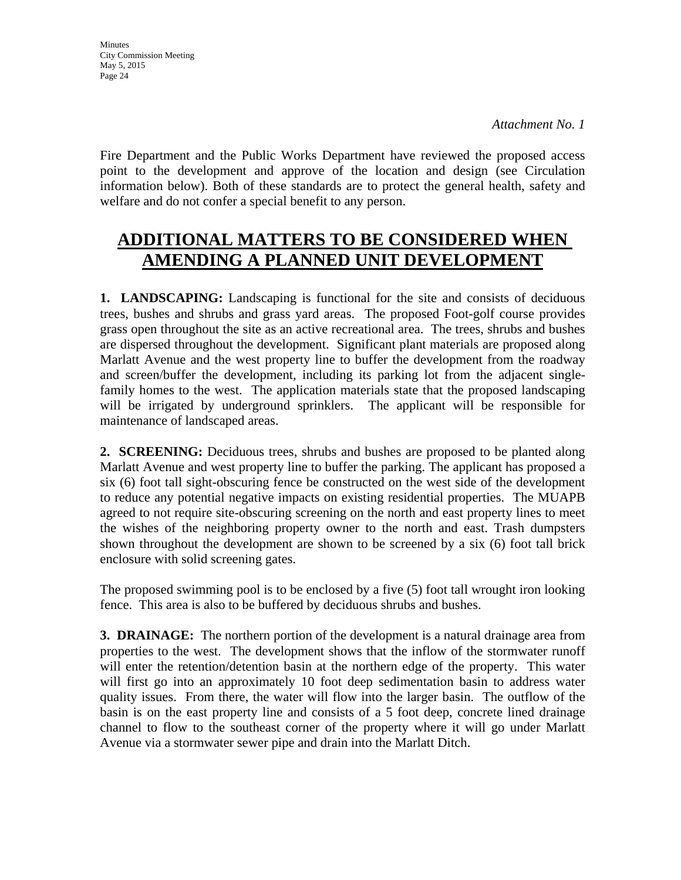*Attachment No. 1*

Fire Department and the Public Works Department have reviewed the proposed access point to the development and approve of the location and design (see Circulation information below). Both of these standards are to protect the general health, safety and welfare and do not confer a special benefit to any person.

## ADDITIONAL MATTERS TO BE CONSIDERED WHEN AMENDING A PLANNED UNIT DEVELOPMENT

**1. LANDSCAPING:** Landscaping is functional for the site and consists of deciduous trees, bushes and shrubs and grass yard areas. The proposed Foot-golf course provides grass open throughout the site as an active recreational area. The trees, shrubs and bushes are dispersed throughout the development. Significant plant materials are proposed along Marlatt Avenue and the west property line to buffer the development from the roadway and screen/buffer the development, including its parking lot from the adjacent single-family homes to the west. The application materials state that the proposed landscaping will be irrigated by underground sprinklers. The applicant will be responsible for maintenance of landscaped areas.

**2. SCREENING:** Deciduous trees, shrubs and bushes are proposed to be planted along Marlatt Avenue and west property line to buffer the parking. The applicant has proposed a six (6) foot tall sight-obscuring fence be constructed on the west side of the development to reduce any potential negative impacts on existing residential properties. The MUAPB agreed to not require site-obscuring screening on the north and east property lines to meet the wishes of the neighboring property owner to the north and east. Trash dumpsters shown throughout the development are shown to be screened by a six (6) foot tall brick enclosure with solid screening gates.

The proposed swimming pool is to be enclosed by a five (5) foot tall wrought iron looking fence. This area is also to be buffered by deciduous shrubs and bushes.

**3. DRAINAGE:** The northern portion of the development is a natural drainage area from properties to the west. The development shows that the inflow of the stormwater runoff will enter the retention/detention basin at the northern edge of the property. This water will first go into an approximately 10 foot deep sedimentation basin to address water quality issues. From there, the water will flow into the larger basin. The outflow of the basin is on the east property line and consists of a 5 foot deep, concrete lined drainage channel to flow to the southeast corner of the property where it will go under Marlatt Avenue via a stormwater sewer pipe and drain into the Marlatt Ditch.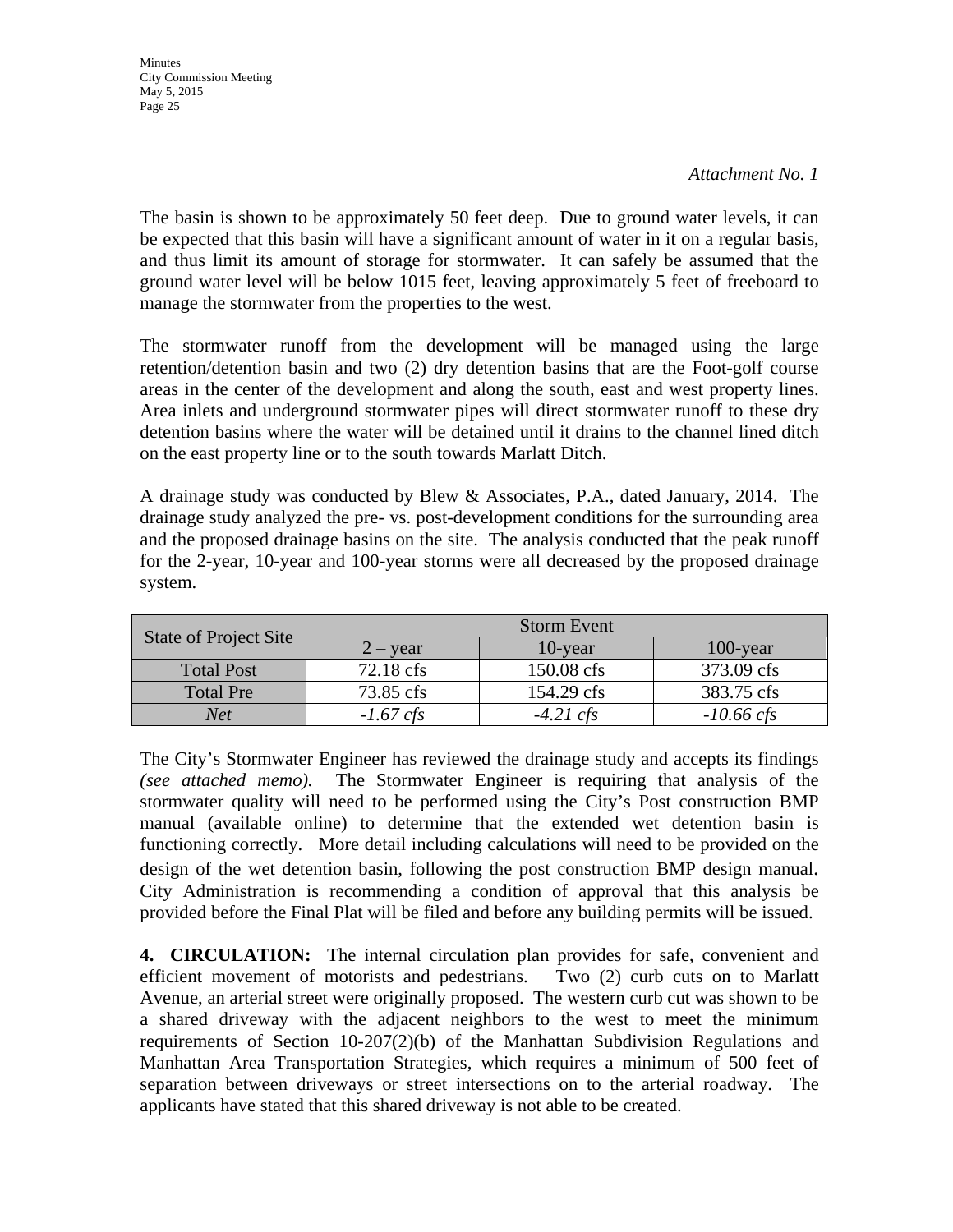*Attachment No. 1*

The basin is shown to be approximately 50 feet deep. Due to ground water levels, it can be expected that this basin will have a significant amount of water in it on a regular basis, and thus limit its amount of storage for stormwater. It can safely be assumed that the ground water level will be below 1015 feet, leaving approximately 5 feet of freeboard to manage the stormwater from the properties to the west.

The stormwater runoff from the development will be managed using the large retention/detention basin and two (2) dry detention basins that are the Foot-golf course areas in the center of the development and along the south, east and west property lines. Area inlets and underground stormwater pipes will direct stormwater runoff to these dry detention basins where the water will be detained until it drains to the channel lined ditch on the east property line or to the south towards Marlatt Ditch.

A drainage study was conducted by Blew & Associates, P.A., dated January, 2014. The drainage study analyzed the pre- vs. post-development conditions for the surrounding area and the proposed drainage basins on the site. The analysis conducted that the peak runoff for the 2-year, 10-year and 100-year storms were all decreased by the proposed drainage system.

| State of Project Site | Storm Event | | |
|---|---|---|---|
| | 2 – year | 10-year | 100-year |
| Total Post | 72.18 cfs | 150.08 cfs | 373.09 cfs |
| Total Pre | 73.85 cfs | 154.29 cfs | 383.75 cfs |
| *Net* | *-1.67 cfs* | *-4.21 cfs* | *-10.66 cfs* |

The City's Stormwater Engineer has reviewed the drainage study and accepts its findings *(see attached memo).* The Stormwater Engineer is requiring that analysis of the stormwater quality will need to be performed using the City's Post construction BMP manual (available online) to determine that the extended wet detention basin is functioning correctly. More detail including calculations will need to be provided on the design of the wet detention basin, following the post construction BMP design manual. City Administration is recommending a condition of approval that this analysis be provided before the Final Plat will be filed and before any building permits will be issued.

**4. CIRCULATION:** The internal circulation plan provides for safe, convenient and efficient movement of motorists and pedestrians. Two (2) curb cuts on to Marlatt Avenue, an arterial street were originally proposed. The western curb cut was shown to be a shared driveway with the adjacent neighbors to the west to meet the minimum requirements of Section 10-207(2)(b) of the Manhattan Subdivision Regulations and Manhattan Area Transportation Strategies, which requires a minimum of 500 feet of separation between driveways or street intersections on to the arterial roadway. The applicants have stated that this shared driveway is not able to be created.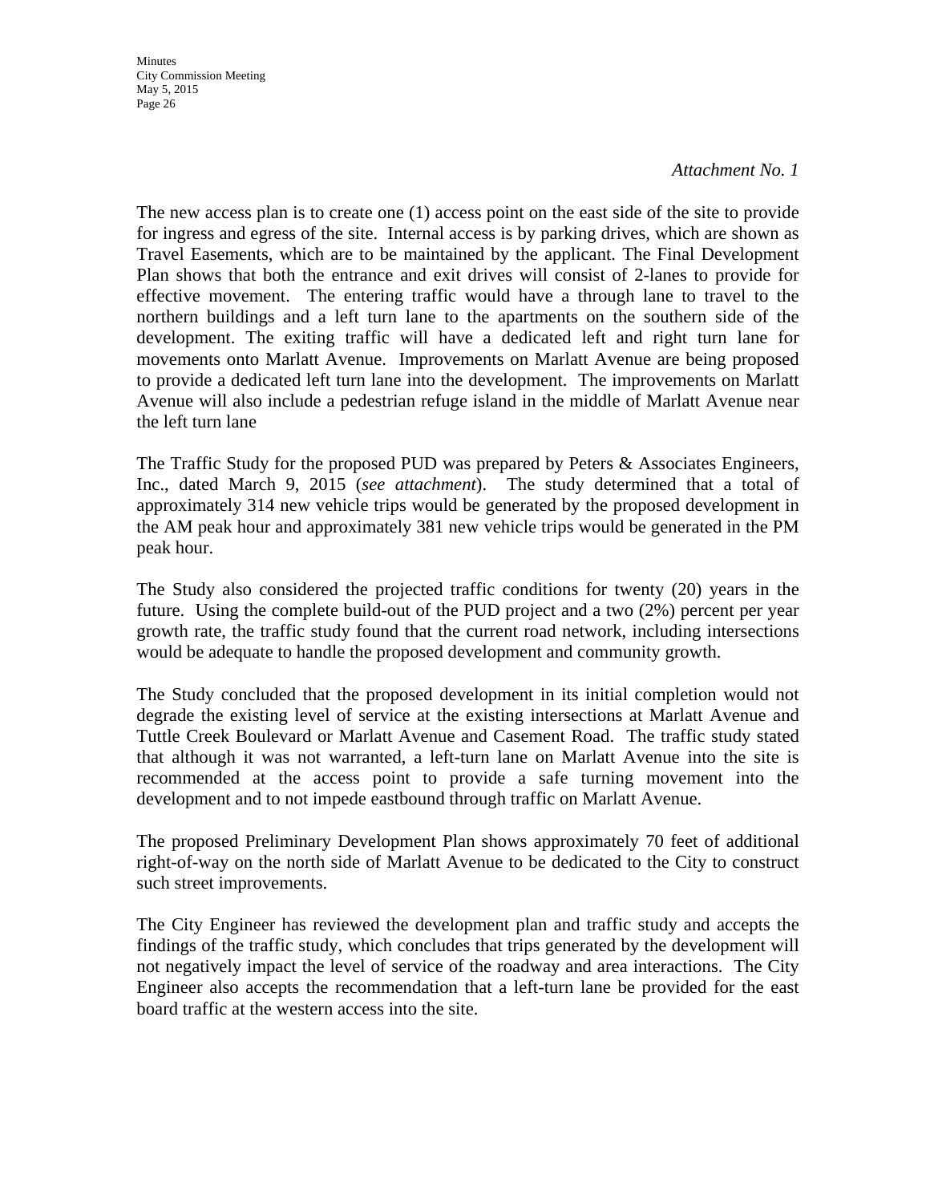*Attachment No. 1*

The new access plan is to create one (1) access point on the east side of the site to provide for ingress and egress of the site. Internal access is by parking drives, which are shown as Travel Easements, which are to be maintained by the applicant. The Final Development Plan shows that both the entrance and exit drives will consist of 2-lanes to provide for effective movement. The entering traffic would have a through lane to travel to the northern buildings and a left turn lane to the apartments on the southern side of the development. The exiting traffic will have a dedicated left and right turn lane for movements onto Marlatt Avenue. Improvements on Marlatt Avenue are being proposed to provide a dedicated left turn lane into the development. The improvements on Marlatt Avenue will also include a pedestrian refuge island in the middle of Marlatt Avenue near the left turn lane

The Traffic Study for the proposed PUD was prepared by Peters & Associates Engineers, Inc., dated March 9, 2015 (*see attachment*). The study determined that a total of approximately 314 new vehicle trips would be generated by the proposed development in the AM peak hour and approximately 381 new vehicle trips would be generated in the PM peak hour.

The Study also considered the projected traffic conditions for twenty (20) years in the future. Using the complete build-out of the PUD project and a two (2%) percent per year growth rate, the traffic study found that the current road network, including intersections would be adequate to handle the proposed development and community growth.

The Study concluded that the proposed development in its initial completion would not degrade the existing level of service at the existing intersections at Marlatt Avenue and Tuttle Creek Boulevard or Marlatt Avenue and Casement Road. The traffic study stated that although it was not warranted, a left-turn lane on Marlatt Avenue into the site is recommended at the access point to provide a safe turning movement into the development and to not impede eastbound through traffic on Marlatt Avenue.

The proposed Preliminary Development Plan shows approximately 70 feet of additional right-of-way on the north side of Marlatt Avenue to be dedicated to the City to construct such street improvements.

The City Engineer has reviewed the development plan and traffic study and accepts the findings of the traffic study, which concludes that trips generated by the development will not negatively impact the level of service of the roadway and area interactions. The City Engineer also accepts the recommendation that a left-turn lane be provided for the east board traffic at the western access into the site.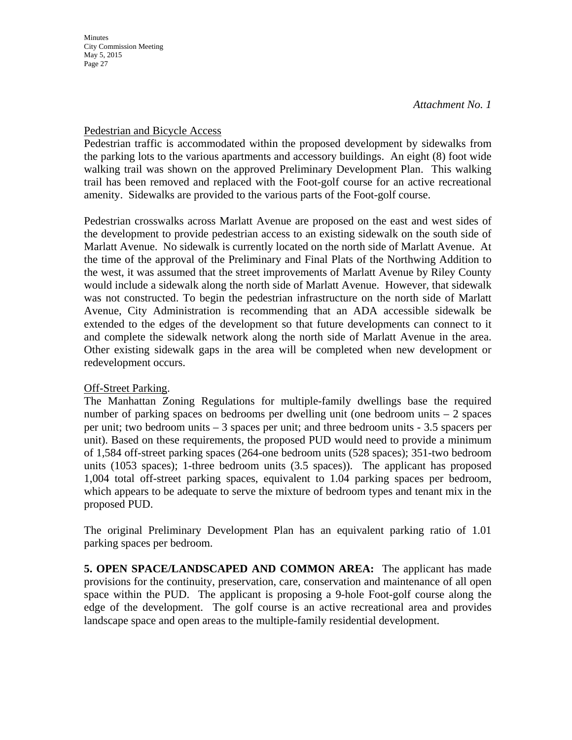*Attachment No. 1*

Pedestrian and Bicycle Access

Pedestrian traffic is accommodated within the proposed development by sidewalks from the parking lots to the various apartments and accessory buildings. An eight (8) foot wide walking trail was shown on the approved Preliminary Development Plan. This walking trail has been removed and replaced with the Foot-golf course for an active recreational amenity. Sidewalks are provided to the various parts of the Foot-golf course.

Pedestrian crosswalks across Marlatt Avenue are proposed on the east and west sides of the development to provide pedestrian access to an existing sidewalk on the south side of Marlatt Avenue. No sidewalk is currently located on the north side of Marlatt Avenue. At the time of the approval of the Preliminary and Final Plats of the Northwing Addition to the west, it was assumed that the street improvements of Marlatt Avenue by Riley County would include a sidewalk along the north side of Marlatt Avenue. However, that sidewalk was not constructed. To begin the pedestrian infrastructure on the north side of Marlatt Avenue, City Administration is recommending that an ADA accessible sidewalk be extended to the edges of the development so that future developments can connect to it and complete the sidewalk network along the north side of Marlatt Avenue in the area. Other existing sidewalk gaps in the area will be completed when new development or redevelopment occurs.

Off-Street Parking.

The Manhattan Zoning Regulations for multiple-family dwellings base the required number of parking spaces on bedrooms per dwelling unit (one bedroom units – 2 spaces per unit; two bedroom units – 3 spaces per unit; and three bedroom units - 3.5 spacers per unit). Based on these requirements, the proposed PUD would need to provide a minimum of 1,584 off-street parking spaces (264-one bedroom units (528 spaces); 351-two bedroom units (1053 spaces); 1-three bedroom units (3.5 spaces)). The applicant has proposed 1,004 total off-street parking spaces, equivalent to 1.04 parking spaces per bedroom, which appears to be adequate to serve the mixture of bedroom types and tenant mix in the proposed PUD.

The original Preliminary Development Plan has an equivalent parking ratio of 1.01 parking spaces per bedroom.

**5. OPEN SPACE/LANDSCAPED AND COMMON AREA:** The applicant has made provisions for the continuity, preservation, care, conservation and maintenance of all open space within the PUD. The applicant is proposing a 9-hole Foot-golf course along the edge of the development. The golf course is an active recreational area and provides landscape space and open areas to the multiple-family residential development.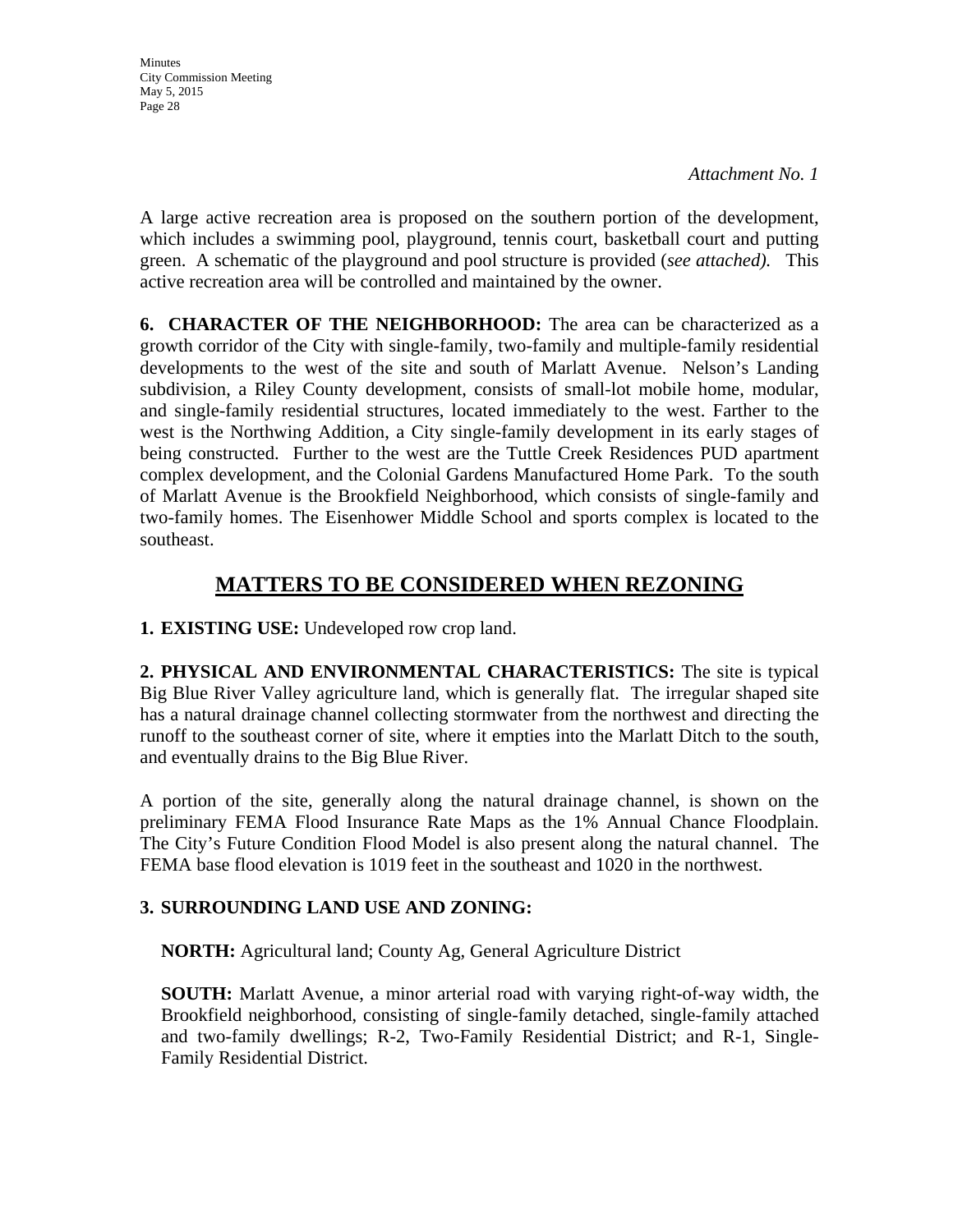*Attachment No. 1*

A large active recreation area is proposed on the southern portion of the development, which includes a swimming pool, playground, tennis court, basketball court and putting green. A schematic of the playground and pool structure is provided (*see attached).* This active recreation area will be controlled and maintained by the owner.

**6. CHARACTER OF THE NEIGHBORHOOD:** The area can be characterized as a growth corridor of the City with single-family, two-family and multiple-family residential developments to the west of the site and south of Marlatt Avenue. Nelson's Landing subdivision, a Riley County development, consists of small-lot mobile home, modular, and single-family residential structures, located immediately to the west. Farther to the west is the Northwing Addition, a City single-family development in its early stages of being constructed. Further to the west are the Tuttle Creek Residences PUD apartment complex development, and the Colonial Gardens Manufactured Home Park. To the south of Marlatt Avenue is the Brookfield Neighborhood, which consists of single-family and two-family homes. The Eisenhower Middle School and sports complex is located to the southeast.

## MATTERS TO BE CONSIDERED WHEN REZONING

**1. EXISTING USE:** Undeveloped row crop land.

**2. PHYSICAL AND ENVIRONMENTAL CHARACTERISTICS:** The site is typical Big Blue River Valley agriculture land, which is generally flat. The irregular shaped site has a natural drainage channel collecting stormwater from the northwest and directing the runoff to the southeast corner of site, where it empties into the Marlatt Ditch to the south, and eventually drains to the Big Blue River.

A portion of the site, generally along the natural drainage channel, is shown on the preliminary FEMA Flood Insurance Rate Maps as the 1% Annual Chance Floodplain. The City's Future Condition Flood Model is also present along the natural channel. The FEMA base flood elevation is 1019 feet in the southeast and 1020 in the northwest.

**3. SURROUNDING LAND USE AND ZONING:**

**NORTH:** Agricultural land; County Ag, General Agriculture District

**SOUTH:** Marlatt Avenue, a minor arterial road with varying right-of-way width, the Brookfield neighborhood, consisting of single-family detached, single-family attached and two-family dwellings; R-2, Two-Family Residential District; and R-1, Single-Family Residential District.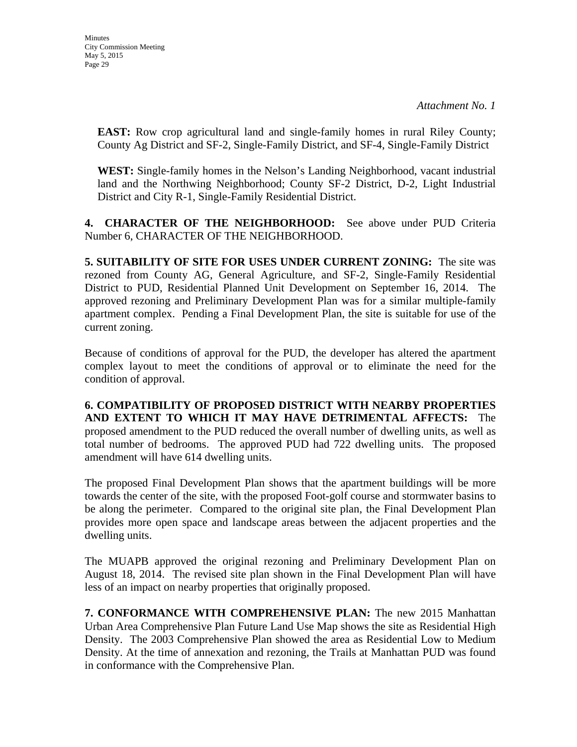*Attachment No. 1*

**EAST:** Row crop agricultural land and single-family homes in rural Riley County; County Ag District and SF-2, Single-Family District, and SF-4, Single-Family District

**WEST:** Single-family homes in the Nelson's Landing Neighborhood, vacant industrial land and the Northwing Neighborhood; County SF-2 District, D-2, Light Industrial District and City R-1, Single-Family Residential District.

**4. CHARACTER OF THE NEIGHBORHOOD:** See above under PUD Criteria Number 6, CHARACTER OF THE NEIGHBORHOOD.

**5. SUITABILITY OF SITE FOR USES UNDER CURRENT ZONING:** The site was rezoned from County AG, General Agriculture, and SF-2, Single-Family Residential District to PUD, Residential Planned Unit Development on September 16, 2014. The approved rezoning and Preliminary Development Plan was for a similar multiple-family apartment complex. Pending a Final Development Plan, the site is suitable for use of the current zoning.

Because of conditions of approval for the PUD, the developer has altered the apartment complex layout to meet the conditions of approval or to eliminate the need for the condition of approval.

**6. COMPATIBILITY OF PROPOSED DISTRICT WITH NEARBY PROPERTIES AND EXTENT TO WHICH IT MAY HAVE DETRIMENTAL AFFECTS:** The proposed amendment to the PUD reduced the overall number of dwelling units, as well as total number of bedrooms. The approved PUD had 722 dwelling units. The proposed amendment will have 614 dwelling units.

The proposed Final Development Plan shows that the apartment buildings will be more towards the center of the site, with the proposed Foot-golf course and stormwater basins to be along the perimeter. Compared to the original site plan, the Final Development Plan provides more open space and landscape areas between the adjacent properties and the dwelling units.

The MUAPB approved the original rezoning and Preliminary Development Plan on August 18, 2014. The revised site plan shown in the Final Development Plan will have less of an impact on nearby properties that originally proposed.

**7. CONFORMANCE WITH COMPREHENSIVE PLAN:** The new 2015 Manhattan Urban Area Comprehensive Plan Future Land Use Map shows the site as Residential High Density. The 2003 Comprehensive Plan showed the area as Residential Low to Medium Density. At the time of annexation and rezoning, the Trails at Manhattan PUD was found in conformance with the Comprehensive Plan.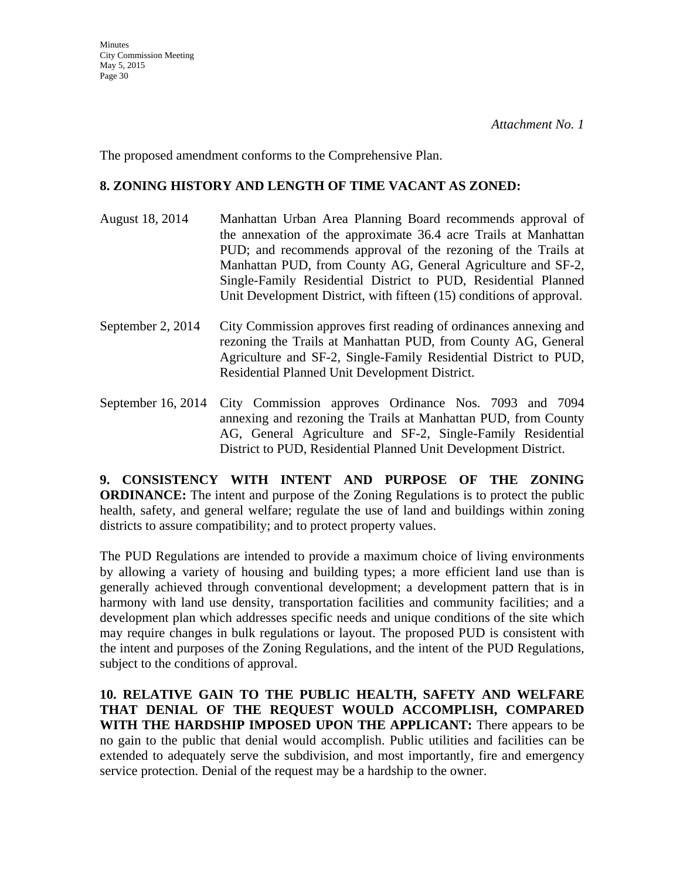*Attachment No. 1*

The proposed amendment conforms to the Comprehensive Plan.

**8. ZONING HISTORY AND LENGTH OF TIME VACANT AS ZONED:**

August 18, 2014 — Manhattan Urban Area Planning Board recommends approval of the annexation of the approximate 36.4 acre Trails at Manhattan PUD; and recommends approval of the rezoning of the Trails at Manhattan PUD, from County AG, General Agriculture and SF-2, Single-Family Residential District to PUD, Residential Planned Unit Development District, with fifteen (15) conditions of approval.

September 2, 2014 — City Commission approves first reading of ordinances annexing and rezoning the Trails at Manhattan PUD, from County AG, General Agriculture and SF-2, Single-Family Residential District to PUD, Residential Planned Unit Development District.

September 16, 2014 — City Commission approves Ordinance Nos. 7093 and 7094 annexing and rezoning the Trails at Manhattan PUD, from County AG, General Agriculture and SF-2, Single-Family Residential District to PUD, Residential Planned Unit Development District.

**9. CONSISTENCY WITH INTENT AND PURPOSE OF THE ZONING ORDINANCE:** The intent and purpose of the Zoning Regulations is to protect the public health, safety, and general welfare; regulate the use of land and buildings within zoning districts to assure compatibility; and to protect property values.

The PUD Regulations are intended to provide a maximum choice of living environments by allowing a variety of housing and building types; a more efficient land use than is generally achieved through conventional development; a development pattern that is in harmony with land use density, transportation facilities and community facilities; and a development plan which addresses specific needs and unique conditions of the site which may require changes in bulk regulations or layout. The proposed PUD is consistent with the intent and purposes of the Zoning Regulations, and the intent of the PUD Regulations, subject to the conditions of approval.

**10. RELATIVE GAIN TO THE PUBLIC HEALTH, SAFETY AND WELFARE THAT DENIAL OF THE REQUEST WOULD ACCOMPLISH, COMPARED WITH THE HARDSHIP IMPOSED UPON THE APPLICANT:** There appears to be no gain to the public that denial would accomplish. Public utilities and facilities can be extended to adequately serve the subdivision, and most importantly, fire and emergency service protection. Denial of the request may be a hardship to the owner.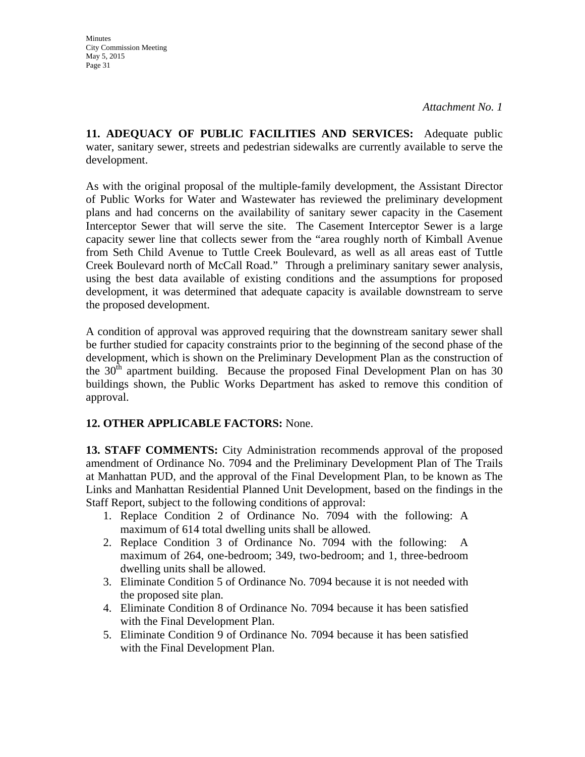*Attachment No. 1*

**11. ADEQUACY OF PUBLIC FACILITIES AND SERVICES:** Adequate public water, sanitary sewer, streets and pedestrian sidewalks are currently available to serve the development.

As with the original proposal of the multiple-family development, the Assistant Director of Public Works for Water and Wastewater has reviewed the preliminary development plans and had concerns on the availability of sanitary sewer capacity in the Casement Interceptor Sewer that will serve the site. The Casement Interceptor Sewer is a large capacity sewer line that collects sewer from the "area roughly north of Kimball Avenue from Seth Child Avenue to Tuttle Creek Boulevard, as well as all areas east of Tuttle Creek Boulevard north of McCall Road." Through a preliminary sanitary sewer analysis, using the best data available of existing conditions and the assumptions for proposed development, it was determined that adequate capacity is available downstream to serve the proposed development.

A condition of approval was approved requiring that the downstream sanitary sewer shall be further studied for capacity constraints prior to the beginning of the second phase of the development, which is shown on the Preliminary Development Plan as the construction of the 30th apartment building. Because the proposed Final Development Plan on has 30 buildings shown, the Public Works Department has asked to remove this condition of approval.

**12. OTHER APPLICABLE FACTORS:** None.

**13. STAFF COMMENTS:** City Administration recommends approval of the proposed amendment of Ordinance No. 7094 and the Preliminary Development Plan of The Trails at Manhattan PUD, and the approval of the Final Development Plan, to be known as The Links and Manhattan Residential Planned Unit Development, based on the findings in the Staff Report, subject to the following conditions of approval:

1. Replace Condition 2 of Ordinance No. 7094 with the following: A maximum of 614 total dwelling units shall be allowed.
2. Replace Condition 3 of Ordinance No. 7094 with the following: A maximum of 264, one-bedroom; 349, two-bedroom; and 1, three-bedroom dwelling units shall be allowed.
3. Eliminate Condition 5 of Ordinance No. 7094 because it is not needed with the proposed site plan.
4. Eliminate Condition 8 of Ordinance No. 7094 because it has been satisfied with the Final Development Plan.
5. Eliminate Condition 9 of Ordinance No. 7094 because it has been satisfied with the Final Development Plan.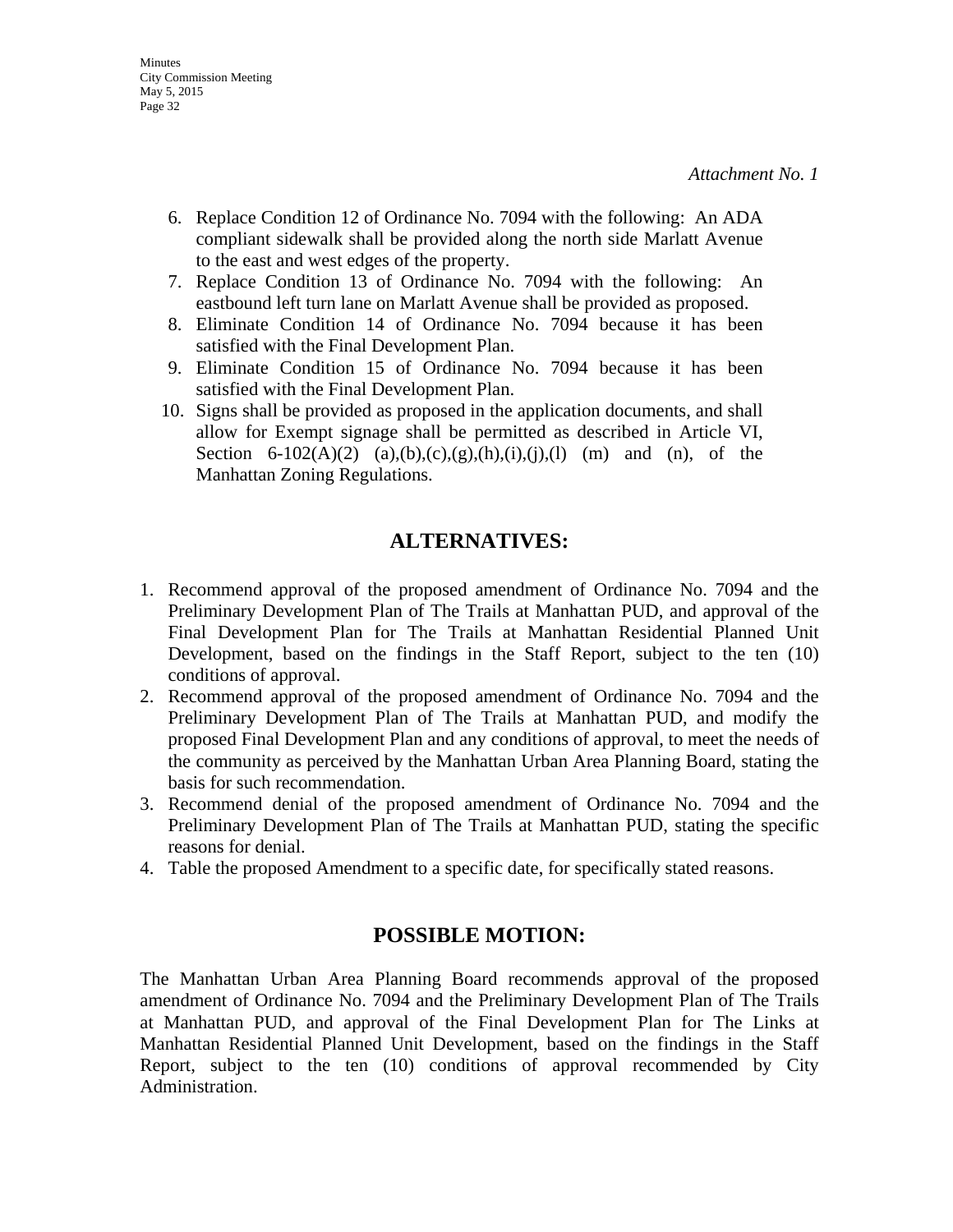*Attachment No. 1*

6. Replace Condition 12 of Ordinance No. 7094 with the following: An ADA compliant sidewalk shall be provided along the north side Marlatt Avenue to the east and west edges of the property.
7. Replace Condition 13 of Ordinance No. 7094 with the following: An eastbound left turn lane on Marlatt Avenue shall be provided as proposed.
8. Eliminate Condition 14 of Ordinance No. 7094 because it has been satisfied with the Final Development Plan.
9. Eliminate Condition 15 of Ordinance No. 7094 because it has been satisfied with the Final Development Plan.
10. Signs shall be provided as proposed in the application documents, and shall allow for Exempt signage shall be permitted as described in Article VI, Section 6-102(A)(2) (a),(b),(c),(g),(h),(i),(j),(l) (m) and (n), of the Manhattan Zoning Regulations.

## ALTERNATIVES:

1. Recommend approval of the proposed amendment of Ordinance No. 7094 and the Preliminary Development Plan of The Trails at Manhattan PUD, and approval of the Final Development Plan for The Trails at Manhattan Residential Planned Unit Development, based on the findings in the Staff Report, subject to the ten (10) conditions of approval.
2. Recommend approval of the proposed amendment of Ordinance No. 7094 and the Preliminary Development Plan of The Trails at Manhattan PUD, and modify the proposed Final Development Plan and any conditions of approval, to meet the needs of the community as perceived by the Manhattan Urban Area Planning Board, stating the basis for such recommendation.
3. Recommend denial of the proposed amendment of Ordinance No. 7094 and the Preliminary Development Plan of The Trails at Manhattan PUD, stating the specific reasons for denial.
4. Table the proposed Amendment to a specific date, for specifically stated reasons.

## POSSIBLE MOTION:

The Manhattan Urban Area Planning Board recommends approval of the proposed amendment of Ordinance No. 7094 and the Preliminary Development Plan of The Trails at Manhattan PUD, and approval of the Final Development Plan for The Links at Manhattan Residential Planned Unit Development, based on the findings in the Staff Report, subject to the ten (10) conditions of approval recommended by City Administration.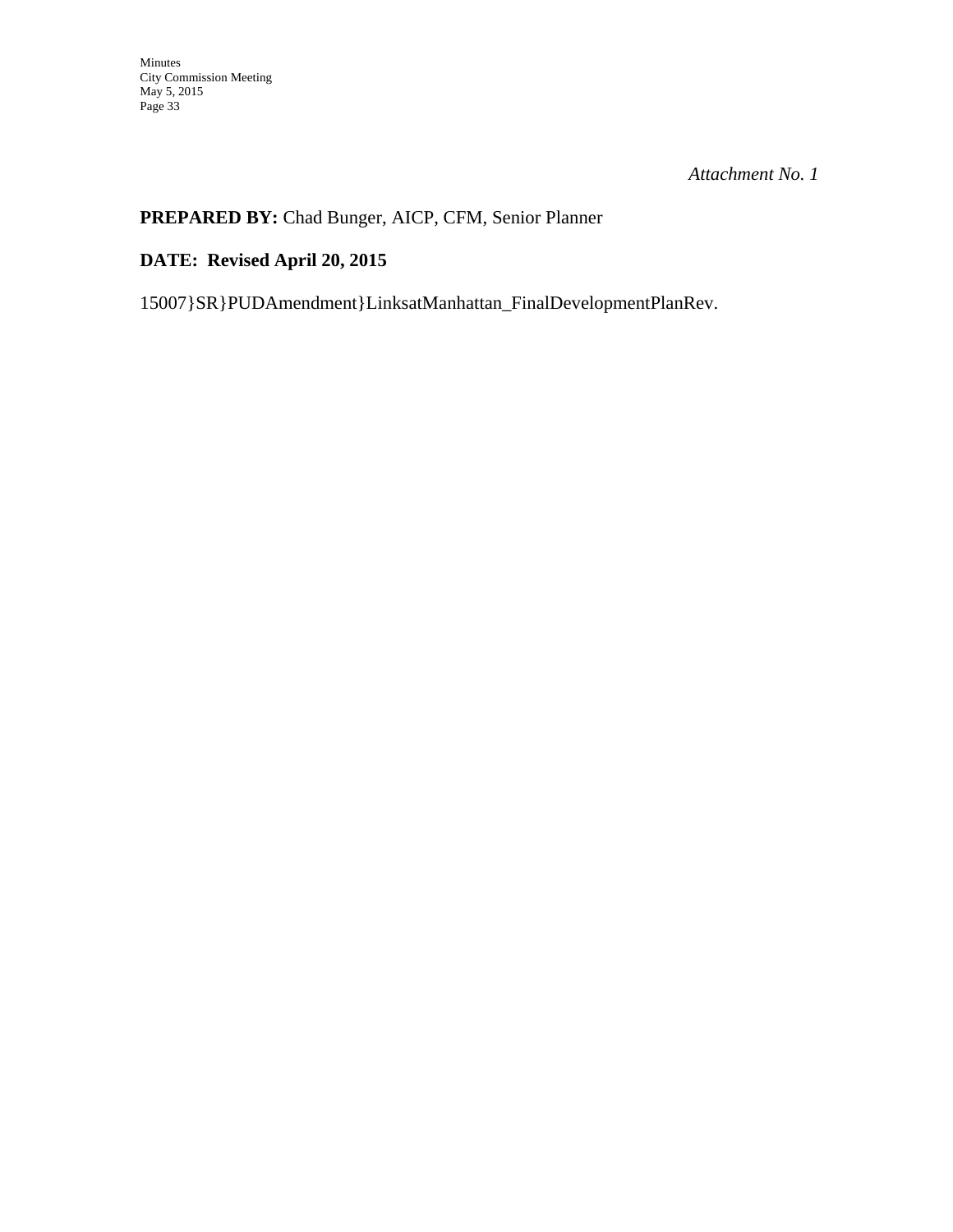*Attachment No. 1*

**PREPARED BY:** Chad Bunger, AICP, CFM, Senior Planner

**DATE: Revised April 20, 2015**

15007}SR}PUDAmendment}LinksatManhattan_FinalDevelopmentPlanRev.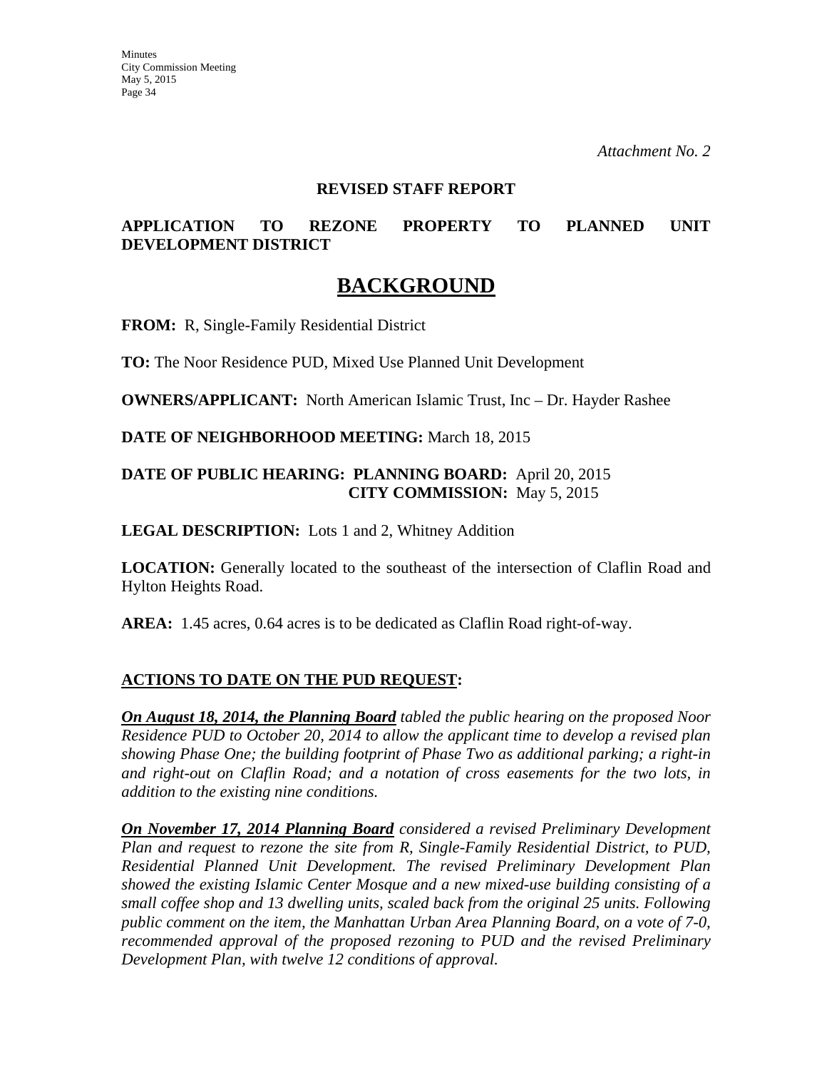*Attachment No. 2*

**REVISED STAFF REPORT**

**APPLICATION TO REZONE PROPERTY TO PLANNED UNIT DEVELOPMENT DISTRICT**

# BACKGROUND

**FROM:** R, Single-Family Residential District

**TO:** The Noor Residence PUD, Mixed Use Planned Unit Development

**OWNERS/APPLICANT:** North American Islamic Trust, Inc – Dr. Hayder Rashee

**DATE OF NEIGHBORHOOD MEETING:** March 18, 2015

**DATE OF PUBLIC HEARING: PLANNING BOARD:** April 20, 2015
**CITY COMMISSION:** May 5, 2015

**LEGAL DESCRIPTION:** Lots 1 and 2, Whitney Addition

**LOCATION:** Generally located to the southeast of the intersection of Claflin Road and Hylton Heights Road.

**AREA:** 1.45 acres, 0.64 acres is to be dedicated as Claflin Road right-of-way.

**ACTIONS TO DATE ON THE PUD REQUEST:**

***On August 18, 2014, the Planning Board*** *tabled the public hearing on the proposed Noor Residence PUD to October 20, 2014 to allow the applicant time to develop a revised plan showing Phase One; the building footprint of Phase Two as additional parking; a right-in and right-out on Claflin Road; and a notation of cross easements for the two lots, in addition to the existing nine conditions.*

***On November 17, 2014 Planning Board*** *considered a revised Preliminary Development Plan and request to rezone the site from R, Single-Family Residential District, to PUD, Residential Planned Unit Development. The revised Preliminary Development Plan showed the existing Islamic Center Mosque and a new mixed-use building consisting of a small coffee shop and 13 dwelling units, scaled back from the original 25 units. Following public comment on the item, the Manhattan Urban Area Planning Board, on a vote of 7-0, recommended approval of the proposed rezoning to PUD and the revised Preliminary Development Plan, with twelve 12 conditions of approval.*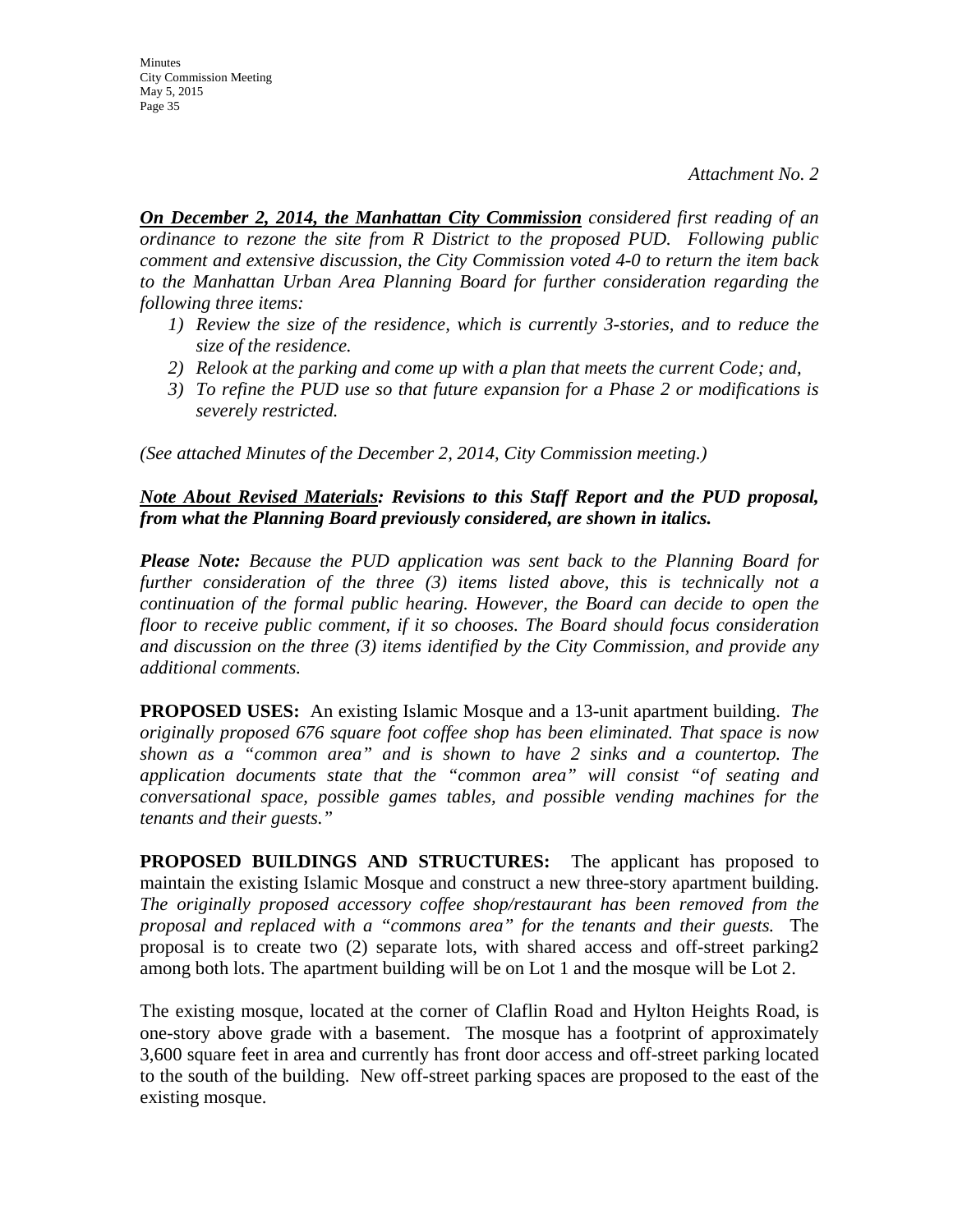*Attachment No. 2*

***On December 2, 2014, the Manhattan City Commission*** *considered first reading of an ordinance to rezone the site from R District to the proposed PUD. Following public comment and extensive discussion, the City Commission voted 4-0 to return the item back to the Manhattan Urban Area Planning Board for further consideration regarding the following three items:*

1) *Review the size of the residence, which is currently 3-stories, and to reduce the size of the residence.*
2) *Relook at the parking and come up with a plan that meets the current Code; and,*
3) *To refine the PUD use so that future expansion for a Phase 2 or modifications is severely restricted.*

*(See attached Minutes of the December 2, 2014, City Commission meeting.)*

***Note About Revised Materials: Revisions to this Staff Report and the PUD proposal, from what the Planning Board previously considered, are shown in italics.***

***Please Note:*** *Because the PUD application was sent back to the Planning Board for further consideration of the three (3) items listed above, this is technically not a continuation of the formal public hearing. However, the Board can decide to open the floor to receive public comment, if it so chooses. The Board should focus consideration and discussion on the three (3) items identified by the City Commission, and provide any additional comments.*

**PROPOSED USES:** An existing Islamic Mosque and a 13-unit apartment building. *The originally proposed 676 square foot coffee shop has been eliminated. That space is now shown as a "common area" and is shown to have 2 sinks and a countertop. The application documents state that the "common area" will consist "of seating and conversational space, possible games tables, and possible vending machines for the tenants and their guests."*

**PROPOSED BUILDINGS AND STRUCTURES:** The applicant has proposed to maintain the existing Islamic Mosque and construct a new three-story apartment building. *The originally proposed accessory coffee shop/restaurant has been removed from the proposal and replaced with a "commons area" for the tenants and their guests.* The proposal is to create two (2) separate lots, with shared access and off-street parking2 among both lots. The apartment building will be on Lot 1 and the mosque will be Lot 2.

The existing mosque, located at the corner of Claflin Road and Hylton Heights Road, is one-story above grade with a basement. The mosque has a footprint of approximately 3,600 square feet in area and currently has front door access and off-street parking located to the south of the building. New off-street parking spaces are proposed to the east of the existing mosque.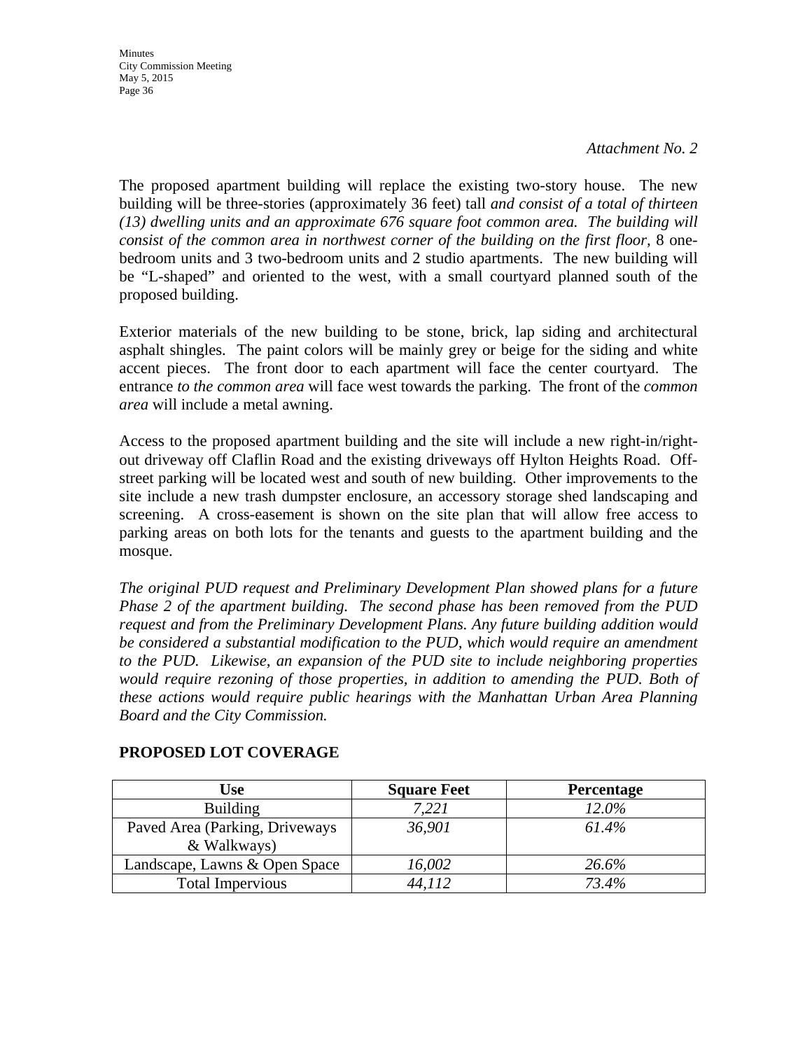*Attachment No. 2*

The proposed apartment building will replace the existing two-story house. The new building will be three-stories (approximately 36 feet) tall *and consist of a total of thirteen (13) dwelling units and an approximate 676 square foot common area. The building will consist of the common area in northwest corner of the building on the first floor*, 8 one-bedroom units and 3 two-bedroom units and 2 studio apartments. The new building will be "L-shaped" and oriented to the west, with a small courtyard planned south of the proposed building.

Exterior materials of the new building to be stone, brick, lap siding and architectural asphalt shingles. The paint colors will be mainly grey or beige for the siding and white accent pieces. The front door to each apartment will face the center courtyard. The entrance *to the common area* will face west towards the parking. The front of the *common area* will include a metal awning.

Access to the proposed apartment building and the site will include a new right-in/right-out driveway off Claflin Road and the existing driveways off Hylton Heights Road. Off-street parking will be located west and south of new building. Other improvements to the site include a new trash dumpster enclosure, an accessory storage shed landscaping and screening. A cross-easement is shown on the site plan that will allow free access to parking areas on both lots for the tenants and guests to the apartment building and the mosque.

*The original PUD request and Preliminary Development Plan showed plans for a future Phase 2 of the apartment building. The second phase has been removed from the PUD request and from the Preliminary Development Plans. Any future building addition would be considered a substantial modification to the PUD, which would require an amendment to the PUD. Likewise, an expansion of the PUD site to include neighboring properties would require rezoning of those properties, in addition to amending the PUD. Both of these actions would require public hearings with the Manhattan Urban Area Planning Board and the City Commission.*

## PROPOSED LOT COVERAGE

| Use | Square Feet | Percentage |
|---|---|---|
| Building | *7,221* | *12.0%* |
| Paved Area (Parking, Driveways & Walkways) | *36,901* | *61.4%* |
| Landscape, Lawns & Open Space | *16,002* | *26.6%* |
| Total Impervious | *44,112* | *73.4%* |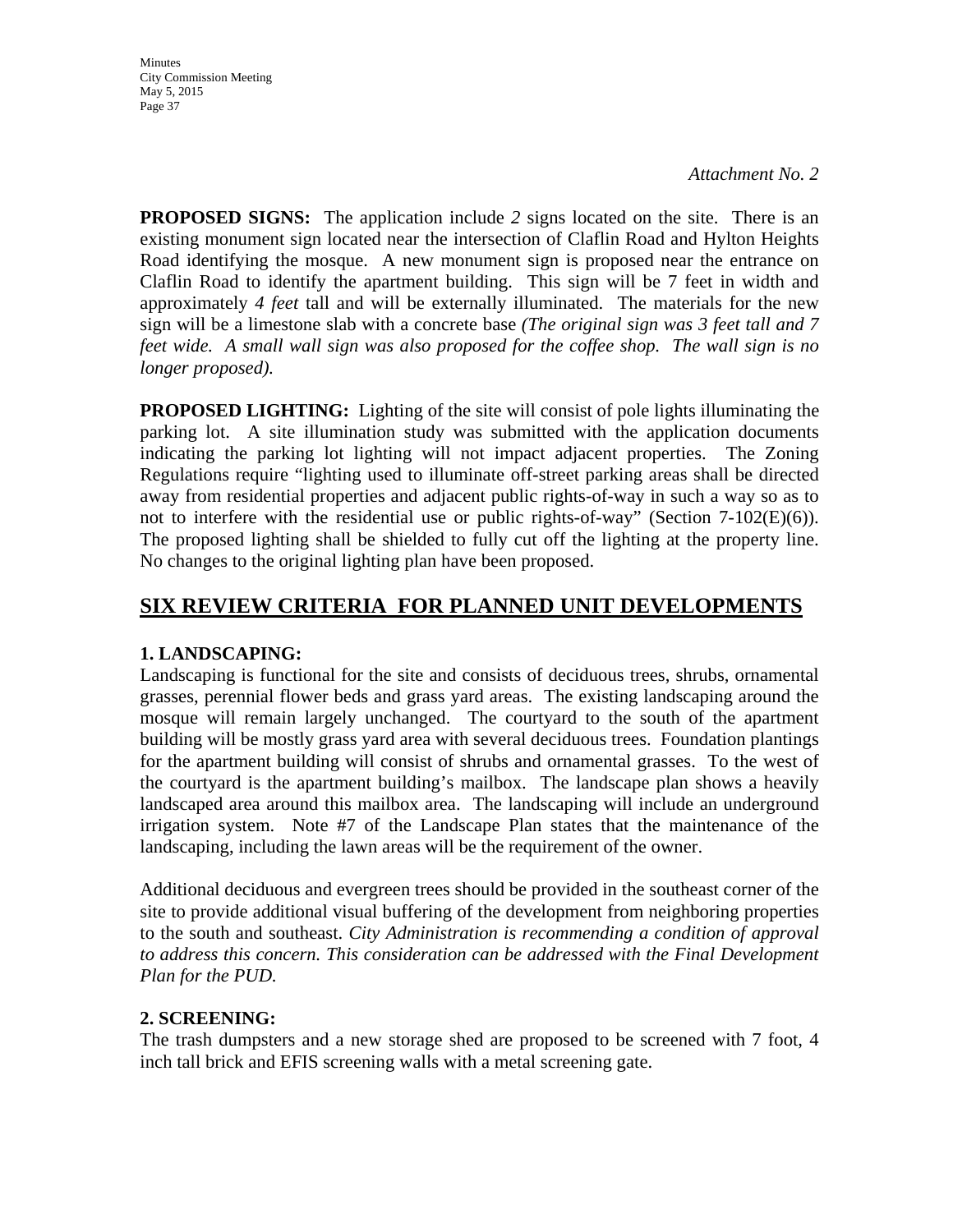*Attachment No. 2*

**PROPOSED SIGNS:** The application include *2* signs located on the site. There is an existing monument sign located near the intersection of Claflin Road and Hylton Heights Road identifying the mosque. A new monument sign is proposed near the entrance on Claflin Road to identify the apartment building. This sign will be 7 feet in width and approximately *4 feet* tall and will be externally illuminated. The materials for the new sign will be a limestone slab with a concrete base *(The original sign was 3 feet tall and 7 feet wide. A small wall sign was also proposed for the coffee shop. The wall sign is no longer proposed).*

**PROPOSED LIGHTING:** Lighting of the site will consist of pole lights illuminating the parking lot. A site illumination study was submitted with the application documents indicating the parking lot lighting will not impact adjacent properties. The Zoning Regulations require "lighting used to illuminate off-street parking areas shall be directed away from residential properties and adjacent public rights-of-way in such a way so as to not to interfere with the residential use or public rights-of-way" (Section 7-102(E)(6)). The proposed lighting shall be shielded to fully cut off the lighting at the property line. No changes to the original lighting plan have been proposed.

## SIX REVIEW CRITERIA FOR PLANNED UNIT DEVELOPMENTS

### 1. LANDSCAPING:

Landscaping is functional for the site and consists of deciduous trees, shrubs, ornamental grasses, perennial flower beds and grass yard areas. The existing landscaping around the mosque will remain largely unchanged. The courtyard to the south of the apartment building will be mostly grass yard area with several deciduous trees. Foundation plantings for the apartment building will consist of shrubs and ornamental grasses. To the west of the courtyard is the apartment building's mailbox. The landscape plan shows a heavily landscaped area around this mailbox area. The landscaping will include an underground irrigation system. Note #7 of the Landscape Plan states that the maintenance of the landscaping, including the lawn areas will be the requirement of the owner.

Additional deciduous and evergreen trees should be provided in the southeast corner of the site to provide additional visual buffering of the development from neighboring properties to the south and southeast. *City Administration is recommending a condition of approval to address this concern. This consideration can be addressed with the Final Development Plan for the PUD.*

### 2. SCREENING:

The trash dumpsters and a new storage shed are proposed to be screened with 7 foot, 4 inch tall brick and EFIS screening walls with a metal screening gate.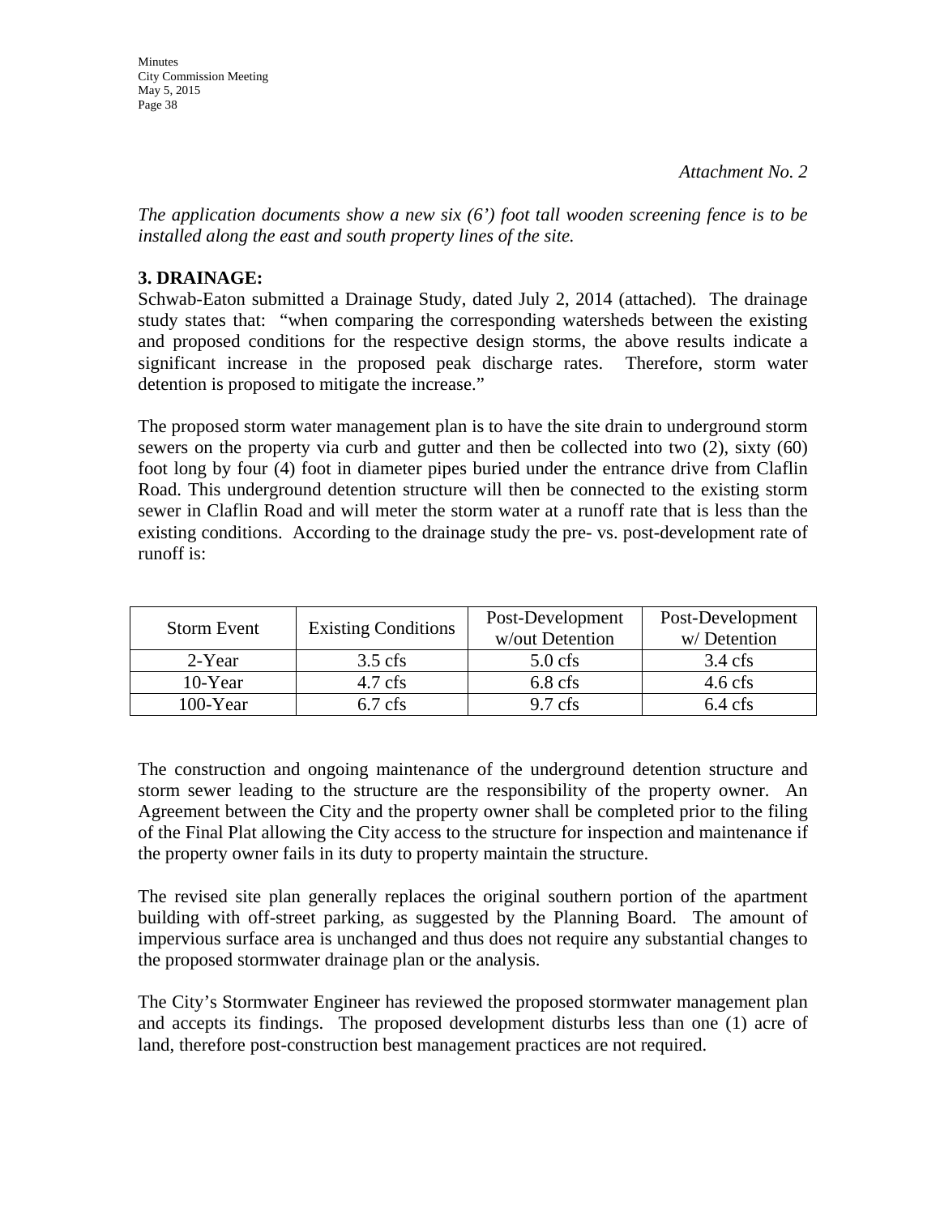*Attachment No. 2*

*The application documents show a new six (6') foot tall wooden screening fence is to be installed along the east and south property lines of the site.*

**3. DRAINAGE:**

Schwab-Eaton submitted a Drainage Study, dated July 2, 2014 (attached). The drainage study states that: "when comparing the corresponding watersheds between the existing and proposed conditions for the respective design storms, the above results indicate a significant increase in the proposed peak discharge rates. Therefore, storm water detention is proposed to mitigate the increase."

The proposed storm water management plan is to have the site drain to underground storm sewers on the property via curb and gutter and then be collected into two (2), sixty (60) foot long by four (4) foot in diameter pipes buried under the entrance drive from Claflin Road. This underground detention structure will then be connected to the existing storm sewer in Claflin Road and will meter the storm water at a runoff rate that is less than the existing conditions. According to the drainage study the pre- vs. post-development rate of runoff is:

| Storm Event | Existing Conditions | Post-Development w/out Detention | Post-Development w/ Detention |
|---|---|---|---|
| 2-Year | 3.5 cfs | 5.0 cfs | 3.4 cfs |
| 10-Year | 4.7 cfs | 6.8 cfs | 4.6 cfs |
| 100-Year | 6.7 cfs | 9.7 cfs | 6.4 cfs |

The construction and ongoing maintenance of the underground detention structure and storm sewer leading to the structure are the responsibility of the property owner. An Agreement between the City and the property owner shall be completed prior to the filing of the Final Plat allowing the City access to the structure for inspection and maintenance if the property owner fails in its duty to property maintain the structure.

The revised site plan generally replaces the original southern portion of the apartment building with off-street parking, as suggested by the Planning Board. The amount of impervious surface area is unchanged and thus does not require any substantial changes to the proposed stormwater drainage plan or the analysis.

The City's Stormwater Engineer has reviewed the proposed stormwater management plan and accepts its findings. The proposed development disturbs less than one (1) acre of land, therefore post-construction best management practices are not required.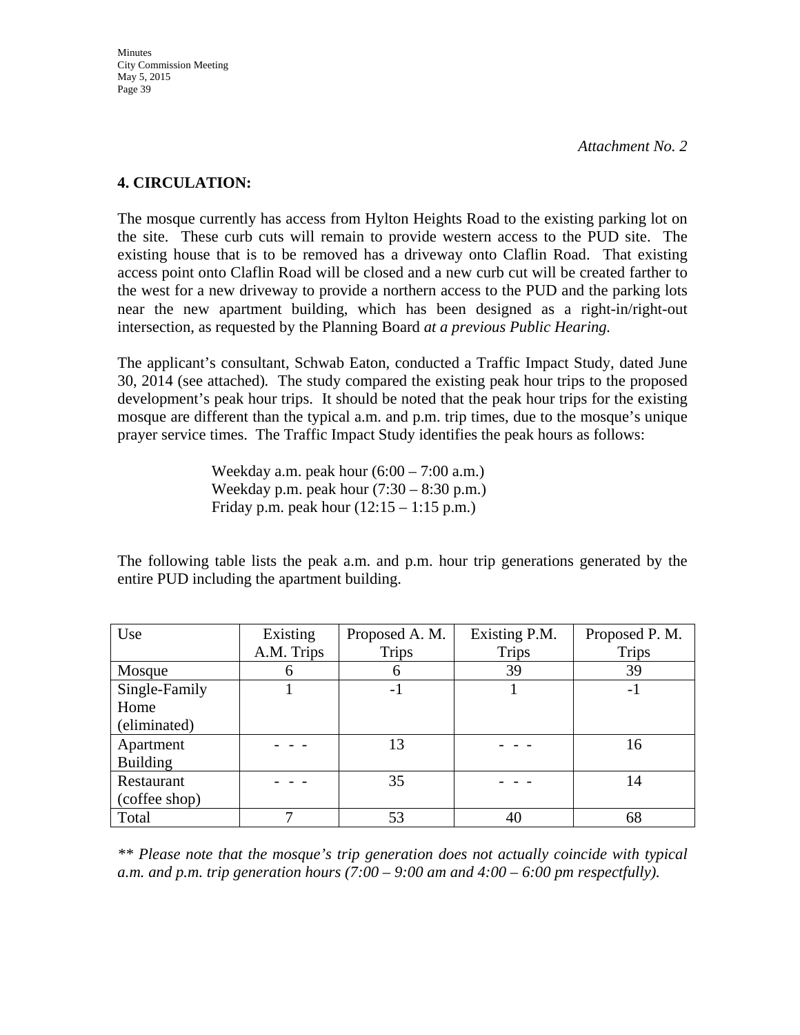*Attachment No. 2*

## 4. CIRCULATION:

The mosque currently has access from Hylton Heights Road to the existing parking lot on the site. These curb cuts will remain to provide western access to the PUD site. The existing house that is to be removed has a driveway onto Claflin Road. That existing access point onto Claflin Road will be closed and a new curb cut will be created farther to the west for a new driveway to provide a northern access to the PUD and the parking lots near the new apartment building, which has been designed as a right-in/right-out intersection, as requested by the Planning Board *at a previous Public Hearing.*

The applicant's consultant, Schwab Eaton, conducted a Traffic Impact Study, dated June 30, 2014 (see attached). The study compared the existing peak hour trips to the proposed development's peak hour trips. It should be noted that the peak hour trips for the existing mosque are different than the typical a.m. and p.m. trip times, due to the mosque's unique prayer service times. The Traffic Impact Study identifies the peak hours as follows:

Weekday a.m. peak hour (6:00 – 7:00 a.m.)
Weekday p.m. peak hour (7:30 – 8:30 p.m.)
Friday p.m. peak hour (12:15 – 1:15 p.m.)

The following table lists the peak a.m. and p.m. hour trip generations generated by the entire PUD including the apartment building.

| Use | Existing A.M. Trips | Proposed A. M. Trips | Existing P.M. Trips | Proposed P. M. Trips |
|---|---|---|---|---|
| Mosque | 6 | 6 | 39 | 39 |
| Single-Family Home (eliminated) | 1 | -1 | 1 | -1 |
| Apartment Building | - - - | 13 | - - - | 16 |
| Restaurant (coffee shop) | - - - | 35 | - - - | 14 |
| Total | 7 | 53 | 40 | 68 |

*** Please note that the mosque's trip generation does not actually coincide with typical a.m. and p.m. trip generation hours (7:00 – 9:00 am and 4:00 – 6:00 pm respectfully).*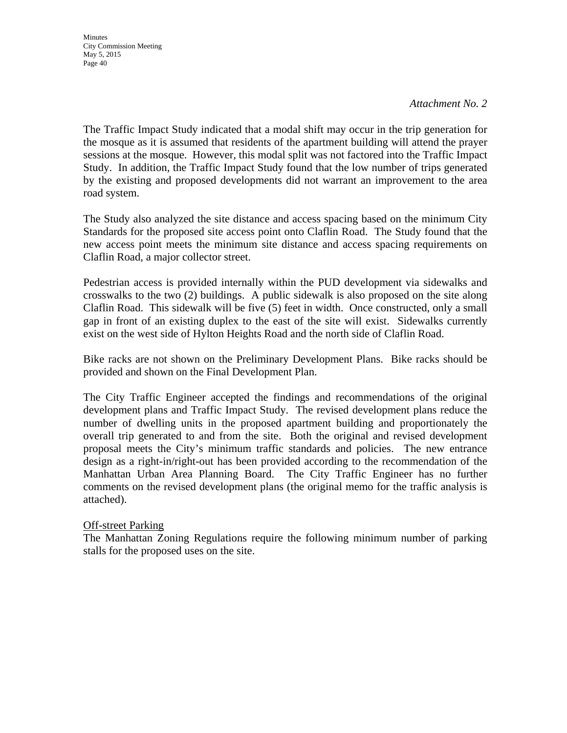*Attachment No. 2*

The Traffic Impact Study indicated that a modal shift may occur in the trip generation for the mosque as it is assumed that residents of the apartment building will attend the prayer sessions at the mosque. However, this modal split was not factored into the Traffic Impact Study. In addition, the Traffic Impact Study found that the low number of trips generated by the existing and proposed developments did not warrant an improvement to the area road system.

The Study also analyzed the site distance and access spacing based on the minimum City Standards for the proposed site access point onto Claflin Road. The Study found that the new access point meets the minimum site distance and access spacing requirements on Claflin Road, a major collector street.

Pedestrian access is provided internally within the PUD development via sidewalks and crosswalks to the two (2) buildings. A public sidewalk is also proposed on the site along Claflin Road. This sidewalk will be five (5) feet in width. Once constructed, only a small gap in front of an existing duplex to the east of the site will exist. Sidewalks currently exist on the west side of Hylton Heights Road and the north side of Claflin Road.

Bike racks are not shown on the Preliminary Development Plans. Bike racks should be provided and shown on the Final Development Plan.

The City Traffic Engineer accepted the findings and recommendations of the original development plans and Traffic Impact Study. The revised development plans reduce the number of dwelling units in the proposed apartment building and proportionately the overall trip generated to and from the site. Both the original and revised development proposal meets the City's minimum traffic standards and policies. The new entrance design as a right-in/right-out has been provided according to the recommendation of the Manhattan Urban Area Planning Board. The City Traffic Engineer has no further comments on the revised development plans (the original memo for the traffic analysis is attached).

<u>Off-street Parking</u>

The Manhattan Zoning Regulations require the following minimum number of parking stalls for the proposed uses on the site.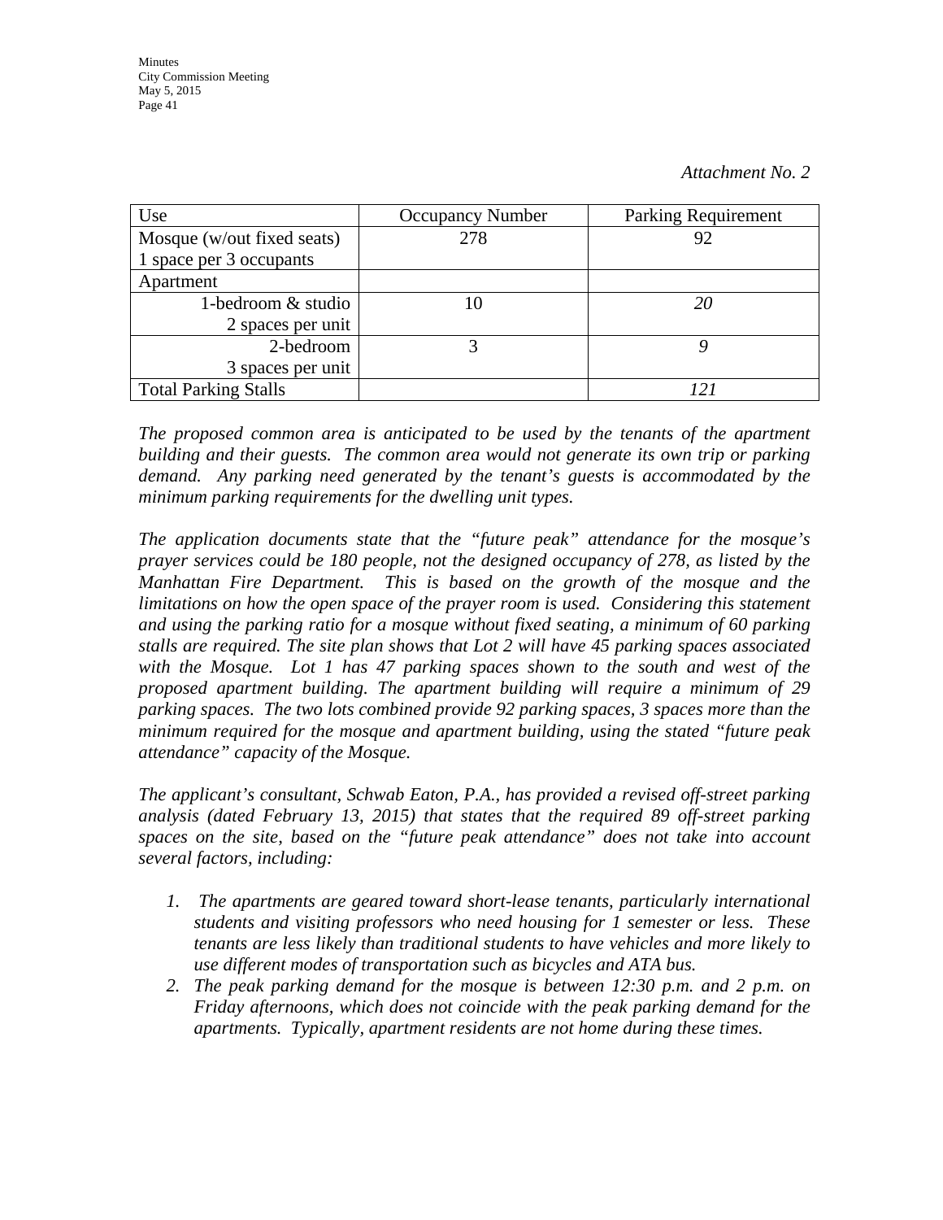*Attachment No. 2*

| Use | Occupancy Number | Parking Requirement |
|---|---|---|
| Mosque (w/out fixed seats)<br>1 space per 3 occupants | 278 | 92 |
| Apartment | | |
| 1-bedroom & studio<br>2 spaces per unit | 10 | *20* |
| 2-bedroom<br>3 spaces per unit | 3 | *9* |
| Total Parking Stalls | | *121* |

*The proposed common area is anticipated to be used by the tenants of the apartment building and their guests. The common area would not generate its own trip or parking demand. Any parking need generated by the tenant's guests is accommodated by the minimum parking requirements for the dwelling unit types.*

*The application documents state that the "future peak" attendance for the mosque's prayer services could be 180 people, not the designed occupancy of 278, as listed by the Manhattan Fire Department. This is based on the growth of the mosque and the limitations on how the open space of the prayer room is used. Considering this statement and using the parking ratio for a mosque without fixed seating, a minimum of 60 parking stalls are required. The site plan shows that Lot 2 will have 45 parking spaces associated with the Mosque. Lot 1 has 47 parking spaces shown to the south and west of the proposed apartment building. The apartment building will require a minimum of 29 parking spaces. The two lots combined provide 92 parking spaces, 3 spaces more than the minimum required for the mosque and apartment building, using the stated "future peak attendance" capacity of the Mosque.*

*The applicant's consultant, Schwab Eaton, P.A., has provided a revised off-street parking analysis (dated February 13, 2015) that states that the required 89 off-street parking spaces on the site, based on the "future peak attendance" does not take into account several factors, including:*

1. *The apartments are geared toward short-lease tenants, particularly international students and visiting professors who need housing for 1 semester or less. These tenants are less likely than traditional students to have vehicles and more likely to use different modes of transportation such as bicycles and ATA bus.*
2. *The peak parking demand for the mosque is between 12:30 p.m. and 2 p.m. on Friday afternoons, which does not coincide with the peak parking demand for the apartments. Typically, apartment residents are not home during these times.*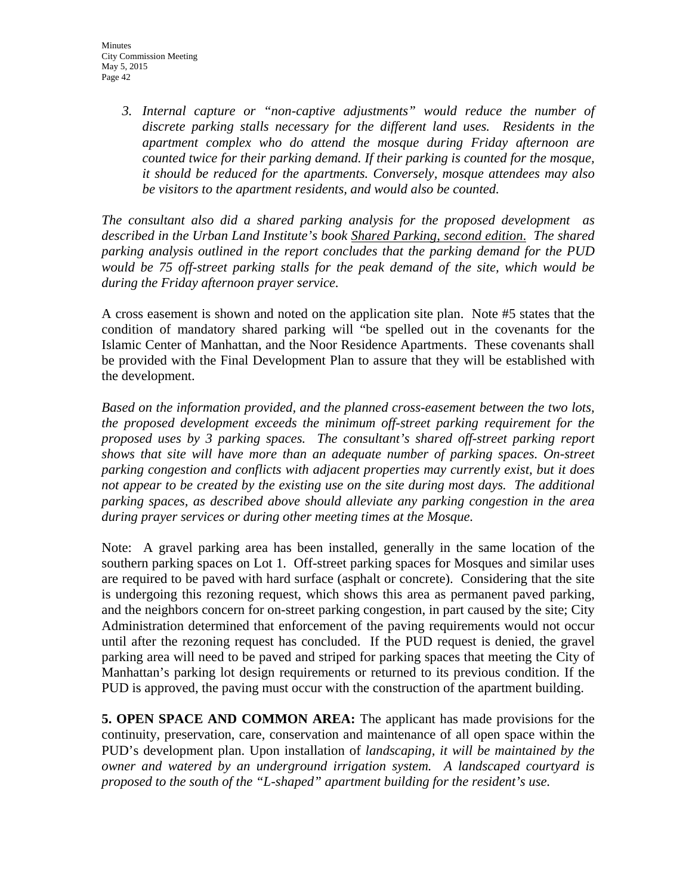3. *Internal capture or "non-captive adjustments" would reduce the number of discrete parking stalls necessary for the different land uses. Residents in the apartment complex who do attend the mosque during Friday afternoon are counted twice for their parking demand. If their parking is counted for the mosque, it should be reduced for the apartments. Conversely, mosque attendees may also be visitors to the apartment residents, and would also be counted.*

*The consultant also did a shared parking analysis for the proposed development as described in the Urban Land Institute's book Shared Parking, second edition. The shared parking analysis outlined in the report concludes that the parking demand for the PUD would be 75 off-street parking stalls for the peak demand of the site, which would be during the Friday afternoon prayer service.*

A cross easement is shown and noted on the application site plan. Note #5 states that the condition of mandatory shared parking will "be spelled out in the covenants for the Islamic Center of Manhattan, and the Noor Residence Apartments. These covenants shall be provided with the Final Development Plan to assure that they will be established with the development.

*Based on the information provided, and the planned cross-easement between the two lots, the proposed development exceeds the minimum off-street parking requirement for the proposed uses by 3 parking spaces. The consultant's shared off-street parking report shows that site will have more than an adequate number of parking spaces. On-street parking congestion and conflicts with adjacent properties may currently exist, but it does not appear to be created by the existing use on the site during most days. The additional parking spaces, as described above should alleviate any parking congestion in the area during prayer services or during other meeting times at the Mosque.*

Note: A gravel parking area has been installed, generally in the same location of the southern parking spaces on Lot 1. Off-street parking spaces for Mosques and similar uses are required to be paved with hard surface (asphalt or concrete). Considering that the site is undergoing this rezoning request, which shows this area as permanent paved parking, and the neighbors concern for on-street parking congestion, in part caused by the site; City Administration determined that enforcement of the paving requirements would not occur until after the rezoning request has concluded. If the PUD request is denied, the gravel parking area will need to be paved and striped for parking spaces that meeting the City of Manhattan's parking lot design requirements or returned to its previous condition. If the PUD is approved, the paving must occur with the construction of the apartment building.

**5. OPEN SPACE AND COMMON AREA:** The applicant has made provisions for the continuity, preservation, care, conservation and maintenance of all open space within the PUD's development plan. Upon installation of *landscaping, it will be maintained by the owner and watered by an underground irrigation system. A landscaped courtyard is proposed to the south of the "L-shaped" apartment building for the resident's use.*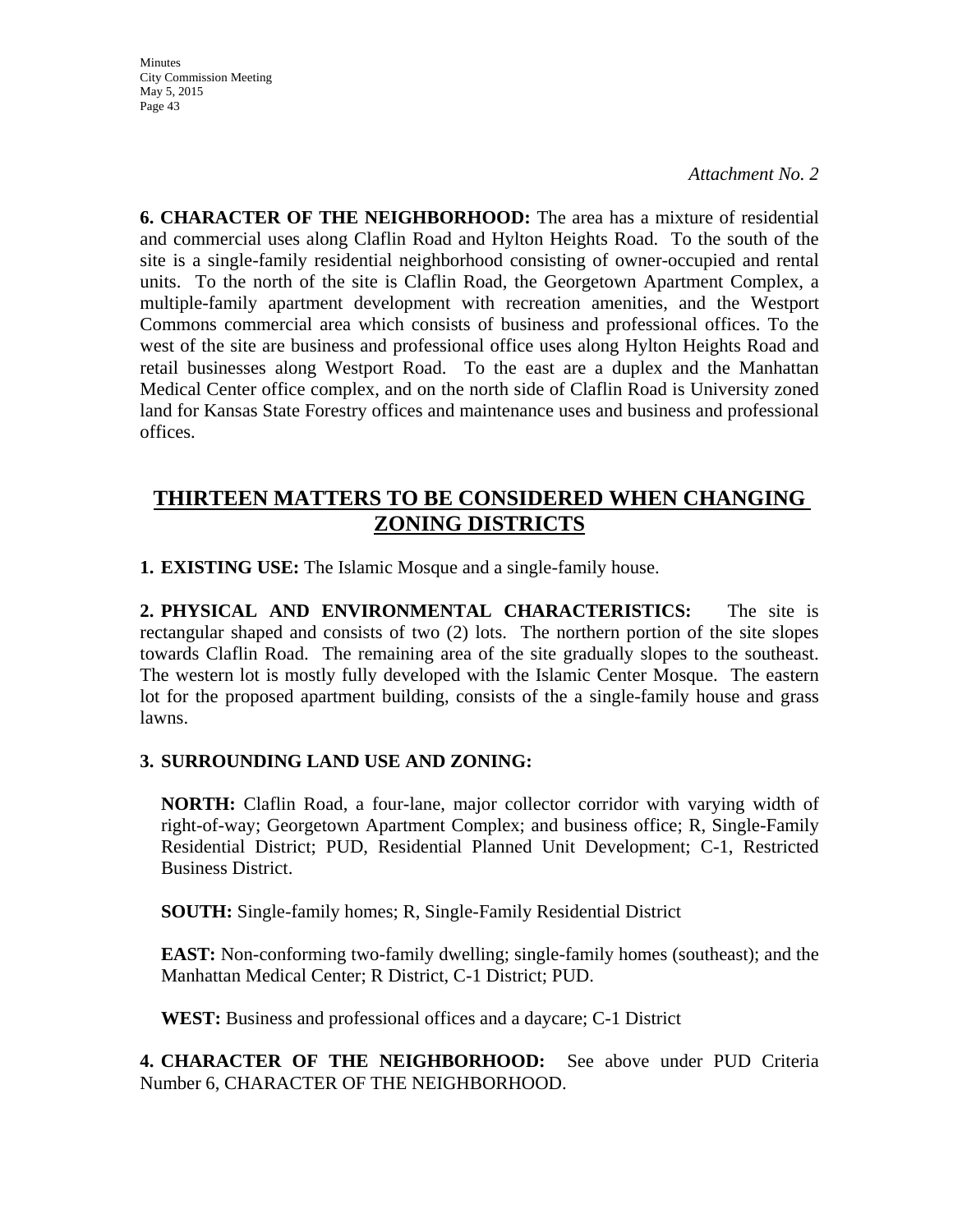*Attachment No. 2*

**6. CHARACTER OF THE NEIGHBORHOOD:** The area has a mixture of residential and commercial uses along Claflin Road and Hylton Heights Road. To the south of the site is a single-family residential neighborhood consisting of owner-occupied and rental units. To the north of the site is Claflin Road, the Georgetown Apartment Complex, a multiple-family apartment development with recreation amenities, and the Westport Commons commercial area which consists of business and professional offices. To the west of the site are business and professional office uses along Hylton Heights Road and retail businesses along Westport Road. To the east are a duplex and the Manhattan Medical Center office complex, and on the north side of Claflin Road is University zoned land for Kansas State Forestry offices and maintenance uses and business and professional offices.

## THIRTEEN MATTERS TO BE CONSIDERED WHEN CHANGING ZONING DISTRICTS

**1. EXISTING USE:** The Islamic Mosque and a single-family house.

**2. PHYSICAL AND ENVIRONMENTAL CHARACTERISTICS:** The site is rectangular shaped and consists of two (2) lots. The northern portion of the site slopes towards Claflin Road. The remaining area of the site gradually slopes to the southeast. The western lot is mostly fully developed with the Islamic Center Mosque. The eastern lot for the proposed apartment building, consists of the a single-family house and grass lawns.

**3. SURROUNDING LAND USE AND ZONING:**

**NORTH:** Claflin Road, a four-lane, major collector corridor with varying width of right-of-way; Georgetown Apartment Complex; and business office; R, Single-Family Residential District; PUD, Residential Planned Unit Development; C-1, Restricted Business District.

**SOUTH:** Single-family homes; R, Single-Family Residential District

**EAST:** Non-conforming two-family dwelling; single-family homes (southeast); and the Manhattan Medical Center; R District, C-1 District; PUD.

**WEST:** Business and professional offices and a daycare; C-1 District

**4. CHARACTER OF THE NEIGHBORHOOD:** See above under PUD Criteria Number 6, CHARACTER OF THE NEIGHBORHOOD.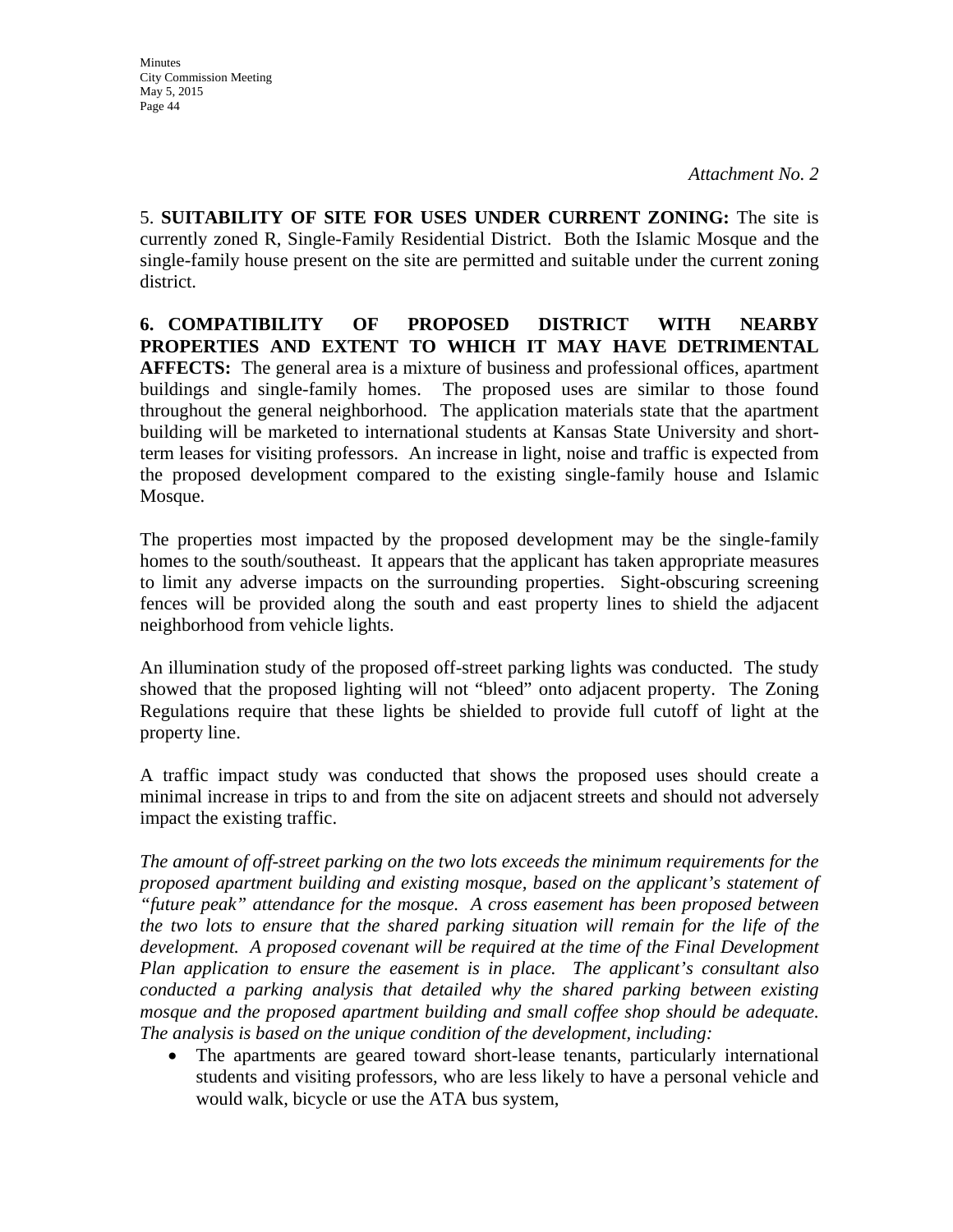*Attachment No. 2*

5. **SUITABILITY OF SITE FOR USES UNDER CURRENT ZONING:** The site is currently zoned R, Single-Family Residential District. Both the Islamic Mosque and the single-family house present on the site are permitted and suitable under the current zoning district.

**6. COMPATIBILITY OF PROPOSED DISTRICT WITH NEARBY PROPERTIES AND EXTENT TO WHICH IT MAY HAVE DETRIMENTAL AFFECTS:** The general area is a mixture of business and professional offices, apartment buildings and single-family homes. The proposed uses are similar to those found throughout the general neighborhood. The application materials state that the apartment building will be marketed to international students at Kansas State University and short-term leases for visiting professors. An increase in light, noise and traffic is expected from the proposed development compared to the existing single-family house and Islamic Mosque.

The properties most impacted by the proposed development may be the single-family homes to the south/southeast. It appears that the applicant has taken appropriate measures to limit any adverse impacts on the surrounding properties. Sight-obscuring screening fences will be provided along the south and east property lines to shield the adjacent neighborhood from vehicle lights.

An illumination study of the proposed off-street parking lights was conducted. The study showed that the proposed lighting will not "bleed" onto adjacent property. The Zoning Regulations require that these lights be shielded to provide full cutoff of light at the property line.

A traffic impact study was conducted that shows the proposed uses should create a minimal increase in trips to and from the site on adjacent streets and should not adversely impact the existing traffic.

*The amount of off-street parking on the two lots exceeds the minimum requirements for the proposed apartment building and existing mosque, based on the applicant's statement of "future peak" attendance for the mosque. A cross easement has been proposed between the two lots to ensure that the shared parking situation will remain for the life of the development. A proposed covenant will be required at the time of the Final Development Plan application to ensure the easement is in place. The applicant's consultant also conducted a parking analysis that detailed why the shared parking between existing mosque and the proposed apartment building and small coffee shop should be adequate. The analysis is based on the unique condition of the development, including:*

- The apartments are geared toward short-lease tenants, particularly international students and visiting professors, who are less likely to have a personal vehicle and would walk, bicycle or use the ATA bus system,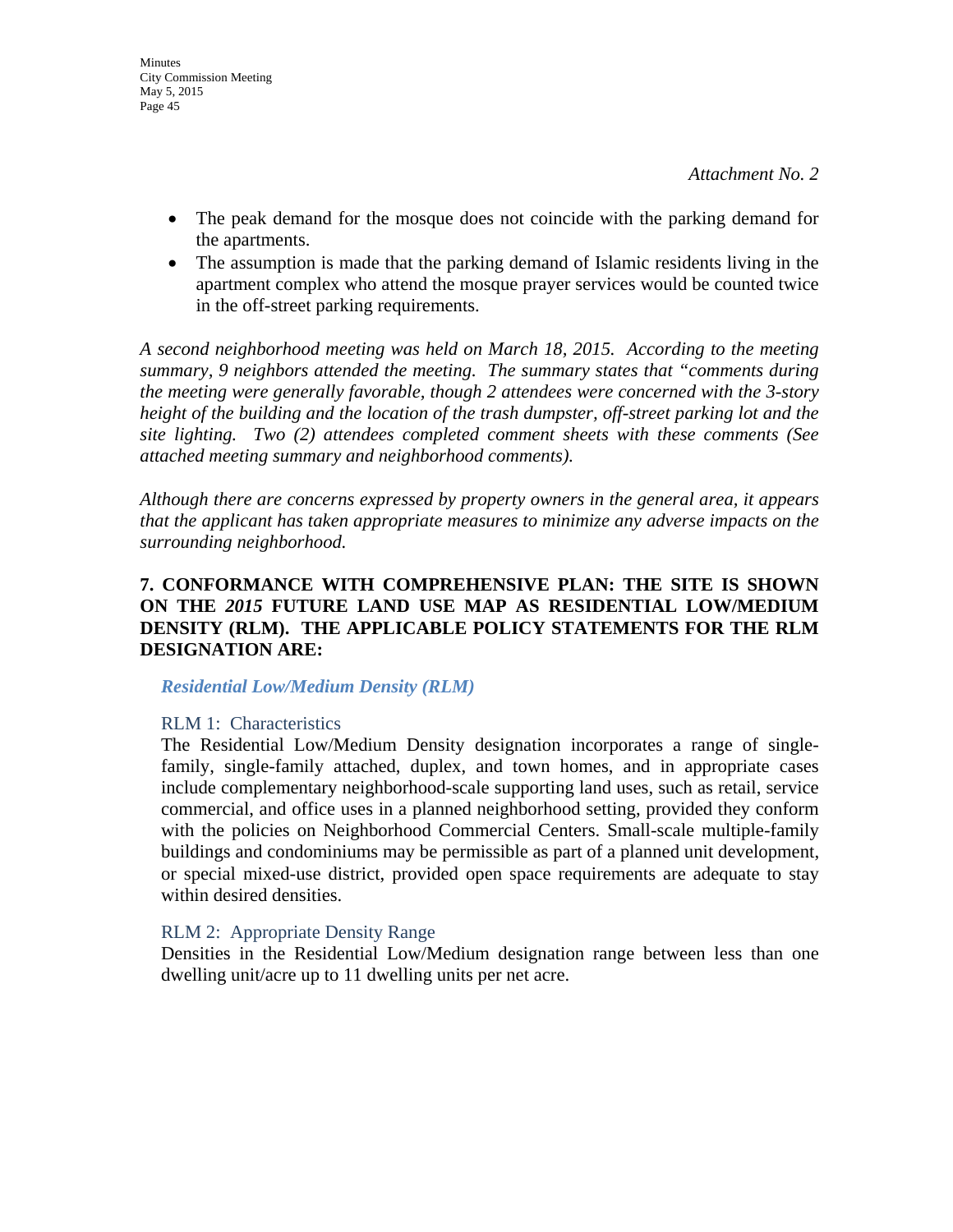*Attachment No. 2*

- The peak demand for the mosque does not coincide with the parking demand for the apartments.
- The assumption is made that the parking demand of Islamic residents living in the apartment complex who attend the mosque prayer services would be counted twice in the off-street parking requirements.

*A second neighborhood meeting was held on March 18, 2015. According to the meeting summary, 9 neighbors attended the meeting. The summary states that "comments during the meeting were generally favorable, though 2 attendees were concerned with the 3-story height of the building and the location of the trash dumpster, off-street parking lot and the site lighting. Two (2) attendees completed comment sheets with these comments (See attached meeting summary and neighborhood comments).*

*Although there are concerns expressed by property owners in the general area, it appears that the applicant has taken appropriate measures to minimize any adverse impacts on the surrounding neighborhood.*

**7. CONFORMANCE WITH COMPREHENSIVE PLAN: THE SITE IS SHOWN ON THE *2015* FUTURE LAND USE MAP AS RESIDENTIAL LOW/MEDIUM DENSITY (RLM). THE APPLICABLE POLICY STATEMENTS FOR THE RLM DESIGNATION ARE:**

***Residential Low/Medium Density (RLM)***

RLM 1: Characteristics

The Residential Low/Medium Density designation incorporates a range of single-family, single-family attached, duplex, and town homes, and in appropriate cases include complementary neighborhood-scale supporting land uses, such as retail, service commercial, and office uses in a planned neighborhood setting, provided they conform with the policies on Neighborhood Commercial Centers. Small-scale multiple-family buildings and condominiums may be permissible as part of a planned unit development, or special mixed-use district, provided open space requirements are adequate to stay within desired densities.

RLM 2: Appropriate Density Range

Densities in the Residential Low/Medium designation range between less than one dwelling unit/acre up to 11 dwelling units per net acre.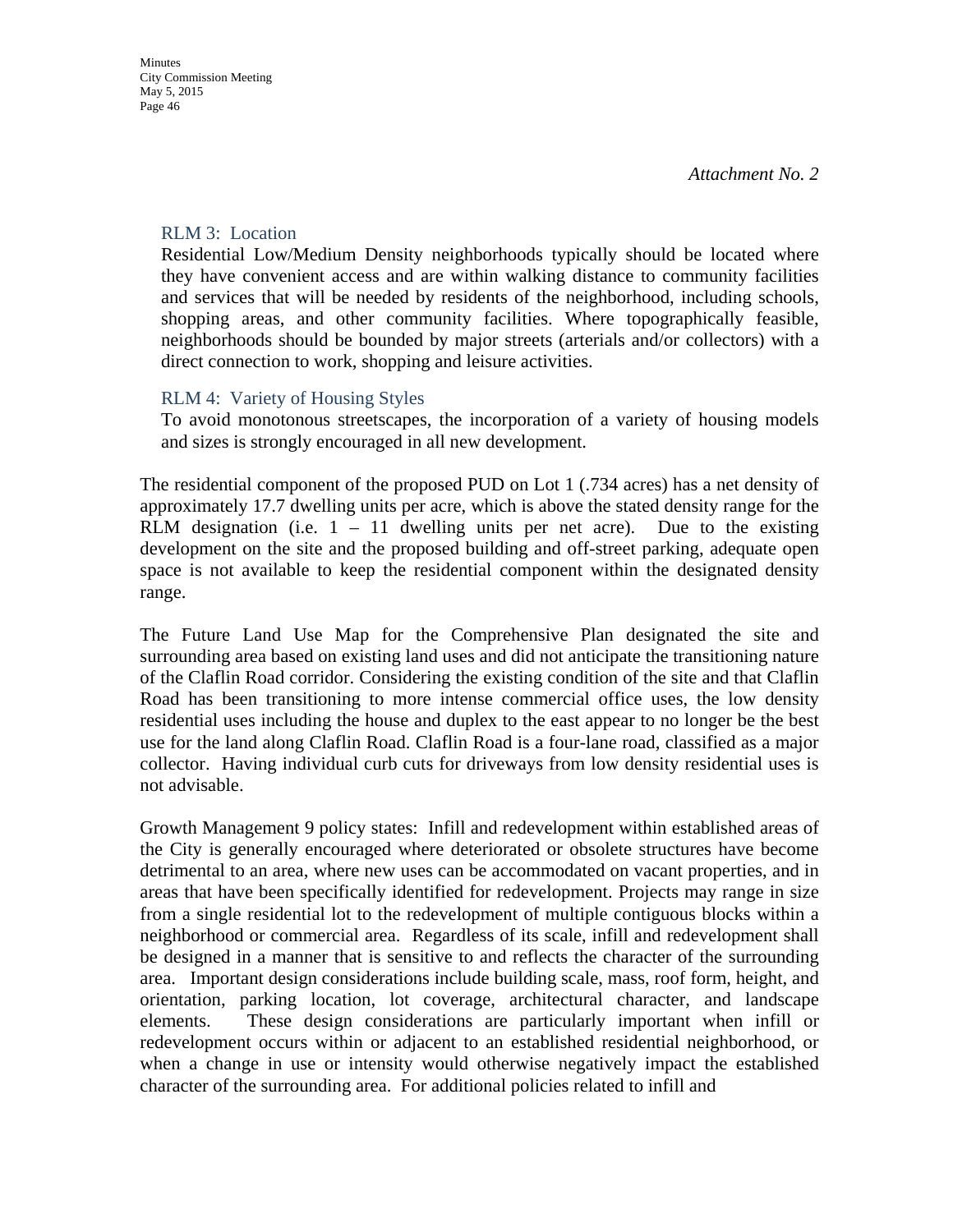*Attachment No. 2*

### RLM 3: Location

Residential Low/Medium Density neighborhoods typically should be located where they have convenient access and are within walking distance to community facilities and services that will be needed by residents of the neighborhood, including schools, shopping areas, and other community facilities. Where topographically feasible, neighborhoods should be bounded by major streets (arterials and/or collectors) with a direct connection to work, shopping and leisure activities.

### RLM 4: Variety of Housing Styles

To avoid monotonous streetscapes, the incorporation of a variety of housing models and sizes is strongly encouraged in all new development.

The residential component of the proposed PUD on Lot 1 (.734 acres) has a net density of approximately 17.7 dwelling units per acre, which is above the stated density range for the RLM designation (i.e. 1 – 11 dwelling units per net acre). Due to the existing development on the site and the proposed building and off-street parking, adequate open space is not available to keep the residential component within the designated density range.

The Future Land Use Map for the Comprehensive Plan designated the site and surrounding area based on existing land uses and did not anticipate the transitioning nature of the Claflin Road corridor. Considering the existing condition of the site and that Claflin Road has been transitioning to more intense commercial office uses, the low density residential uses including the house and duplex to the east appear to no longer be the best use for the land along Claflin Road. Claflin Road is a four-lane road, classified as a major collector. Having individual curb cuts for driveways from low density residential uses is not advisable.

Growth Management 9 policy states: Infill and redevelopment within established areas of the City is generally encouraged where deteriorated or obsolete structures have become detrimental to an area, where new uses can be accommodated on vacant properties, and in areas that have been specifically identified for redevelopment. Projects may range in size from a single residential lot to the redevelopment of multiple contiguous blocks within a neighborhood or commercial area. Regardless of its scale, infill and redevelopment shall be designed in a manner that is sensitive to and reflects the character of the surrounding area. Important design considerations include building scale, mass, roof form, height, and orientation, parking location, lot coverage, architectural character, and landscape elements. These design considerations are particularly important when infill or redevelopment occurs within or adjacent to an established residential neighborhood, or when a change in use or intensity would otherwise negatively impact the established character of the surrounding area. For additional policies related to infill and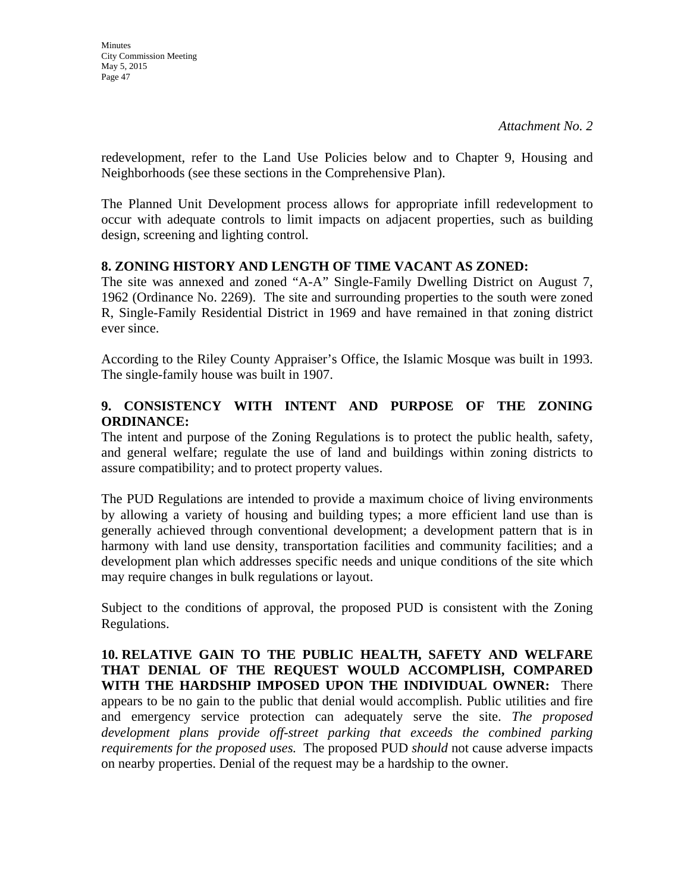*Attachment No. 2*

redevelopment, refer to the Land Use Policies below and to Chapter 9, Housing and Neighborhoods (see these sections in the Comprehensive Plan).

The Planned Unit Development process allows for appropriate infill redevelopment to occur with adequate controls to limit impacts on adjacent properties, such as building design, screening and lighting control.

**8. ZONING HISTORY AND LENGTH OF TIME VACANT AS ZONED:**
The site was annexed and zoned "A-A" Single-Family Dwelling District on August 7, 1962 (Ordinance No. 2269). The site and surrounding properties to the south were zoned R, Single-Family Residential District in 1969 and have remained in that zoning district ever since.

According to the Riley County Appraiser's Office, the Islamic Mosque was built in 1993. The single-family house was built in 1907.

**9. CONSISTENCY WITH INTENT AND PURPOSE OF THE ZONING ORDINANCE:**
The intent and purpose of the Zoning Regulations is to protect the public health, safety, and general welfare; regulate the use of land and buildings within zoning districts to assure compatibility; and to protect property values.

The PUD Regulations are intended to provide a maximum choice of living environments by allowing a variety of housing and building types; a more efficient land use than is generally achieved through conventional development; a development pattern that is in harmony with land use density, transportation facilities and community facilities; and a development plan which addresses specific needs and unique conditions of the site which may require changes in bulk regulations or layout.

Subject to the conditions of approval, the proposed PUD is consistent with the Zoning Regulations.

**10. RELATIVE GAIN TO THE PUBLIC HEALTH, SAFETY AND WELFARE THAT DENIAL OF THE REQUEST WOULD ACCOMPLISH, COMPARED WITH THE HARDSHIP IMPOSED UPON THE INDIVIDUAL OWNER:** There appears to be no gain to the public that denial would accomplish. Public utilities and fire and emergency service protection can adequately serve the site. *The proposed development plans provide off-street parking that exceeds the combined parking requirements for the proposed uses.* The proposed PUD *should* not cause adverse impacts on nearby properties. Denial of the request may be a hardship to the owner.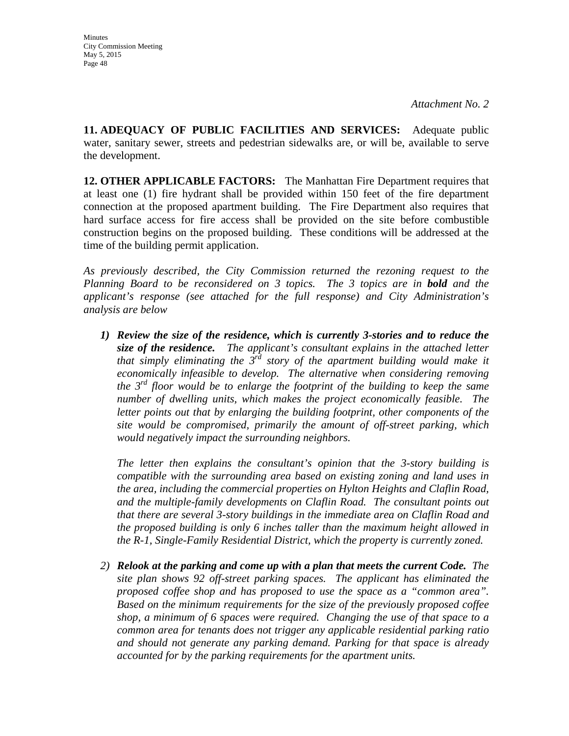*Attachment No. 2*

**11. ADEQUACY OF PUBLIC FACILITIES AND SERVICES:** Adequate public water, sanitary sewer, streets and pedestrian sidewalks are, or will be, available to serve the development.

**12. OTHER APPLICABLE FACTORS:** The Manhattan Fire Department requires that at least one (1) fire hydrant shall be provided within 150 feet of the fire department connection at the proposed apartment building. The Fire Department also requires that hard surface access for fire access shall be provided on the site before combustible construction begins on the proposed building. These conditions will be addressed at the time of the building permit application.

*As previously described, the City Commission returned the rezoning request to the Planning Board to be reconsidered on 3 topics. The 3 topics are in **bold** and the applicant's response (see attached for the full response) and City Administration's analysis are below*

1) ***Review the size of the residence, which is currently 3-stories and to reduce the size of the residence.*** *The applicant's consultant explains in the attached letter that simply eliminating the 3rd story of the apartment building would make it economically infeasible to develop. The alternative when considering removing the 3rd floor would be to enlarge the footprint of the building to keep the same number of dwelling units, which makes the project economically feasible. The letter points out that by enlarging the building footprint, other components of the site would be compromised, primarily the amount of off-street parking, which would negatively impact the surrounding neighbors.*

   *The letter then explains the consultant's opinion that the 3-story building is compatible with the surrounding area based on existing zoning and land uses in the area, including the commercial properties on Hylton Heights and Claflin Road, and the multiple-family developments on Claflin Road. The consultant points out that there are several 3-story buildings in the immediate area on Claflin Road and the proposed building is only 6 inches taller than the maximum height allowed in the R-1, Single-Family Residential District, which the property is currently zoned.*

2) ***Relook at the parking and come up with a plan that meets the current Code.*** *The site plan shows 92 off-street parking spaces. The applicant has eliminated the proposed coffee shop and has proposed to use the space as a "common area". Based on the minimum requirements for the size of the previously proposed coffee shop, a minimum of 6 spaces were required. Changing the use of that space to a common area for tenants does not trigger any applicable residential parking ratio and should not generate any parking demand. Parking for that space is already accounted for by the parking requirements for the apartment units.*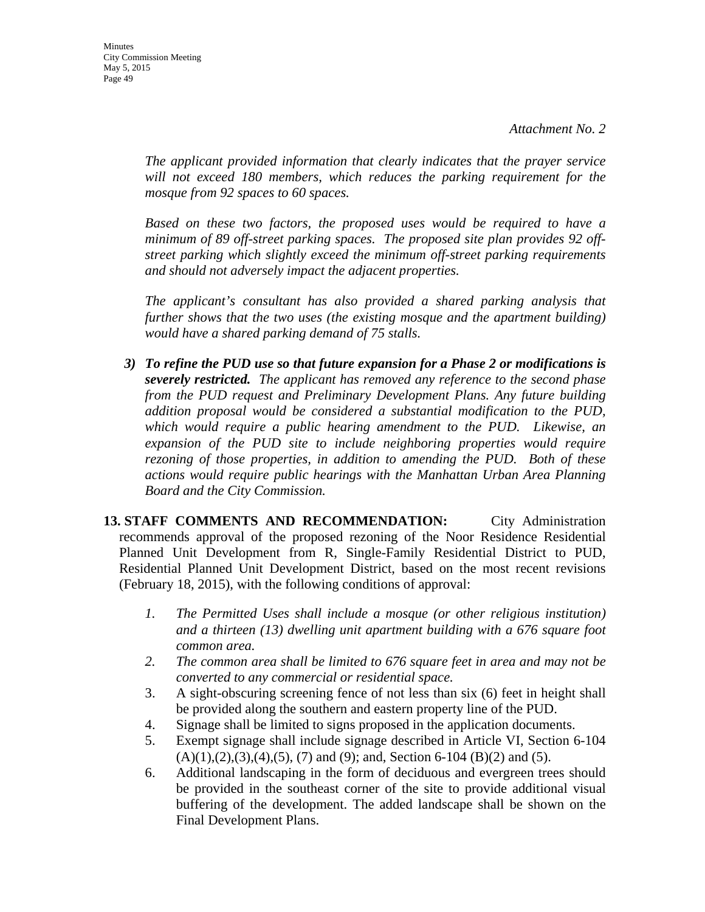*Attachment No. 2*

*The applicant provided information that clearly indicates that the prayer service will not exceed 180 members, which reduces the parking requirement for the mosque from 92 spaces to 60 spaces.*

*Based on these two factors, the proposed uses would be required to have a minimum of 89 off-street parking spaces. The proposed site plan provides 92 off-street parking which slightly exceed the minimum off-street parking requirements and should not adversely impact the adjacent properties.*

*The applicant's consultant has also provided a shared parking analysis that further shows that the two uses (the existing mosque and the apartment building) would have a shared parking demand of 75 stalls.*

3) ***To refine the PUD use so that future expansion for a Phase 2 or modifications is severely restricted.*** *The applicant has removed any reference to the second phase from the PUD request and Preliminary Development Plans. Any future building addition proposal would be considered a substantial modification to the PUD, which would require a public hearing amendment to the PUD. Likewise, an expansion of the PUD site to include neighboring properties would require rezoning of those properties, in addition to amending the PUD. Both of these actions would require public hearings with the Manhattan Urban Area Planning Board and the City Commission.*

**13. STAFF COMMENTS AND RECOMMENDATION:** City Administration recommends approval of the proposed rezoning of the Noor Residence Residential Planned Unit Development from R, Single-Family Residential District to PUD, Residential Planned Unit Development District, based on the most recent revisions (February 18, 2015), with the following conditions of approval:

1. *The Permitted Uses shall include a mosque (or other religious institution) and a thirteen (13) dwelling unit apartment building with a 676 square foot common area.*
2. *The common area shall be limited to 676 square feet in area and may not be converted to any commercial or residential space.*
3. A sight-obscuring screening fence of not less than six (6) feet in height shall be provided along the southern and eastern property line of the PUD.
4. Signage shall be limited to signs proposed in the application documents.
5. Exempt signage shall include signage described in Article VI, Section 6-104 (A)(1),(2),(3),(4),(5), (7) and (9); and, Section 6-104 (B)(2) and (5).
6. Additional landscaping in the form of deciduous and evergreen trees should be provided in the southeast corner of the site to provide additional visual buffering of the development. The added landscape shall be shown on the Final Development Plans.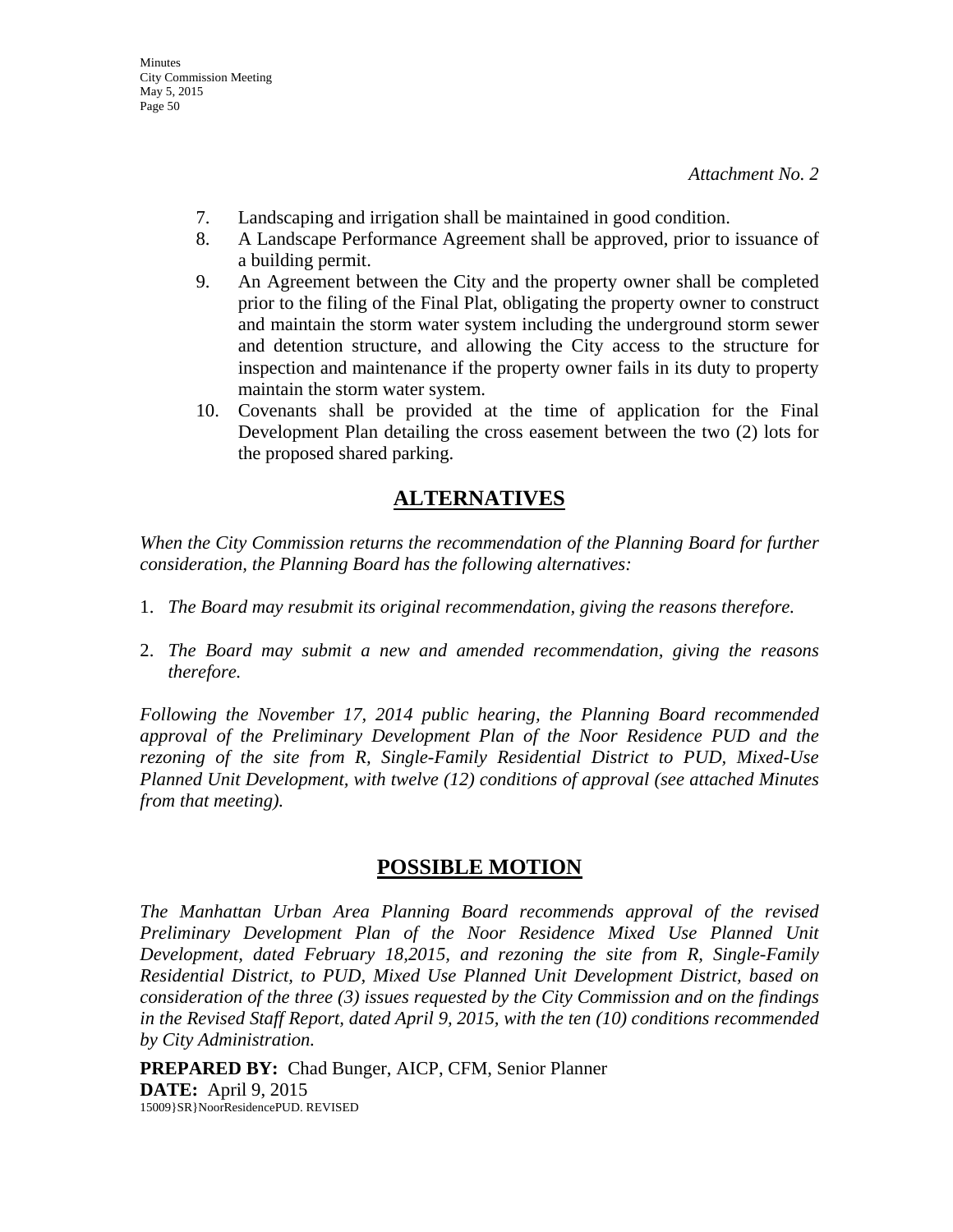*Attachment No. 2*

7. Landscaping and irrigation shall be maintained in good condition.
8. A Landscape Performance Agreement shall be approved, prior to issuance of a building permit.
9. An Agreement between the City and the property owner shall be completed prior to the filing of the Final Plat, obligating the property owner to construct and maintain the storm water system including the underground storm sewer and detention structure, and allowing the City access to the structure for inspection and maintenance if the property owner fails in its duty to property maintain the storm water system.
10. Covenants shall be provided at the time of application for the Final Development Plan detailing the cross easement between the two (2) lots for the proposed shared parking.

## ALTERNATIVES

*When the City Commission returns the recommendation of the Planning Board for further consideration, the Planning Board has the following alternatives:*

1. *The Board may resubmit its original recommendation, giving the reasons therefore.*

2. *The Board may submit a new and amended recommendation, giving the reasons therefore.*

*Following the November 17, 2014 public hearing, the Planning Board recommended approval of the Preliminary Development Plan of the Noor Residence PUD and the rezoning of the site from R, Single-Family Residential District to PUD, Mixed-Use Planned Unit Development, with twelve (12) conditions of approval (see attached Minutes from that meeting).*

## POSSIBLE MOTION

*The Manhattan Urban Area Planning Board recommends approval of the revised Preliminary Development Plan of the Noor Residence Mixed Use Planned Unit Development, dated February 18,2015, and rezoning the site from R, Single-Family Residential District, to PUD, Mixed Use Planned Unit Development District, based on consideration of the three (3) issues requested by the City Commission and on the findings in the Revised Staff Report, dated April 9, 2015, with the ten (10) conditions recommended by City Administration.*

**PREPARED BY:** Chad Bunger, AICP, CFM, Senior Planner
**DATE:** April 9, 2015
15009}SR}NoorResidencePUD. REVISED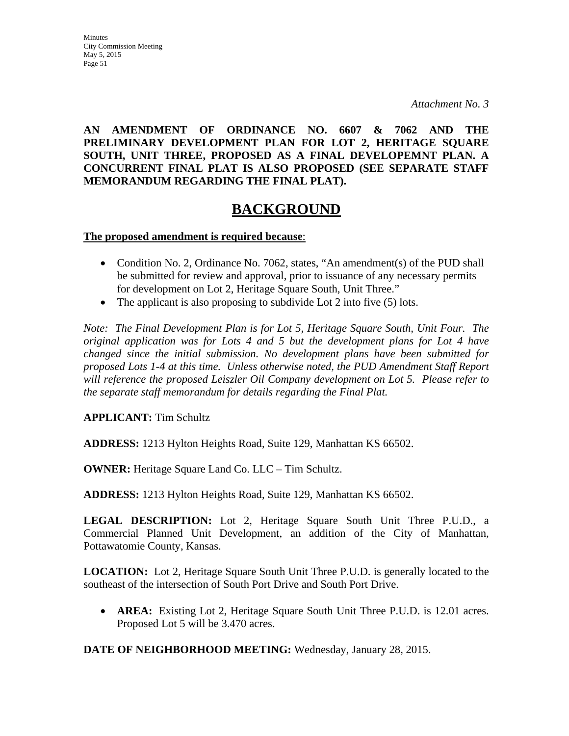*Attachment No. 3*

**AN AMENDMENT OF ORDINANCE NO. 6607 & 7062 AND THE PRELIMINARY DEVELOPMENT PLAN FOR LOT 2, HERITAGE SQUARE SOUTH, UNIT THREE, PROPOSED AS A FINAL DEVELOPEMNT PLAN. A CONCURRENT FINAL PLAT IS ALSO PROPOSED (SEE SEPARATE STAFF MEMORANDUM REGARDING THE FINAL PLAT).**

# BACKGROUND

**The proposed amendment is required because**:

- Condition No. 2, Ordinance No. 7062, states, "An amendment(s) of the PUD shall be submitted for review and approval, prior to issuance of any necessary permits for development on Lot 2, Heritage Square South, Unit Three."
- The applicant is also proposing to subdivide Lot 2 into five (5) lots.

*Note: The Final Development Plan is for Lot 5, Heritage Square South, Unit Four. The original application was for Lots 4 and 5 but the development plans for Lot 4 have changed since the initial submission. No development plans have been submitted for proposed Lots 1-4 at this time. Unless otherwise noted, the PUD Amendment Staff Report will reference the proposed Leiszler Oil Company development on Lot 5. Please refer to the separate staff memorandum for details regarding the Final Plat.*

**APPLICANT:** Tim Schultz

**ADDRESS:** 1213 Hylton Heights Road, Suite 129, Manhattan KS 66502.

**OWNER:** Heritage Square Land Co. LLC – Tim Schultz.

**ADDRESS:** 1213 Hylton Heights Road, Suite 129, Manhattan KS 66502.

**LEGAL DESCRIPTION:** Lot 2, Heritage Square South Unit Three P.U.D., a Commercial Planned Unit Development, an addition of the City of Manhattan, Pottawatomie County, Kansas.

**LOCATION:** Lot 2, Heritage Square South Unit Three P.U.D. is generally located to the southeast of the intersection of South Port Drive and South Port Drive.

- **AREA:** Existing Lot 2, Heritage Square South Unit Three P.U.D. is 12.01 acres. Proposed Lot 5 will be 3.470 acres.

**DATE OF NEIGHBORHOOD MEETING:** Wednesday, January 28, 2015.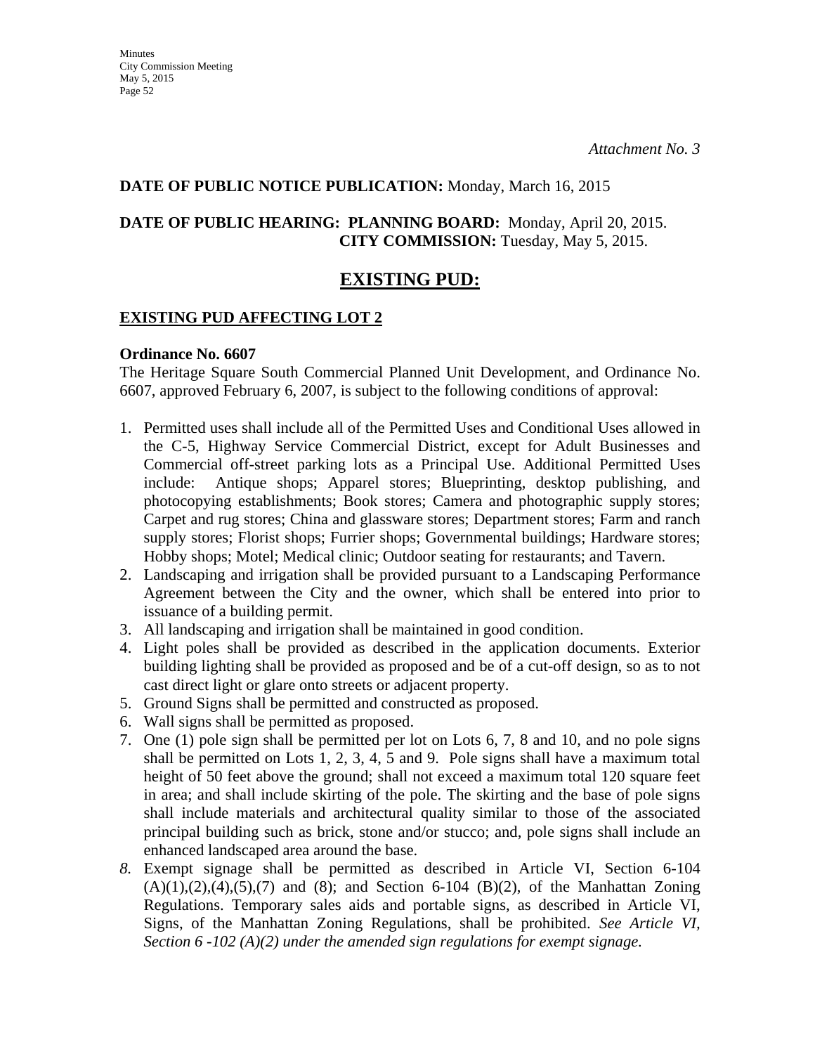*Attachment No. 3*

**DATE OF PUBLIC NOTICE PUBLICATION:** Monday, March 16, 2015

**DATE OF PUBLIC HEARING: PLANNING BOARD:** Monday, April 20, 2015.
**CITY COMMISSION:** Tuesday, May 5, 2015.

# EXISTING PUD:

## EXISTING PUD AFFECTING LOT 2

**Ordinance No. 6607**

The Heritage Square South Commercial Planned Unit Development, and Ordinance No. 6607, approved February 6, 2007, is subject to the following conditions of approval:

1. Permitted uses shall include all of the Permitted Uses and Conditional Uses allowed in the C-5, Highway Service Commercial District, except for Adult Businesses and Commercial off-street parking lots as a Principal Use. Additional Permitted Uses include: Antique shops; Apparel stores; Blueprinting, desktop publishing, and photocopying establishments; Book stores; Camera and photographic supply stores; Carpet and rug stores; China and glassware stores; Department stores; Farm and ranch supply stores; Florist shops; Furrier shops; Governmental buildings; Hardware stores; Hobby shops; Motel; Medical clinic; Outdoor seating for restaurants; and Tavern.
2. Landscaping and irrigation shall be provided pursuant to a Landscaping Performance Agreement between the City and the owner, which shall be entered into prior to issuance of a building permit.
3. All landscaping and irrigation shall be maintained in good condition.
4. Light poles shall be provided as described in the application documents. Exterior building lighting shall be provided as proposed and be of a cut-off design, so as to not cast direct light or glare onto streets or adjacent property.
5. Ground Signs shall be permitted and constructed as proposed.
6. Wall signs shall be permitted as proposed.
7. One (1) pole sign shall be permitted per lot on Lots 6, 7, 8 and 10, and no pole signs shall be permitted on Lots 1, 2, 3, 4, 5 and 9. Pole signs shall have a maximum total height of 50 feet above the ground; shall not exceed a maximum total 120 square feet in area; and shall include skirting of the pole. The skirting and the base of pole signs shall include materials and architectural quality similar to those of the associated principal building such as brick, stone and/or stucco; and, pole signs shall include an enhanced landscaped area around the base.
8. Exempt signage shall be permitted as described in Article VI, Section 6-104 (A)(1),(2),(4),(5),(7) and (8); and Section 6-104 (B)(2), of the Manhattan Zoning Regulations. Temporary sales aids and portable signs, as described in Article VI, Signs, of the Manhattan Zoning Regulations, shall be prohibited. *See Article VI, Section 6 -102 (A)(2) under the amended sign regulations for exempt signage.*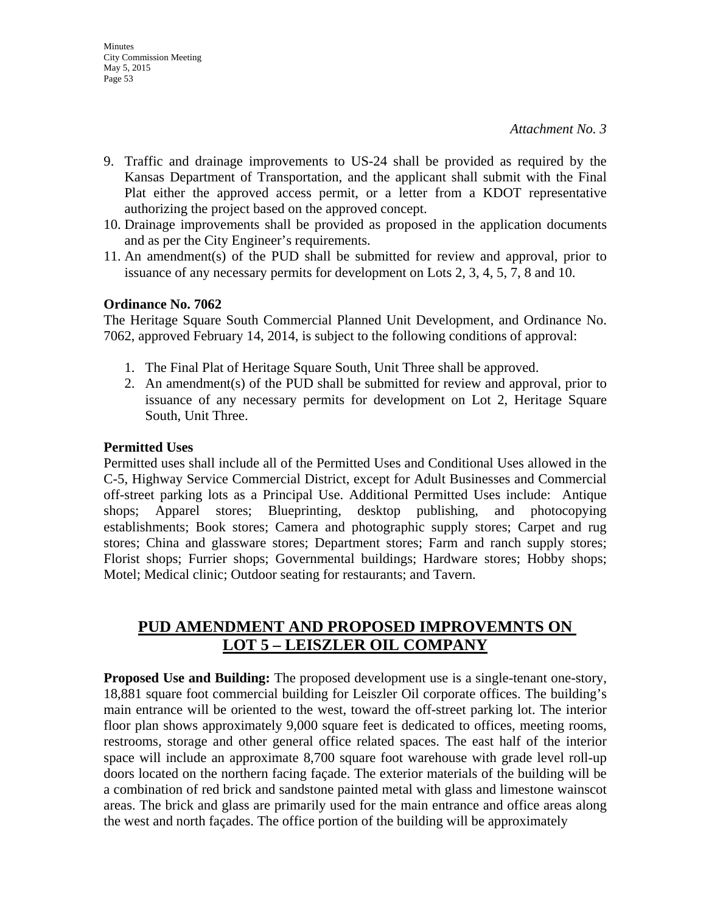*Attachment No. 3*

9. Traffic and drainage improvements to US-24 shall be provided as required by the Kansas Department of Transportation, and the applicant shall submit with the Final Plat either the approved access permit, or a letter from a KDOT representative authorizing the project based on the approved concept.
10. Drainage improvements shall be provided as proposed in the application documents and as per the City Engineer's requirements.
11. An amendment(s) of the PUD shall be submitted for review and approval, prior to issuance of any necessary permits for development on Lots 2, 3, 4, 5, 7, 8 and 10.

**Ordinance No. 7062**

The Heritage Square South Commercial Planned Unit Development, and Ordinance No. 7062, approved February 14, 2014, is subject to the following conditions of approval:

1. The Final Plat of Heritage Square South, Unit Three shall be approved.
2. An amendment(s) of the PUD shall be submitted for review and approval, prior to issuance of any necessary permits for development on Lot 2, Heritage Square South, Unit Three.

**Permitted Uses**

Permitted uses shall include all of the Permitted Uses and Conditional Uses allowed in the C-5, Highway Service Commercial District, except for Adult Businesses and Commercial off-street parking lots as a Principal Use. Additional Permitted Uses include: Antique shops; Apparel stores; Blueprinting, desktop publishing, and photocopying establishments; Book stores; Camera and photographic supply stores; Carpet and rug stores; China and glassware stores; Department stores; Farm and ranch supply stores; Florist shops; Furrier shops; Governmental buildings; Hardware stores; Hobby shops; Motel; Medical clinic; Outdoor seating for restaurants; and Tavern.

## PUD AMENDMENT AND PROPOSED IMPROVEMNTS ON LOT 5 – LEISZLER OIL COMPANY

**Proposed Use and Building:** The proposed development use is a single-tenant one-story, 18,881 square foot commercial building for Leiszler Oil corporate offices. The building's main entrance will be oriented to the west, toward the off-street parking lot. The interior floor plan shows approximately 9,000 square feet is dedicated to offices, meeting rooms, restrooms, storage and other general office related spaces. The east half of the interior space will include an approximate 8,700 square foot warehouse with grade level roll-up doors located on the northern facing façade. The exterior materials of the building will be a combination of red brick and sandstone painted metal with glass and limestone wainscot areas. The brick and glass are primarily used for the main entrance and office areas along the west and north façades. The office portion of the building will be approximately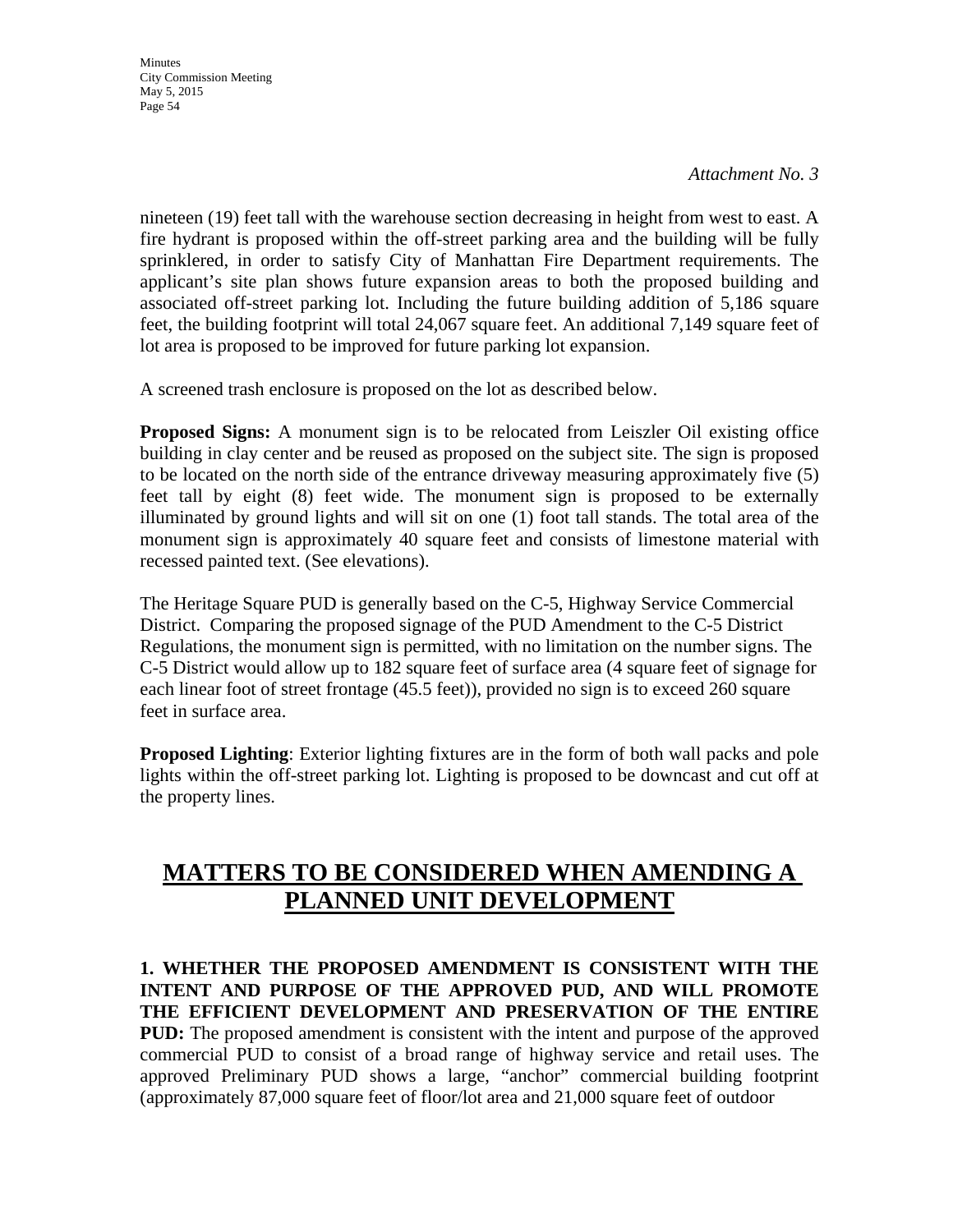*Attachment No. 3*

nineteen (19) feet tall with the warehouse section decreasing in height from west to east. A fire hydrant is proposed within the off-street parking area and the building will be fully sprinklered, in order to satisfy City of Manhattan Fire Department requirements. The applicant's site plan shows future expansion areas to both the proposed building and associated off-street parking lot. Including the future building addition of 5,186 square feet, the building footprint will total 24,067 square feet. An additional 7,149 square feet of lot area is proposed to be improved for future parking lot expansion.

A screened trash enclosure is proposed on the lot as described below.

**Proposed Signs:** A monument sign is to be relocated from Leiszler Oil existing office building in clay center and be reused as proposed on the subject site. The sign is proposed to be located on the north side of the entrance driveway measuring approximately five (5) feet tall by eight (8) feet wide. The monument sign is proposed to be externally illuminated by ground lights and will sit on one (1) foot tall stands. The total area of the monument sign is approximately 40 square feet and consists of limestone material with recessed painted text. (See elevations).

The Heritage Square PUD is generally based on the C-5, Highway Service Commercial District. Comparing the proposed signage of the PUD Amendment to the C-5 District Regulations, the monument sign is permitted, with no limitation on the number signs. The C-5 District would allow up to 182 square feet of surface area (4 square feet of signage for each linear foot of street frontage (45.5 feet)), provided no sign is to exceed 260 square feet in surface area.

**Proposed Lighting**: Exterior lighting fixtures are in the form of both wall packs and pole lights within the off-street parking lot. Lighting is proposed to be downcast and cut off at the property lines.

## MATTERS TO BE CONSIDERED WHEN AMENDING A PLANNED UNIT DEVELOPMENT

**1. WHETHER THE PROPOSED AMENDMENT IS CONSISTENT WITH THE INTENT AND PURPOSE OF THE APPROVED PUD, AND WILL PROMOTE THE EFFICIENT DEVELOPMENT AND PRESERVATION OF THE ENTIRE PUD:** The proposed amendment is consistent with the intent and purpose of the approved commercial PUD to consist of a broad range of highway service and retail uses. The approved Preliminary PUD shows a large, "anchor" commercial building footprint (approximately 87,000 square feet of floor/lot area and 21,000 square feet of outdoor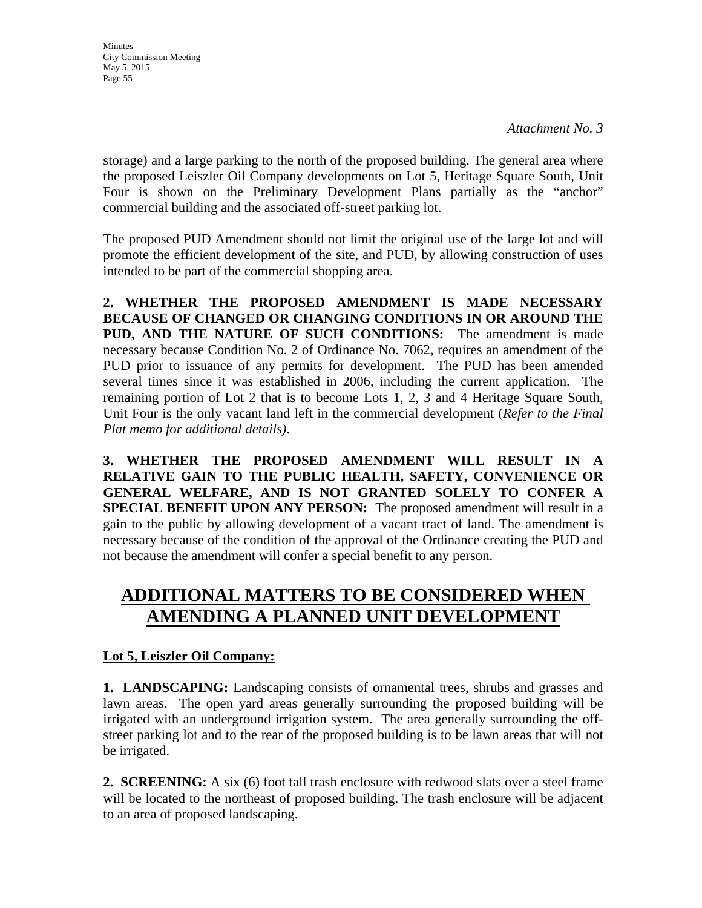*Attachment No. 3*

storage) and a large parking to the north of the proposed building. The general area where the proposed Leiszler Oil Company developments on Lot 5, Heritage Square South, Unit Four is shown on the Preliminary Development Plans partially as the "anchor" commercial building and the associated off-street parking lot.

The proposed PUD Amendment should not limit the original use of the large lot and will promote the efficient development of the site, and PUD, by allowing construction of uses intended to be part of the commercial shopping area.

**2. WHETHER THE PROPOSED AMENDMENT IS MADE NECESSARY BECAUSE OF CHANGED OR CHANGING CONDITIONS IN OR AROUND THE PUD, AND THE NATURE OF SUCH CONDITIONS:** The amendment is made necessary because Condition No. 2 of Ordinance No. 7062, requires an amendment of the PUD prior to issuance of any permits for development. The PUD has been amended several times since it was established in 2006, including the current application. The remaining portion of Lot 2 that is to become Lots 1, 2, 3 and 4 Heritage Square South, Unit Four is the only vacant land left in the commercial development (*Refer to the Final Plat memo for additional details)*.

**3. WHETHER THE PROPOSED AMENDMENT WILL RESULT IN A RELATIVE GAIN TO THE PUBLIC HEALTH, SAFETY, CONVENIENCE OR GENERAL WELFARE, AND IS NOT GRANTED SOLELY TO CONFER A SPECIAL BENEFIT UPON ANY PERSON:** The proposed amendment will result in a gain to the public by allowing development of a vacant tract of land. The amendment is necessary because of the condition of the approval of the Ordinance creating the PUD and not because the amendment will confer a special benefit to any person.

# ADDITIONAL MATTERS TO BE CONSIDERED WHEN AMENDING A PLANNED UNIT DEVELOPMENT

**Lot 5, Leiszler Oil Company:**

**1. LANDSCAPING:** Landscaping consists of ornamental trees, shrubs and grasses and lawn areas. The open yard areas generally surrounding the proposed building will be irrigated with an underground irrigation system. The area generally surrounding the off-street parking lot and to the rear of the proposed building is to be lawn areas that will not be irrigated.

**2. SCREENING:** A six (6) foot tall trash enclosure with redwood slats over a steel frame will be located to the northeast of proposed building. The trash enclosure will be adjacent to an area of proposed landscaping.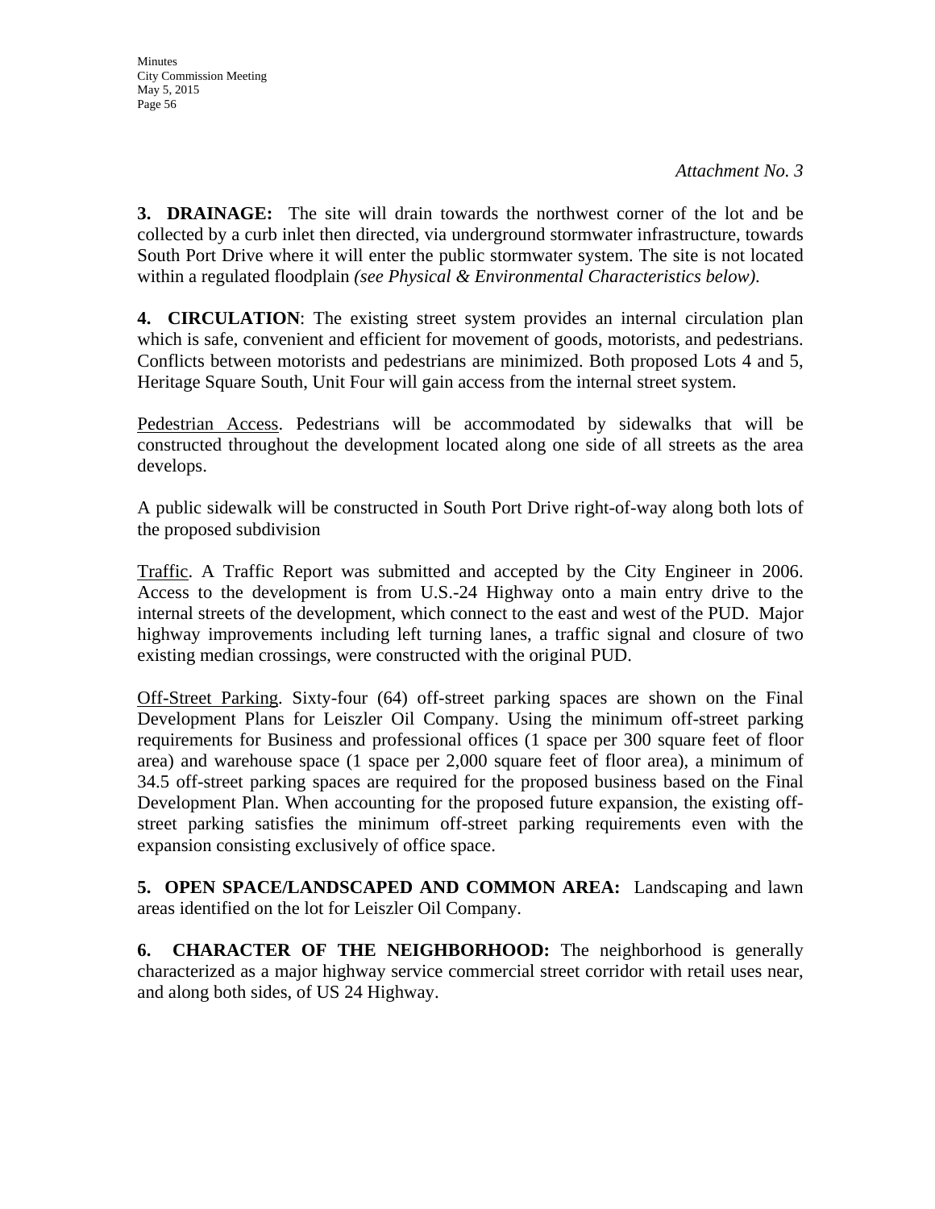*Attachment No. 3*

**3. DRAINAGE:** The site will drain towards the northwest corner of the lot and be collected by a curb inlet then directed, via underground stormwater infrastructure, towards South Port Drive where it will enter the public stormwater system. The site is not located within a regulated floodplain *(see Physical & Environmental Characteristics below).*

**4. CIRCULATION**: The existing street system provides an internal circulation plan which is safe, convenient and efficient for movement of goods, motorists, and pedestrians. Conflicts between motorists and pedestrians are minimized. Both proposed Lots 4 and 5, Heritage Square South, Unit Four will gain access from the internal street system.

Pedestrian Access. Pedestrians will be accommodated by sidewalks that will be constructed throughout the development located along one side of all streets as the area develops.

A public sidewalk will be constructed in South Port Drive right-of-way along both lots of the proposed subdivision

Traffic. A Traffic Report was submitted and accepted by the City Engineer in 2006. Access to the development is from U.S.-24 Highway onto a main entry drive to the internal streets of the development, which connect to the east and west of the PUD. Major highway improvements including left turning lanes, a traffic signal and closure of two existing median crossings, were constructed with the original PUD.

Off-Street Parking. Sixty-four (64) off-street parking spaces are shown on the Final Development Plans for Leiszler Oil Company. Using the minimum off-street parking requirements for Business and professional offices (1 space per 300 square feet of floor area) and warehouse space (1 space per 2,000 square feet of floor area), a minimum of 34.5 off-street parking spaces are required for the proposed business based on the Final Development Plan. When accounting for the proposed future expansion, the existing off-street parking satisfies the minimum off-street parking requirements even with the expansion consisting exclusively of office space.

**5. OPEN SPACE/LANDSCAPED AND COMMON AREA:** Landscaping and lawn areas identified on the lot for Leiszler Oil Company.

**6. CHARACTER OF THE NEIGHBORHOOD:** The neighborhood is generally characterized as a major highway service commercial street corridor with retail uses near, and along both sides, of US 24 Highway.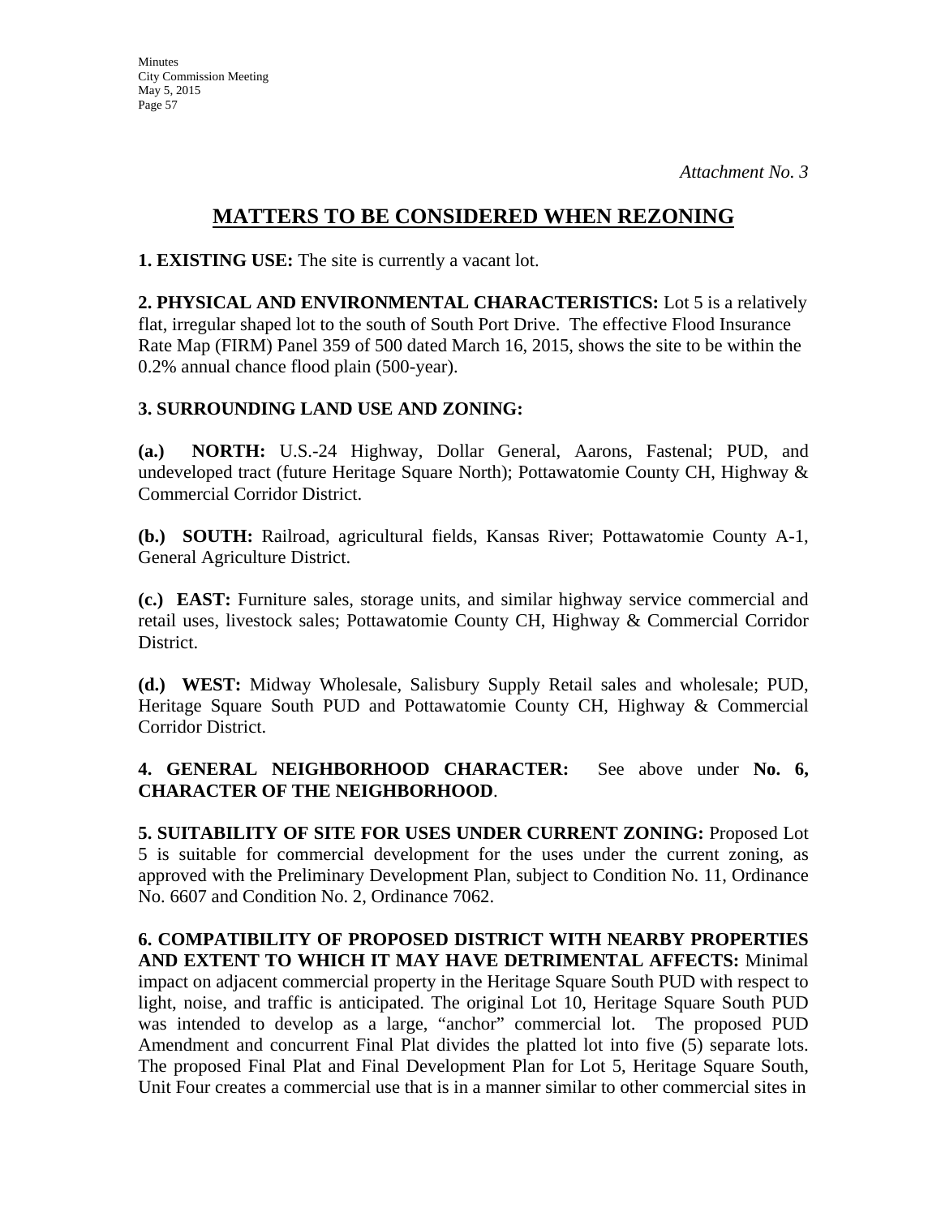*Attachment No. 3*

# MATTERS TO BE CONSIDERED WHEN REZONING

**1. EXISTING USE:** The site is currently a vacant lot.

**2. PHYSICAL AND ENVIRONMENTAL CHARACTERISTICS:** Lot 5 is a relatively flat, irregular shaped lot to the south of South Port Drive. The effective Flood Insurance Rate Map (FIRM) Panel 359 of 500 dated March 16, 2015, shows the site to be within the 0.2% annual chance flood plain (500-year).

**3. SURROUNDING LAND USE AND ZONING:**

**(a.) NORTH:** U.S.-24 Highway, Dollar General, Aarons, Fastenal; PUD, and undeveloped tract (future Heritage Square North); Pottawatomie County CH, Highway & Commercial Corridor District.

**(b.) SOUTH:** Railroad, agricultural fields, Kansas River; Pottawatomie County A-1, General Agriculture District.

**(c.) EAST:** Furniture sales, storage units, and similar highway service commercial and retail uses, livestock sales; Pottawatomie County CH, Highway & Commercial Corridor District.

**(d.) WEST:** Midway Wholesale, Salisbury Supply Retail sales and wholesale; PUD, Heritage Square South PUD and Pottawatomie County CH, Highway & Commercial Corridor District.

**4. GENERAL NEIGHBORHOOD CHARACTER:** See above under **No. 6, CHARACTER OF THE NEIGHBORHOOD**.

**5. SUITABILITY OF SITE FOR USES UNDER CURRENT ZONING:** Proposed Lot 5 is suitable for commercial development for the uses under the current zoning, as approved with the Preliminary Development Plan, subject to Condition No. 11, Ordinance No. 6607 and Condition No. 2, Ordinance 7062.

**6. COMPATIBILITY OF PROPOSED DISTRICT WITH NEARBY PROPERTIES AND EXTENT TO WHICH IT MAY HAVE DETRIMENTAL AFFECTS:** Minimal impact on adjacent commercial property in the Heritage Square South PUD with respect to light, noise, and traffic is anticipated. The original Lot 10, Heritage Square South PUD was intended to develop as a large, "anchor" commercial lot. The proposed PUD Amendment and concurrent Final Plat divides the platted lot into five (5) separate lots. The proposed Final Plat and Final Development Plan for Lot 5, Heritage Square South, Unit Four creates a commercial use that is in a manner similar to other commercial sites in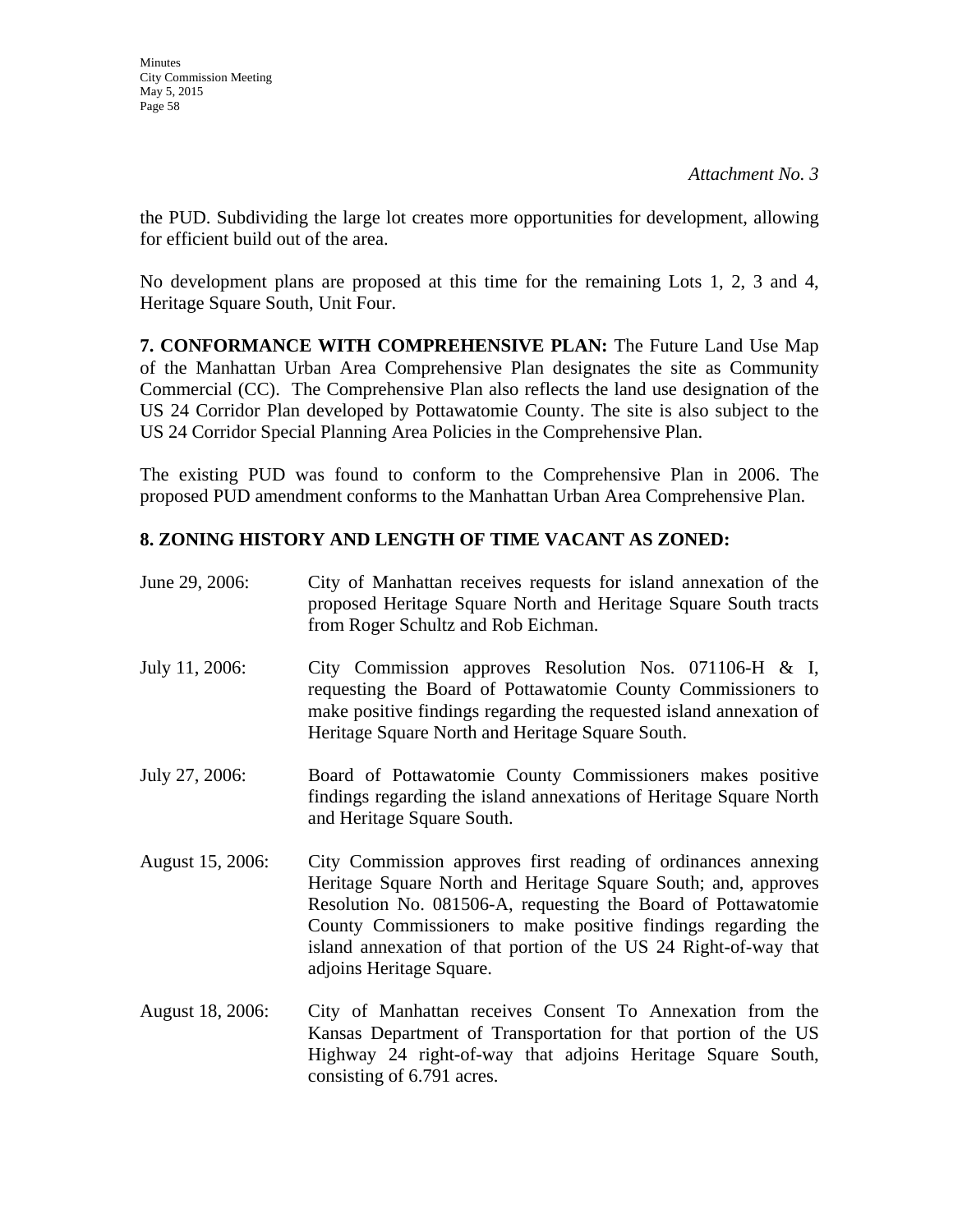*Attachment No. 3*

the PUD. Subdividing the large lot creates more opportunities for development, allowing for efficient build out of the area.

No development plans are proposed at this time for the remaining Lots 1, 2, 3 and 4, Heritage Square South, Unit Four.

**7. CONFORMANCE WITH COMPREHENSIVE PLAN:** The Future Land Use Map of the Manhattan Urban Area Comprehensive Plan designates the site as Community Commercial (CC). The Comprehensive Plan also reflects the land use designation of the US 24 Corridor Plan developed by Pottawatomie County. The site is also subject to the US 24 Corridor Special Planning Area Policies in the Comprehensive Plan.

The existing PUD was found to conform to the Comprehensive Plan in 2006. The proposed PUD amendment conforms to the Manhattan Urban Area Comprehensive Plan.

**8. ZONING HISTORY AND LENGTH OF TIME VACANT AS ZONED:**

June 29, 2006: City of Manhattan receives requests for island annexation of the proposed Heritage Square North and Heritage Square South tracts from Roger Schultz and Rob Eichman.

July 11, 2006: City Commission approves Resolution Nos. 071106-H & I, requesting the Board of Pottawatomie County Commissioners to make positive findings regarding the requested island annexation of Heritage Square North and Heritage Square South.

July 27, 2006: Board of Pottawatomie County Commissioners makes positive findings regarding the island annexations of Heritage Square North and Heritage Square South.

August 15, 2006: City Commission approves first reading of ordinances annexing Heritage Square North and Heritage Square South; and, approves Resolution No. 081506-A, requesting the Board of Pottawatomie County Commissioners to make positive findings regarding the island annexation of that portion of the US 24 Right-of-way that adjoins Heritage Square.

August 18, 2006: City of Manhattan receives Consent To Annexation from the Kansas Department of Transportation for that portion of the US Highway 24 right-of-way that adjoins Heritage Square South, consisting of 6.791 acres.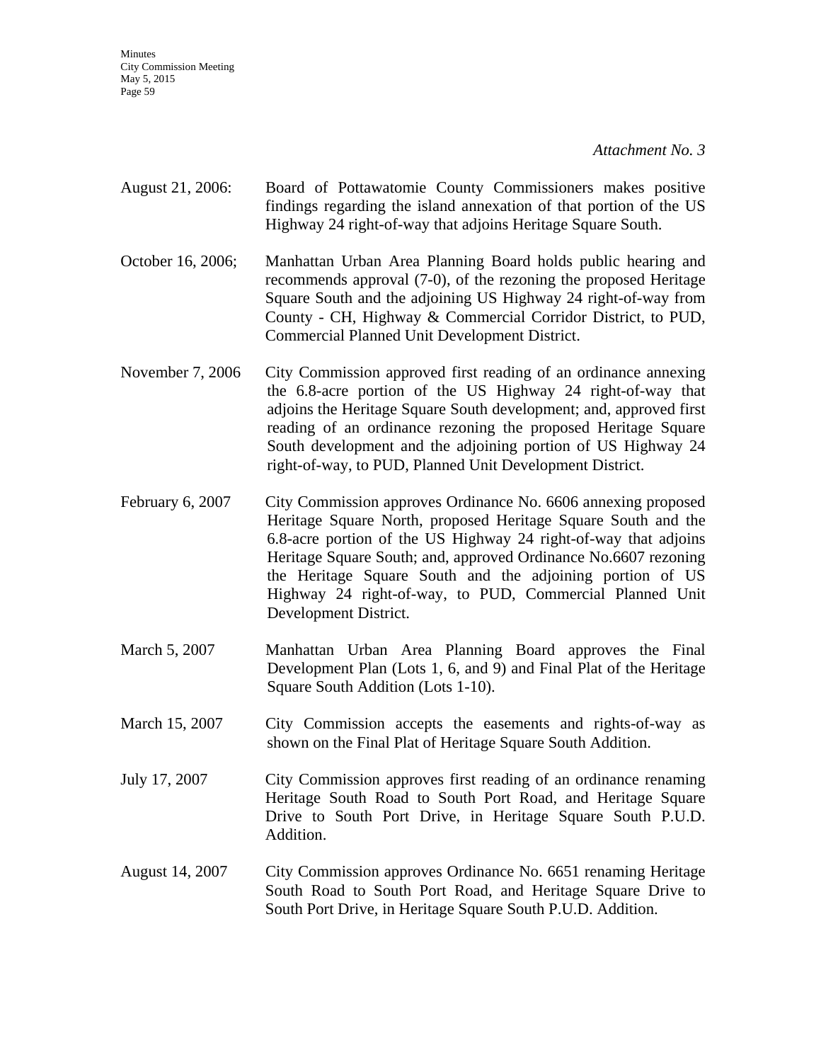*Attachment No. 3*

August 21, 2006: Board of Pottawatomie County Commissioners makes positive findings regarding the island annexation of that portion of the US Highway 24 right-of-way that adjoins Heritage Square South.

October 16, 2006; Manhattan Urban Area Planning Board holds public hearing and recommends approval (7-0), of the rezoning the proposed Heritage Square South and the adjoining US Highway 24 right-of-way from County - CH, Highway & Commercial Corridor District, to PUD, Commercial Planned Unit Development District.

November 7, 2006 City Commission approved first reading of an ordinance annexing the 6.8-acre portion of the US Highway 24 right-of-way that adjoins the Heritage Square South development; and, approved first reading of an ordinance rezoning the proposed Heritage Square South development and the adjoining portion of US Highway 24 right-of-way, to PUD, Planned Unit Development District.

February 6, 2007 City Commission approves Ordinance No. 6606 annexing proposed Heritage Square North, proposed Heritage Square South and the 6.8-acre portion of the US Highway 24 right-of-way that adjoins Heritage Square South; and, approved Ordinance No.6607 rezoning the Heritage Square South and the adjoining portion of US Highway 24 right-of-way, to PUD, Commercial Planned Unit Development District.

March 5, 2007 Manhattan Urban Area Planning Board approves the Final Development Plan (Lots 1, 6, and 9) and Final Plat of the Heritage Square South Addition (Lots 1-10).

March 15, 2007 City Commission accepts the easements and rights-of-way as shown on the Final Plat of Heritage Square South Addition.

July 17, 2007 City Commission approves first reading of an ordinance renaming Heritage South Road to South Port Road, and Heritage Square Drive to South Port Drive, in Heritage Square South P.U.D. Addition.

August 14, 2007 City Commission approves Ordinance No. 6651 renaming Heritage South Road to South Port Road, and Heritage Square Drive to South Port Drive, in Heritage Square South P.U.D. Addition.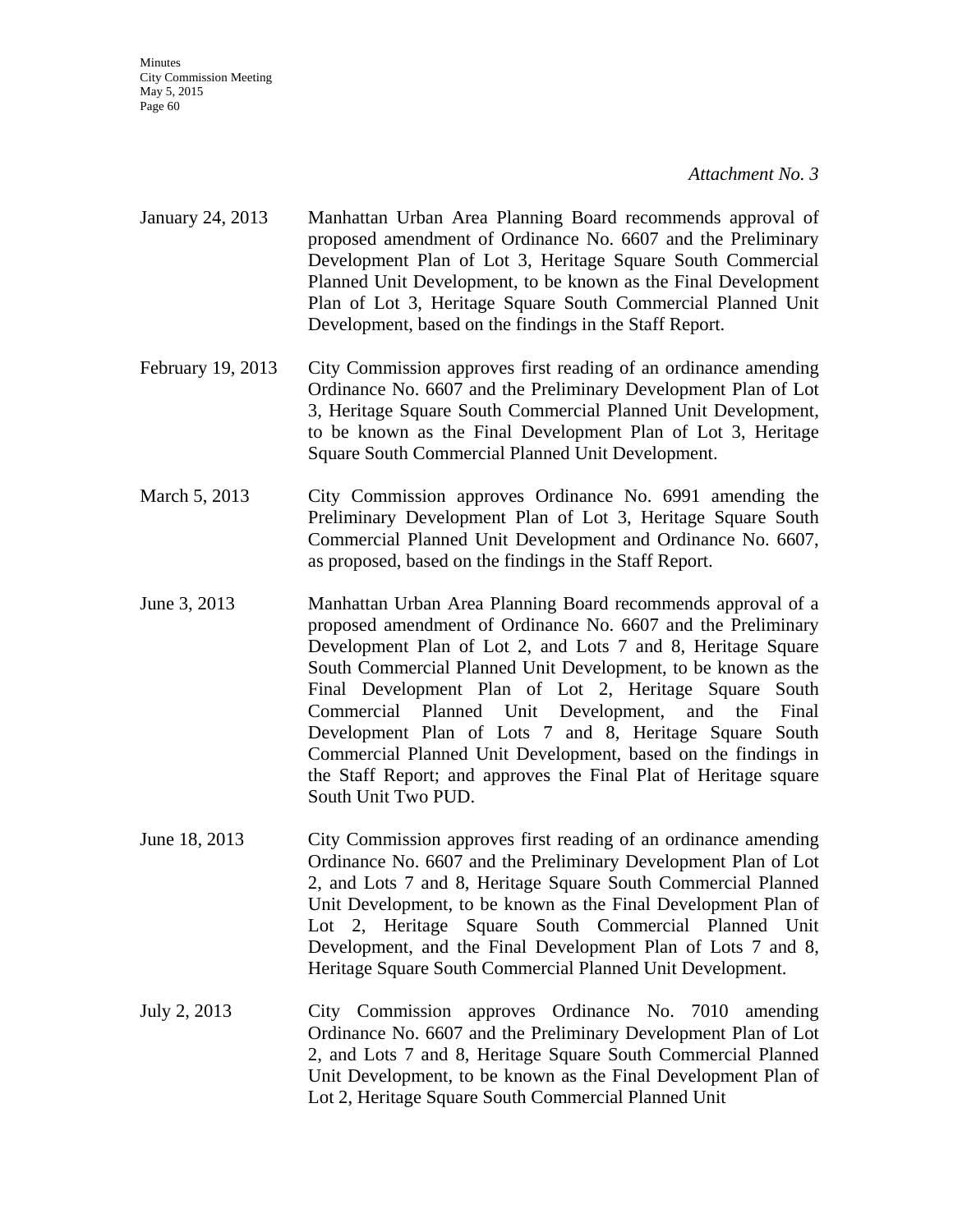*Attachment No. 3*

| | |
|---|---|
| January 24, 2013 | Manhattan Urban Area Planning Board recommends approval of proposed amendment of Ordinance No. 6607 and the Preliminary Development Plan of Lot 3, Heritage Square South Commercial Planned Unit Development, to be known as the Final Development Plan of Lot 3, Heritage Square South Commercial Planned Unit Development, based on the findings in the Staff Report. |
| February 19, 2013 | City Commission approves first reading of an ordinance amending Ordinance No. 6607 and the Preliminary Development Plan of Lot 3, Heritage Square South Commercial Planned Unit Development, to be known as the Final Development Plan of Lot 3, Heritage Square South Commercial Planned Unit Development. |
| March 5, 2013 | City Commission approves Ordinance No. 6991 amending the Preliminary Development Plan of Lot 3, Heritage Square South Commercial Planned Unit Development and Ordinance No. 6607, as proposed, based on the findings in the Staff Report. |
| June 3, 2013 | Manhattan Urban Area Planning Board recommends approval of a proposed amendment of Ordinance No. 6607 and the Preliminary Development Plan of Lot 2, and Lots 7 and 8, Heritage Square South Commercial Planned Unit Development, to be known as the Final Development Plan of Lot 2, Heritage Square South Commercial Planned Unit Development, and the Final Development Plan of Lots 7 and 8, Heritage Square South Commercial Planned Unit Development, based on the findings in the Staff Report; and approves the Final Plat of Heritage square South Unit Two PUD. |
| June 18, 2013 | City Commission approves first reading of an ordinance amending Ordinance No. 6607 and the Preliminary Development Plan of Lot 2, and Lots 7 and 8, Heritage Square South Commercial Planned Unit Development, to be known as the Final Development Plan of Lot 2, Heritage Square South Commercial Planned Unit Development, and the Final Development Plan of Lots 7 and 8, Heritage Square South Commercial Planned Unit Development. |
| July 2, 2013 | City Commission approves Ordinance No. 7010 amending Ordinance No. 6607 and the Preliminary Development Plan of Lot 2, and Lots 7 and 8, Heritage Square South Commercial Planned Unit Development, to be known as the Final Development Plan of Lot 2, Heritage Square South Commercial Planned Unit |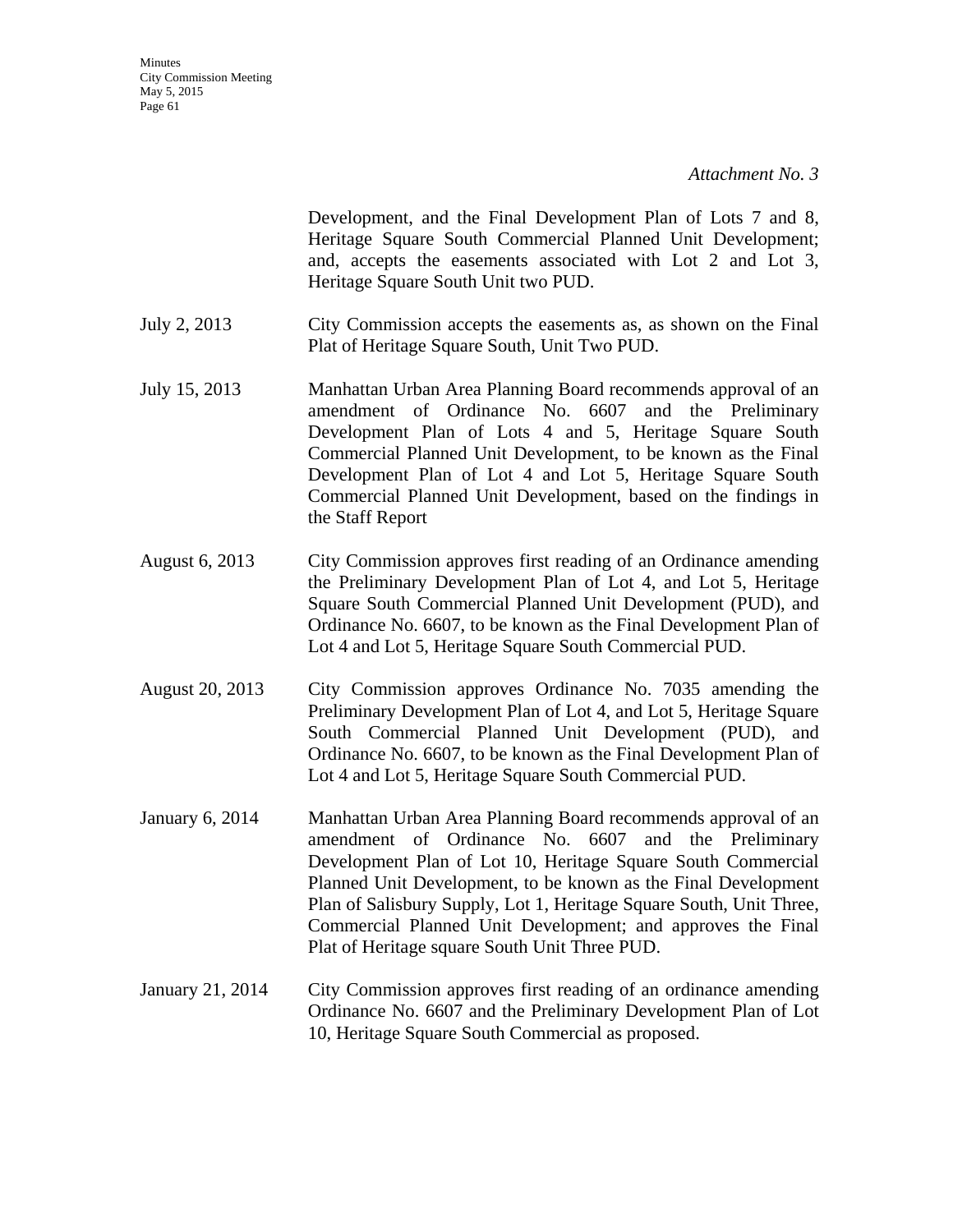*Attachment No. 3*

Development, and the Final Development Plan of Lots 7 and 8, Heritage Square South Commercial Planned Unit Development; and, accepts the easements associated with Lot 2 and Lot 3, Heritage Square South Unit two PUD.

| | |
|---|---|
| July 2, 2013 | City Commission accepts the easements as, as shown on the Final Plat of Heritage Square South, Unit Two PUD. |
| July 15, 2013 | Manhattan Urban Area Planning Board recommends approval of an amendment of Ordinance No. 6607 and the Preliminary Development Plan of Lots 4 and 5, Heritage Square South Commercial Planned Unit Development, to be known as the Final Development Plan of Lot 4 and Lot 5, Heritage Square South Commercial Planned Unit Development, based on the findings in the Staff Report |
| August 6, 2013 | City Commission approves first reading of an Ordinance amending the Preliminary Development Plan of Lot 4, and Lot 5, Heritage Square South Commercial Planned Unit Development (PUD), and Ordinance No. 6607, to be known as the Final Development Plan of Lot 4 and Lot 5, Heritage Square South Commercial PUD. |
| August 20, 2013 | City Commission approves Ordinance No. 7035 amending the Preliminary Development Plan of Lot 4, and Lot 5, Heritage Square South Commercial Planned Unit Development (PUD), and Ordinance No. 6607, to be known as the Final Development Plan of Lot 4 and Lot 5, Heritage Square South Commercial PUD. |
| January 6, 2014 | Manhattan Urban Area Planning Board recommends approval of an amendment of Ordinance No. 6607 and the Preliminary Development Plan of Lot 10, Heritage Square South Commercial Planned Unit Development, to be known as the Final Development Plan of Salisbury Supply, Lot 1, Heritage Square South, Unit Three, Commercial Planned Unit Development; and approves the Final Plat of Heritage square South Unit Three PUD. |
| January 21, 2014 | City Commission approves first reading of an ordinance amending Ordinance No. 6607 and the Preliminary Development Plan of Lot 10, Heritage Square South Commercial as proposed. |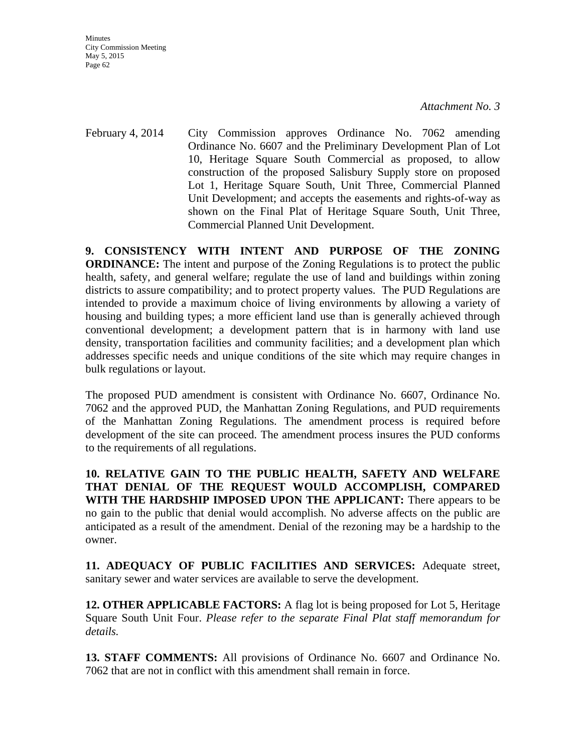*Attachment No. 3*

February 4, 2014 City Commission approves Ordinance No. 7062 amending Ordinance No. 6607 and the Preliminary Development Plan of Lot 10, Heritage Square South Commercial as proposed, to allow construction of the proposed Salisbury Supply store on proposed Lot 1, Heritage Square South, Unit Three, Commercial Planned Unit Development; and accepts the easements and rights-of-way as shown on the Final Plat of Heritage Square South, Unit Three, Commercial Planned Unit Development.

**9. CONSISTENCY WITH INTENT AND PURPOSE OF THE ZONING ORDINANCE:** The intent and purpose of the Zoning Regulations is to protect the public health, safety, and general welfare; regulate the use of land and buildings within zoning districts to assure compatibility; and to protect property values. The PUD Regulations are intended to provide a maximum choice of living environments by allowing a variety of housing and building types; a more efficient land use than is generally achieved through conventional development; a development pattern that is in harmony with land use density, transportation facilities and community facilities; and a development plan which addresses specific needs and unique conditions of the site which may require changes in bulk regulations or layout.

The proposed PUD amendment is consistent with Ordinance No. 6607, Ordinance No. 7062 and the approved PUD, the Manhattan Zoning Regulations, and PUD requirements of the Manhattan Zoning Regulations. The amendment process is required before development of the site can proceed. The amendment process insures the PUD conforms to the requirements of all regulations.

**10. RELATIVE GAIN TO THE PUBLIC HEALTH, SAFETY AND WELFARE THAT DENIAL OF THE REQUEST WOULD ACCOMPLISH, COMPARED WITH THE HARDSHIP IMPOSED UPON THE APPLICANT:** There appears to be no gain to the public that denial would accomplish. No adverse affects on the public are anticipated as a result of the amendment. Denial of the rezoning may be a hardship to the owner.

**11. ADEQUACY OF PUBLIC FACILITIES AND SERVICES:** Adequate street, sanitary sewer and water services are available to serve the development.

**12. OTHER APPLICABLE FACTORS:** A flag lot is being proposed for Lot 5, Heritage Square South Unit Four. *Please refer to the separate Final Plat staff memorandum for details.*

**13. STAFF COMMENTS:** All provisions of Ordinance No. 6607 and Ordinance No. 7062 that are not in conflict with this amendment shall remain in force.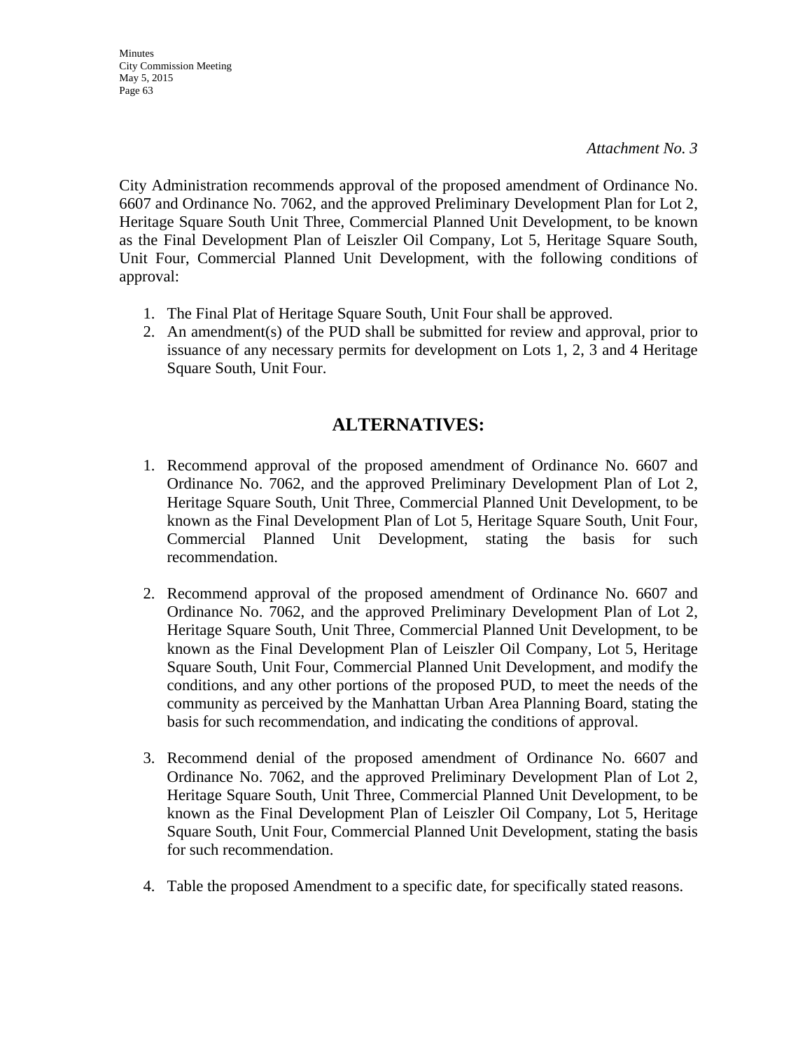*Attachment No. 3*

City Administration recommends approval of the proposed amendment of Ordinance No. 6607 and Ordinance No. 7062, and the approved Preliminary Development Plan for Lot 2, Heritage Square South Unit Three, Commercial Planned Unit Development, to be known as the Final Development Plan of Leiszler Oil Company, Lot 5, Heritage Square South, Unit Four, Commercial Planned Unit Development, with the following conditions of approval:

1. The Final Plat of Heritage Square South, Unit Four shall be approved.
2. An amendment(s) of the PUD shall be submitted for review and approval, prior to issuance of any necessary permits for development on Lots 1, 2, 3 and 4 Heritage Square South, Unit Four.

## ALTERNATIVES:

1. Recommend approval of the proposed amendment of Ordinance No. 6607 and Ordinance No. 7062, and the approved Preliminary Development Plan of Lot 2, Heritage Square South, Unit Three, Commercial Planned Unit Development, to be known as the Final Development Plan of Lot 5, Heritage Square South, Unit Four, Commercial Planned Unit Development, stating the basis for such recommendation.

2. Recommend approval of the proposed amendment of Ordinance No. 6607 and Ordinance No. 7062, and the approved Preliminary Development Plan of Lot 2, Heritage Square South, Unit Three, Commercial Planned Unit Development, to be known as the Final Development Plan of Leiszler Oil Company, Lot 5, Heritage Square South, Unit Four, Commercial Planned Unit Development, and modify the conditions, and any other portions of the proposed PUD, to meet the needs of the community as perceived by the Manhattan Urban Area Planning Board, stating the basis for such recommendation, and indicating the conditions of approval.

3. Recommend denial of the proposed amendment of Ordinance No. 6607 and Ordinance No. 7062, and the approved Preliminary Development Plan of Lot 2, Heritage Square South, Unit Three, Commercial Planned Unit Development, to be known as the Final Development Plan of Leiszler Oil Company, Lot 5, Heritage Square South, Unit Four, Commercial Planned Unit Development, stating the basis for such recommendation.

4. Table the proposed Amendment to a specific date, for specifically stated reasons.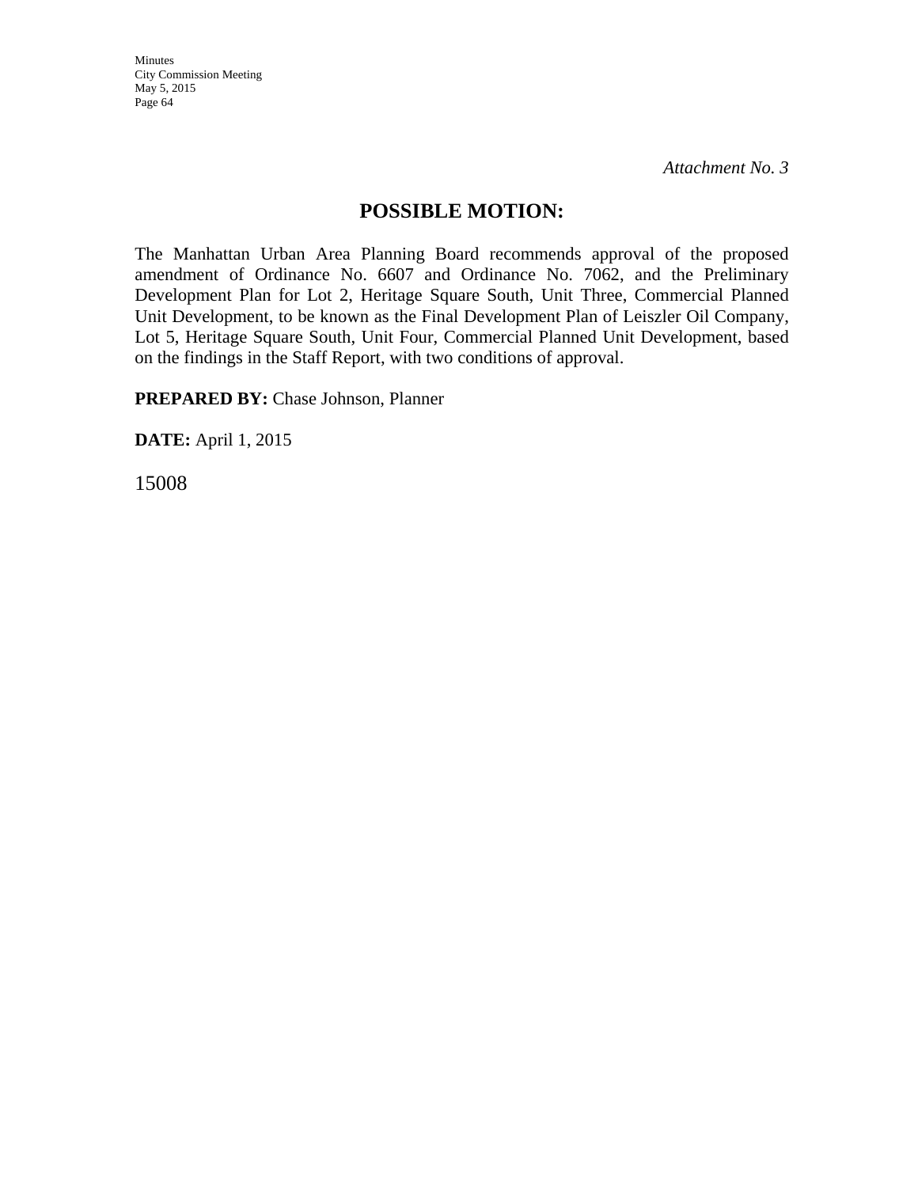*Attachment No. 3*

## POSSIBLE MOTION:

The Manhattan Urban Area Planning Board recommends approval of the proposed amendment of Ordinance No. 6607 and Ordinance No. 7062, and the Preliminary Development Plan for Lot 2, Heritage Square South, Unit Three, Commercial Planned Unit Development, to be known as the Final Development Plan of Leiszler Oil Company, Lot 5, Heritage Square South, Unit Four, Commercial Planned Unit Development, based on the findings in the Staff Report, with two conditions of approval.

**PREPARED BY:** Chase Johnson, Planner

**DATE:** April 1, 2015

15008